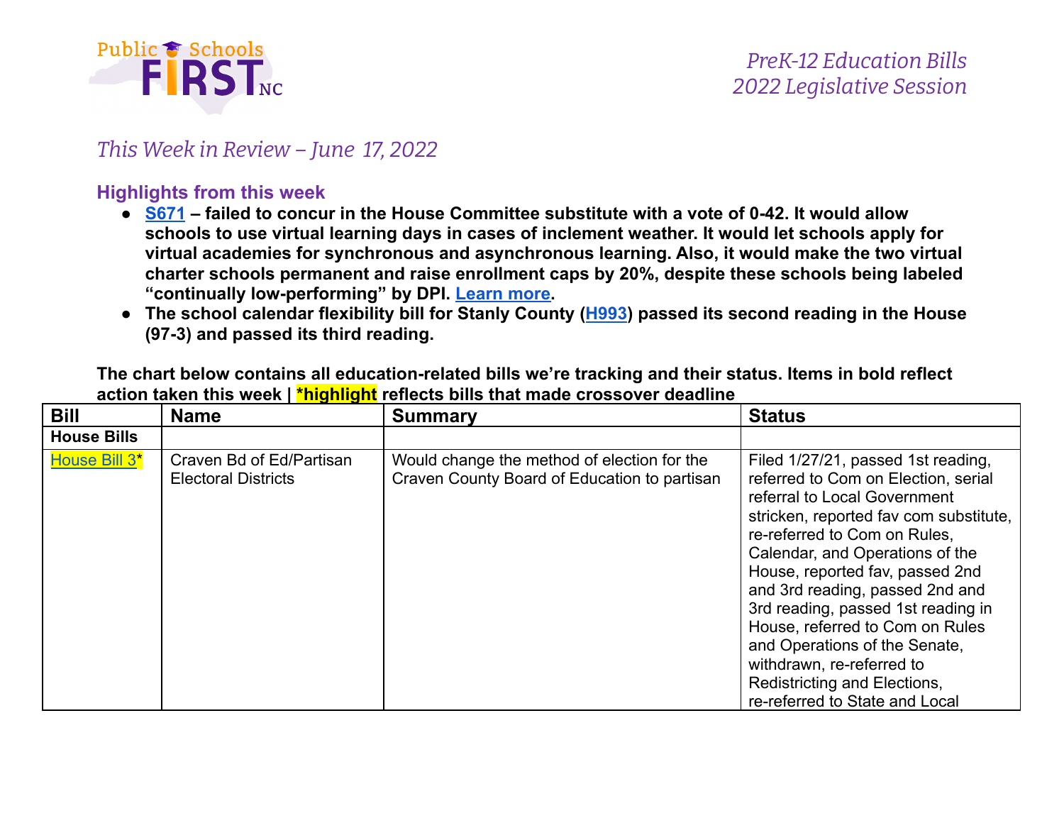Public Schools FIRST NC

*PreK-12 Education Bills*
*2022 Legislative Session*

## *This Week in Review – June 17, 2022*

### Highlights from this week

- **S671 – failed to concur in the House Committee substitute with a vote of 0-42. It would allow schools to use virtual learning days in cases of inclement weather. It would let schools apply for virtual academies for synchronous and asynchronous learning. Also, it would make the two virtual charter schools permanent and raise enrollment caps by 20%, despite these schools being labeled "continually low-performing" by DPI. Learn more.**
- **The school calendar flexibility bill for Stanly County (H993) passed its second reading in the House (97-3) and passed its third reading.**

**The chart below contains all education-related bills we're tracking and their status. Items in bold reflect action taken this week | *highlight reflects bills that made crossover deadline**

| Bill | Name | Summary | Status |
|---|---|---|---|
| **House Bills** | | | |
| House Bill 3* | Craven Bd of Ed/Partisan Electoral Districts | Would change the method of election for the Craven County Board of Education to partisan | Filed 1/27/21, passed 1st reading, referred to Com on Election, serial referral to Local Government stricken, reported fav com substitute, re-referred to Com on Rules, Calendar, and Operations of the House, reported fav, passed 2nd and 3rd reading, passed 2nd and 3rd reading, passed 1st reading in House, referred to Com on Rules and Operations of the Senate, withdrawn, re-referred to Redistricting and Elections, re-referred to State and Local |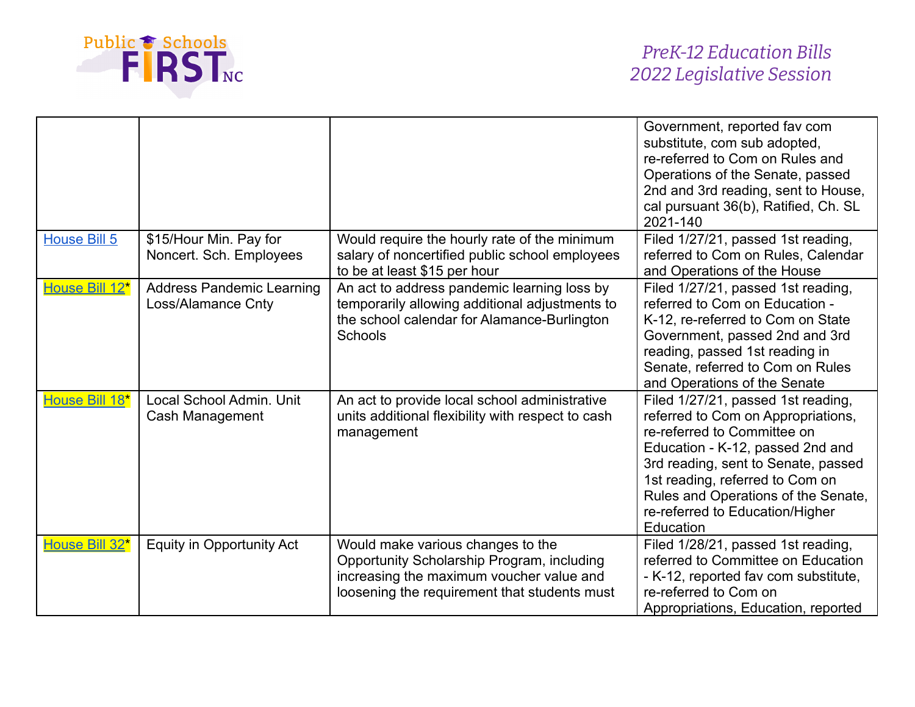| | | | |
|---|---|---|---|
| | | | Government, reported fav com substitute, com sub adopted, re-referred to Com on Rules and Operations of the Senate, passed 2nd and 3rd reading, sent to House, cal pursuant 36(b), Ratified, Ch. SL 2021-140 |
| House Bill 5 | $15/Hour Min. Pay for Noncert. Sch. Employees | Would require the hourly rate of the minimum salary of noncertified public school employees to be at least $15 per hour | Filed 1/27/21, passed 1st reading, referred to Com on Rules, Calendar and Operations of the House |
| House Bill 12* | Address Pandemic Learning Loss/Alamance Cnty | An act to address pandemic learning loss by temporarily allowing additional adjustments to the school calendar for Alamance-Burlington Schools | Filed 1/27/21, passed 1st reading, referred to Com on Education - K-12, re-referred to Com on State Government, passed 2nd and 3rd reading, passed 1st reading in Senate, referred to Com on Rules and Operations of the Senate |
| House Bill 18* | Local School Admin. Unit Cash Management | An act to provide local school administrative units additional flexibility with respect to cash management | Filed 1/27/21, passed 1st reading, referred to Com on Appropriations, re-referred to Committee on Education - K-12, passed 2nd and 3rd reading, sent to Senate, passed 1st reading, referred to Com on Rules and Operations of the Senate, re-referred to Education/Higher Education |
| House Bill 32* | Equity in Opportunity Act | Would make various changes to the Opportunity Scholarship Program, including increasing the maximum voucher value and loosening the requirement that students must | Filed 1/28/21, passed 1st reading, referred to Committee on Education - K-12, reported fav com substitute, re-referred to Com on Appropriations, Education, reported |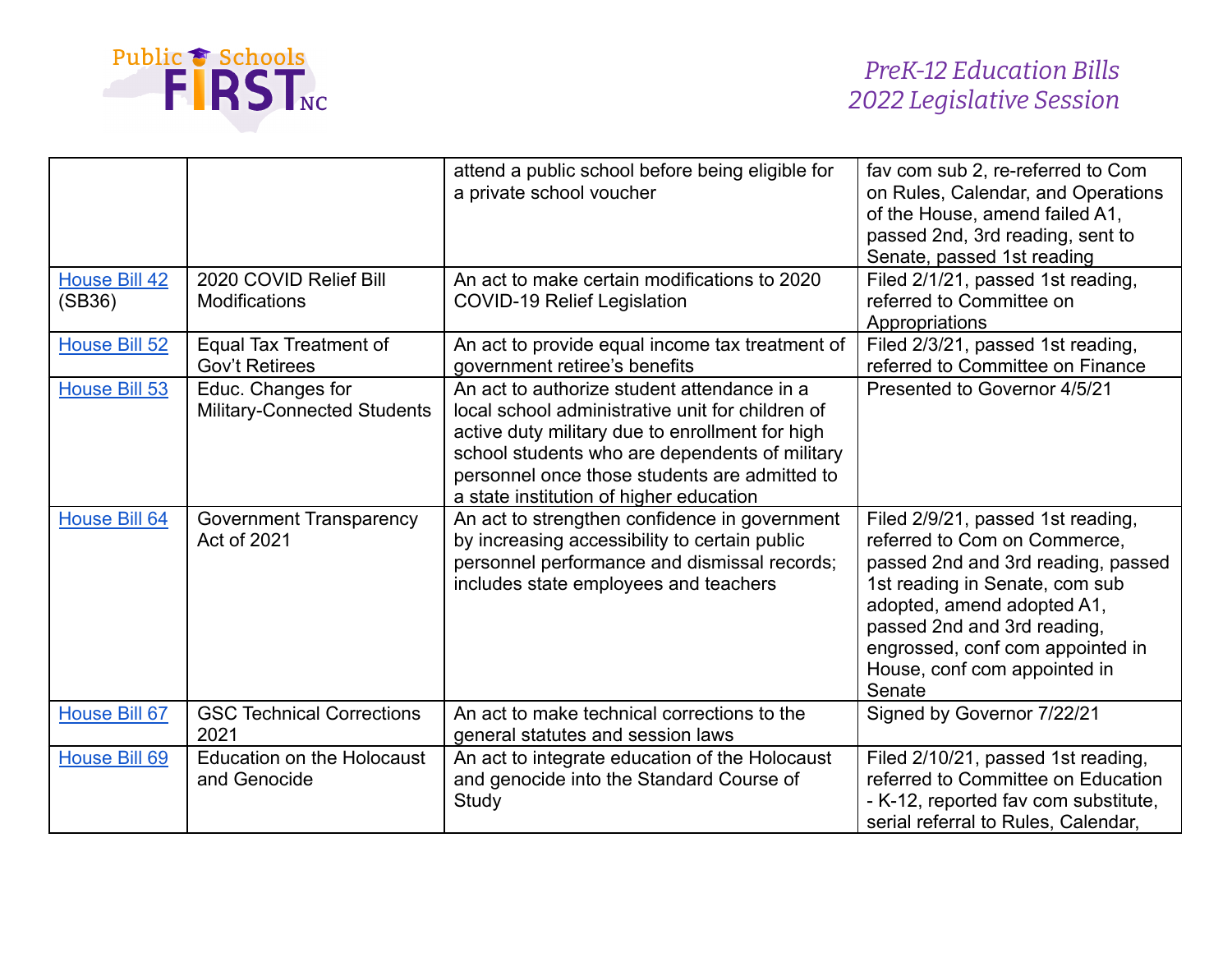| | | | |
|---|---|---|---|
| | | attend a public school before being eligible for a private school voucher | fav com sub 2, re-referred to Com on Rules, Calendar, and Operations of the House, amend failed A1, passed 2nd, 3rd reading, sent to Senate, passed 1st reading |
| House Bill 42 (SB36) | 2020 COVID Relief Bill Modifications | An act to make certain modifications to 2020 COVID-19 Relief Legislation | Filed 2/1/21, passed 1st reading, referred to Committee on Appropriations |
| House Bill 52 | Equal Tax Treatment of Gov't Retirees | An act to provide equal income tax treatment of government retiree's benefits | Filed 2/3/21, passed 1st reading, referred to Committee on Finance |
| House Bill 53 | Educ. Changes for Military-Connected Students | An act to authorize student attendance in a local school administrative unit for children of active duty military due to enrollment for high school students who are dependents of military personnel once those students are admitted to a state institution of higher education | Presented to Governor 4/5/21 |
| House Bill 64 | Government Transparency Act of 2021 | An act to strengthen confidence in government by increasing accessibility to certain public personnel performance and dismissal records; includes state employees and teachers | Filed 2/9/21, passed 1st reading, referred to Com on Commerce, passed 2nd and 3rd reading, passed 1st reading in Senate, com sub adopted, amend adopted A1, passed 2nd and 3rd reading, engrossed, conf com appointed in House, conf com appointed in Senate |
| House Bill 67 | GSC Technical Corrections 2021 | An act to make technical corrections to the general statutes and session laws | Signed by Governor 7/22/21 |
| House Bill 69 | Education on the Holocaust and Genocide | An act to integrate education of the Holocaust and genocide into the Standard Course of Study | Filed 2/10/21, passed 1st reading, referred to Committee on Education - K-12, reported fav com substitute, serial referral to Rules, Calendar, |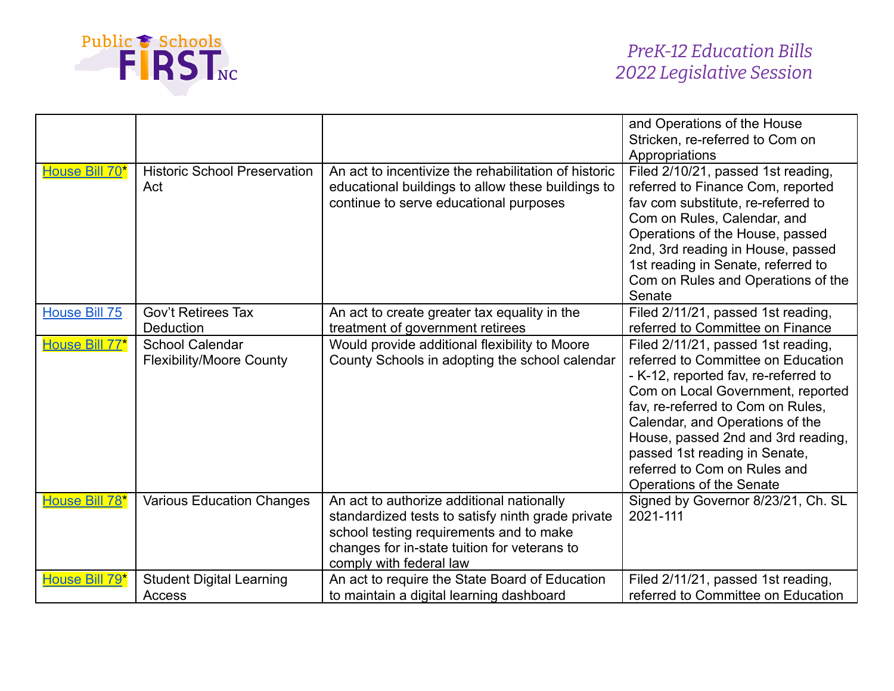| | | | and Operations of the House Stricken, re-referred to Com on Appropriations |
|---|---|---|---|
| House Bill 70* | Historic School Preservation Act | An act to incentivize the rehabilitation of historic educational buildings to allow these buildings to continue to serve educational purposes | Filed 2/10/21, passed 1st reading, referred to Finance Com, reported fav com substitute, re-referred to Com on Rules, Calendar, and Operations of the House, passed 2nd, 3rd reading in House, passed 1st reading in Senate, referred to Com on Rules and Operations of the Senate |
| House Bill 75 | Gov't Retirees Tax Deduction | An act to create greater tax equality in the treatment of government retirees | Filed 2/11/21, passed 1st reading, referred to Committee on Finance |
| House Bill 77* | School Calendar Flexibility/Moore County | Would provide additional flexibility to Moore County Schools in adopting the school calendar | Filed 2/11/21, passed 1st reading, referred to Committee on Education - K-12, reported fav, re-referred to Com on Local Government, reported fav, re-referred to Com on Rules, Calendar, and Operations of the House, passed 2nd and 3rd reading, passed 1st reading in Senate, referred to Com on Rules and Operations of the Senate |
| House Bill 78* | Various Education Changes | An act to authorize additional nationally standardized tests to satisfy ninth grade private school testing requirements and to make changes for in-state tuition for veterans to comply with federal law | Signed by Governor 8/23/21, Ch. SL 2021-111 |
| House Bill 79* | Student Digital Learning Access | An act to require the State Board of Education to maintain a digital learning dashboard | Filed 2/11/21, passed 1st reading, referred to Committee on Education |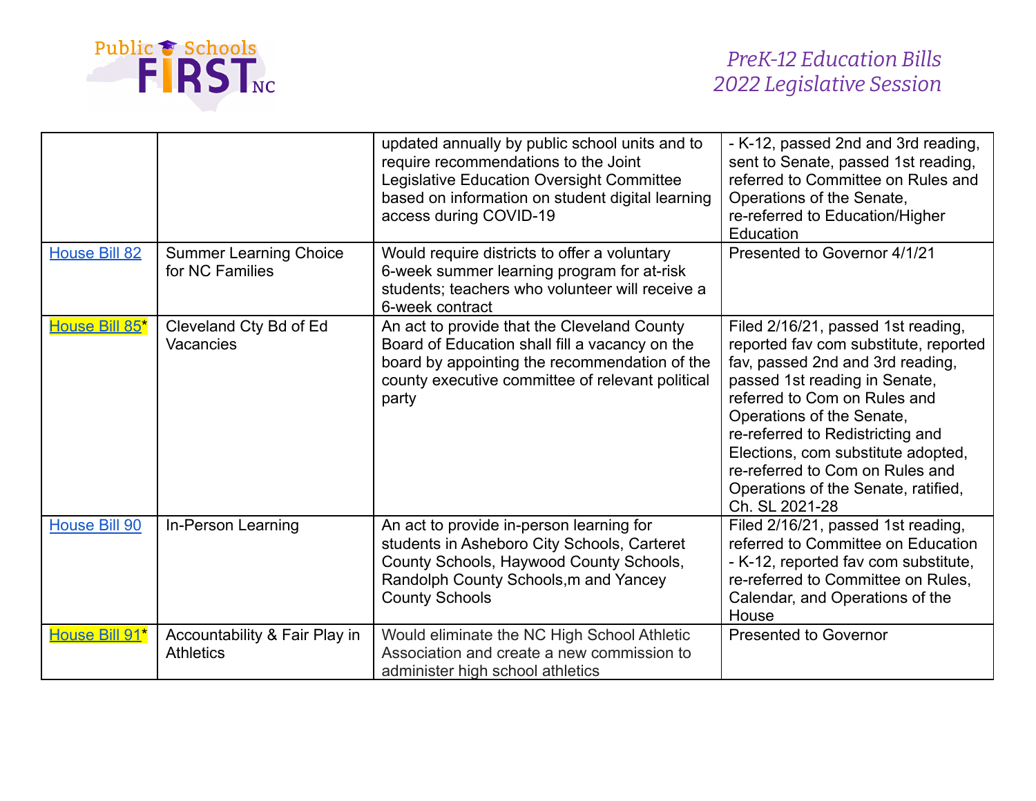| | | updated annually by public school units and to require recommendations to the Joint Legislative Education Oversight Committee based on information on student digital learning access during COVID-19 | - K-12, passed 2nd and 3rd reading, sent to Senate, passed 1st reading, referred to Committee on Rules and Operations of the Senate, re-referred to Education/Higher Education |
|---|---|---|---|
| House Bill 82 | Summer Learning Choice for NC Families | Would require districts to offer a voluntary 6-week summer learning program for at-risk students; teachers who volunteer will receive a 6-week contract | Presented to Governor 4/1/21 |
| House Bill 85* | Cleveland Cty Bd of Ed Vacancies | An act to provide that the Cleveland County Board of Education shall fill a vacancy on the board by appointing the recommendation of the county executive committee of relevant political party | Filed 2/16/21, passed 1st reading, reported fav com substitute, reported fav, passed 2nd and 3rd reading, passed 1st reading in Senate, referred to Com on Rules and Operations of the Senate, re-referred to Redistricting and Elections, com substitute adopted, re-referred to Com on Rules and Operations of the Senate, ratified, Ch. SL 2021-28 |
| House Bill 90 | In-Person Learning | An act to provide in-person learning for students in Asheboro City Schools, Carteret County Schools, Haywood County Schools, Randolph County Schools,m and Yancey County Schools | Filed 2/16/21, passed 1st reading, referred to Committee on Education - K-12, reported fav com substitute, re-referred to Committee on Rules, Calendar, and Operations of the House |
| House Bill 91* | Accountability & Fair Play in Athletics | Would eliminate the NC High School Athletic Association and create a new commission to administer high school athletics | Presented to Governor |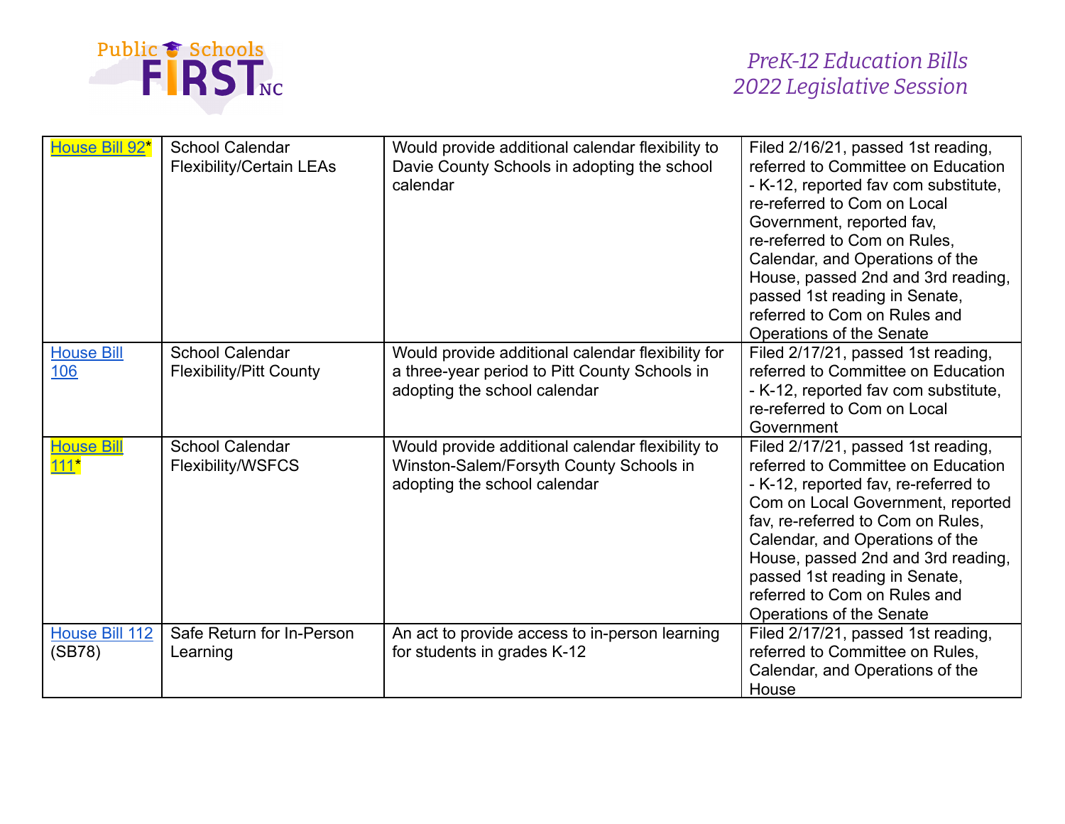| House Bill 92* | School Calendar Flexibility/Certain LEAs | Would provide additional calendar flexibility to Davie County Schools in adopting the school calendar | Filed 2/16/21, passed 1st reading, referred to Committee on Education - K-12, reported fav com substitute, re-referred to Com on Local Government, reported fav, re-referred to Com on Rules, Calendar, and Operations of the House, passed 2nd and 3rd reading, passed 1st reading in Senate, referred to Com on Rules and Operations of the Senate |
|---|---|---|---|
| House Bill 106 | School Calendar Flexibility/Pitt County | Would provide additional calendar flexibility for a three-year period to Pitt County Schools in adopting the school calendar | Filed 2/17/21, passed 1st reading, referred to Committee on Education - K-12, reported fav com substitute, re-referred to Com on Local Government |
| House Bill 111* | School Calendar Flexibility/WSFCS | Would provide additional calendar flexibility to Winston-Salem/Forsyth County Schools in adopting the school calendar | Filed 2/17/21, passed 1st reading, referred to Committee on Education - K-12, reported fav, re-referred to Com on Local Government, reported fav, re-referred to Com on Rules, Calendar, and Operations of the House, passed 2nd and 3rd reading, passed 1st reading in Senate, referred to Com on Rules and Operations of the Senate |
| House Bill 112 (SB78) | Safe Return for In-Person Learning | An act to provide access to in-person learning for students in grades K-12 | Filed 2/17/21, passed 1st reading, referred to Committee on Rules, Calendar, and Operations of the House |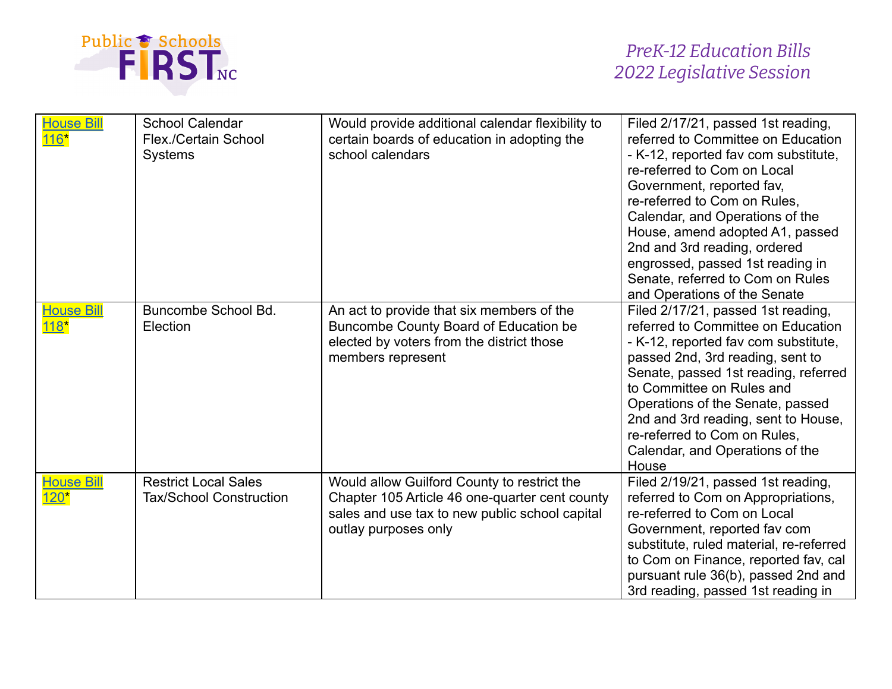| House Bill 116* | School Calendar Flex./Certain School Systems | Would provide additional calendar flexibility to certain boards of education in adopting the school calendars | Filed 2/17/21, passed 1st reading, referred to Committee on Education - K-12, reported fav com substitute, re-referred to Com on Local Government, reported fav, re-referred to Com on Rules, Calendar, and Operations of the House, amend adopted A1, passed 2nd and 3rd reading, ordered engrossed, passed 1st reading in Senate, referred to Com on Rules and Operations of the Senate |
|---|---|---|---|
| House Bill 118* | Buncombe School Bd. Election | An act to provide that six members of the Buncombe County Board of Education be elected by voters from the district those members represent | Filed 2/17/21, passed 1st reading, referred to Committee on Education - K-12, reported fav com substitute, passed 2nd, 3rd reading, sent to Senate, passed 1st reading, referred to Committee on Rules and Operations of the Senate, passed 2nd and 3rd reading, sent to House, re-referred to Com on Rules, Calendar, and Operations of the House |
| House Bill 120* | Restrict Local Sales Tax/School Construction | Would allow Guilford County to restrict the Chapter 105 Article 46 one-quarter cent county sales and use tax to new public school capital outlay purposes only | Filed 2/19/21, passed 1st reading, referred to Com on Appropriations, re-referred to Com on Local Government, reported fav com substitute, ruled material, re-referred to Com on Finance, reported fav, cal pursuant rule 36(b), passed 2nd and 3rd reading, passed 1st reading in |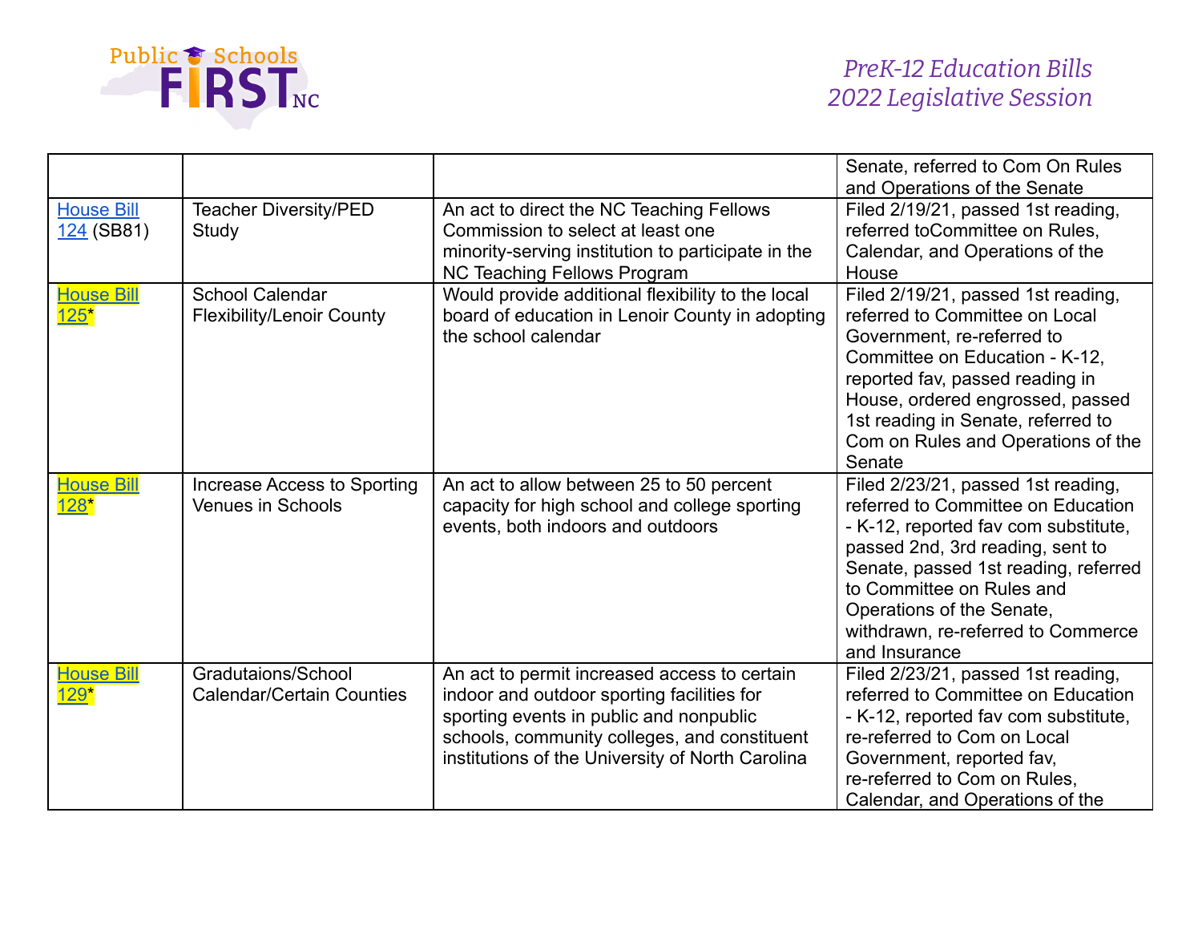| | | | |
|---|---|---|---|
| | | | Senate, referred to Com On Rules and Operations of the Senate |
| House Bill 124 (SB81) | Teacher Diversity/PED Study | An act to direct the NC Teaching Fellows Commission to select at least one minority-serving institution to participate in the NC Teaching Fellows Program | Filed 2/19/21, passed 1st reading, referred toCommittee on Rules, Calendar, and Operations of the House |
| House Bill 125* | School Calendar Flexibility/Lenoir County | Would provide additional flexibility to the local board of education in Lenoir County in adopting the school calendar | Filed 2/19/21, passed 1st reading, referred to Committee on Local Government, re-referred to Committee on Education - K-12, reported fav, passed reading in House, ordered engrossed, passed 1st reading in Senate, referred to Com on Rules and Operations of the Senate |
| House Bill 128* | Increase Access to Sporting Venues in Schools | An act to allow between 25 to 50 percent capacity for high school and college sporting events, both indoors and outdoors | Filed 2/23/21, passed 1st reading, referred to Committee on Education - K-12, reported fav com substitute, passed 2nd, 3rd reading, sent to Senate, passed 1st reading, referred to Committee on Rules and Operations of the Senate, withdrawn, re-referred to Commerce and Insurance |
| House Bill 129* | Gradutaions/School Calendar/Certain Counties | An act to permit increased access to certain indoor and outdoor sporting facilities for sporting events in public and nonpublic schools, community colleges, and constituent institutions of the University of North Carolina | Filed 2/23/21, passed 1st reading, referred to Committee on Education - K-12, reported fav com substitute, re-referred to Com on Local Government, reported fav, re-referred to Com on Rules, Calendar, and Operations of the |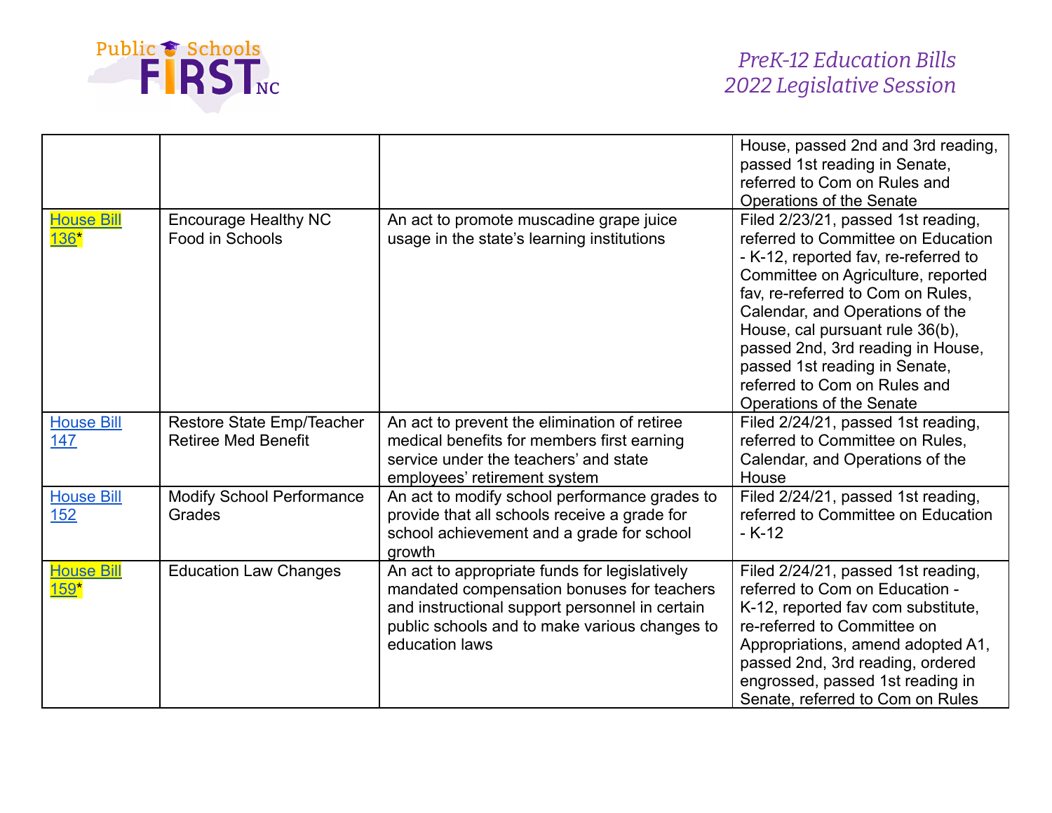| | | | House, passed 2nd and 3rd reading, passed 1st reading in Senate, referred to Com on Rules and Operations of the Senate |
|---|---|---|---|
| House Bill 136* | Encourage Healthy NC Food in Schools | An act to promote muscadine grape juice usage in the state's learning institutions | Filed 2/23/21, passed 1st reading, referred to Committee on Education - K-12, reported fav, re-referred to Committee on Agriculture, reported fav, re-referred to Com on Rules, Calendar, and Operations of the House, cal pursuant rule 36(b), passed 2nd, 3rd reading in House, passed 1st reading in Senate, referred to Com on Rules and Operations of the Senate |
| House Bill 147 | Restore State Emp/Teacher Retiree Med Benefit | An act to prevent the elimination of retiree medical benefits for members first earning service under the teachers' and state employees' retirement system | Filed 2/24/21, passed 1st reading, referred to Committee on Rules, Calendar, and Operations of the House |
| House Bill 152 | Modify School Performance Grades | An act to modify school performance grades to provide that all schools receive a grade for school achievement and a grade for school growth | Filed 2/24/21, passed 1st reading, referred to Committee on Education - K-12 |
| House Bill 159* | Education Law Changes | An act to appropriate funds for legislatively mandated compensation bonuses for teachers and instructional support personnel in certain public schools and to make various changes to education laws | Filed 2/24/21, passed 1st reading, referred to Com on Education - K-12, reported fav com substitute, re-referred to Committee on Appropriations, amend adopted A1, passed 2nd, 3rd reading, ordered engrossed, passed 1st reading in Senate, referred to Com on Rules |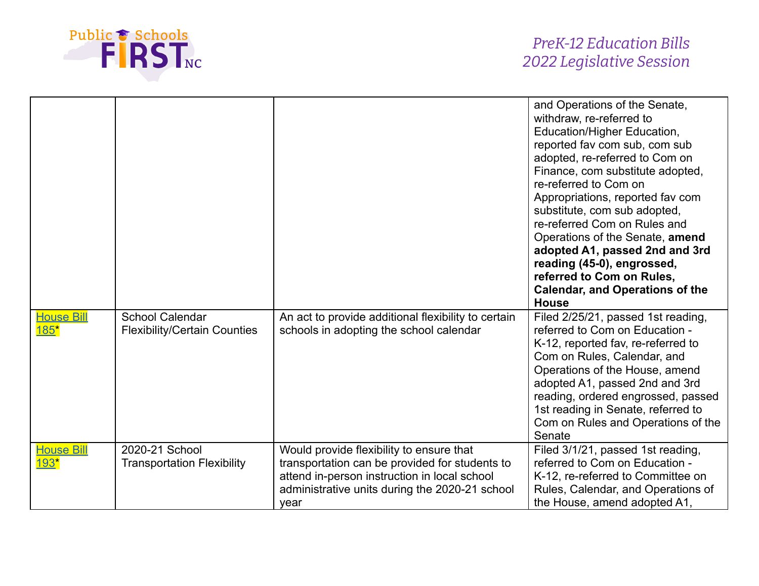| | | | |
|---|---|---|---|
| | | | and Operations of the Senate, withdraw, re-referred to Education/Higher Education, reported fav com sub, com sub adopted, re-referred to Com on Finance, com substitute adopted, re-referred to Com on Appropriations, reported fav com substitute, com sub adopted, re-referred Com on Rules and Operations of the Senate, **amend adopted A1, passed 2nd and 3rd reading (45-0), engrossed, referred to Com on Rules, Calendar, and Operations of the House** |
| House Bill 185* | School Calendar Flexibility/Certain Counties | An act to provide additional flexibility to certain schools in adopting the school calendar | Filed 2/25/21, passed 1st reading, referred to Com on Education - K-12, reported fav, re-referred to Com on Rules, Calendar, and Operations of the House, amend adopted A1, passed 2nd and 3rd reading, ordered engrossed, passed 1st reading in Senate, referred to Com on Rules and Operations of the Senate |
| House Bill 193* | 2020-21 School Transportation Flexibility | Would provide flexibility to ensure that transportation can be provided for students to attend in-person instruction in local school administrative units during the 2020-21 school year | Filed 3/1/21, passed 1st reading, referred to Com on Education - K-12, re-referred to Committee on Rules, Calendar, and Operations of the House, amend adopted A1, |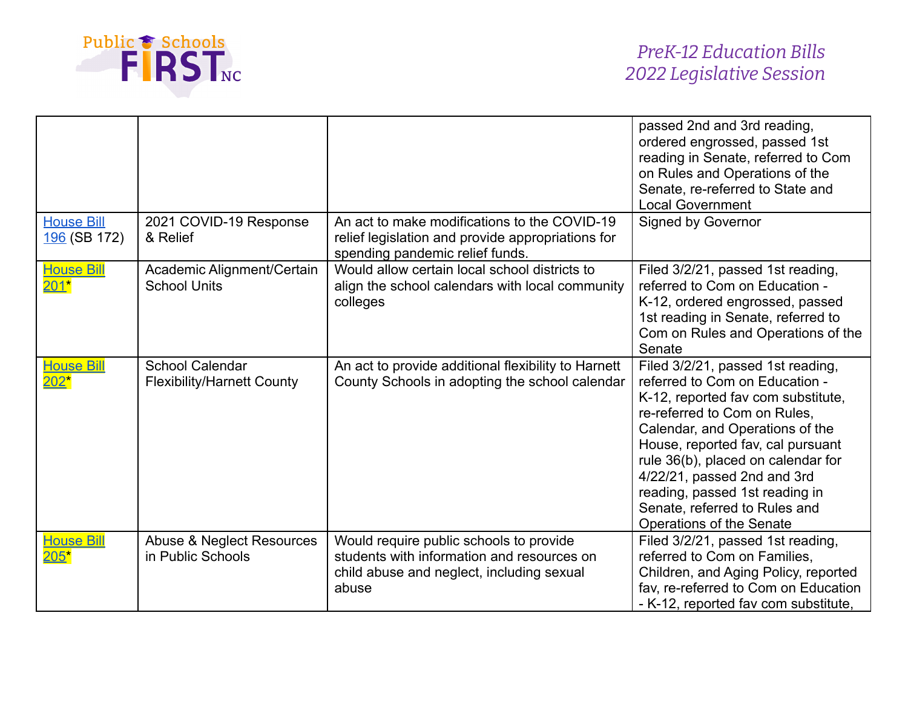| | | | passed 2nd and 3rd reading, ordered engrossed, passed 1st reading in Senate, referred to Com on Rules and Operations of the Senate, re-referred to State and Local Government |
|---|---|---|---|
| House Bill 196 (SB 172) | 2021 COVID-19 Response & Relief | An act to make modifications to the COVID-19 relief legislation and provide appropriations for spending pandemic relief funds. | Signed by Governor |
| House Bill 201* | Academic Alignment/Certain School Units | Would allow certain local school districts to align the school calendars with local community colleges | Filed 3/2/21, passed 1st reading, referred to Com on Education - K-12, ordered engrossed, passed 1st reading in Senate, referred to Com on Rules and Operations of the Senate |
| House Bill 202* | School Calendar Flexibility/Harnett County | An act to provide additional flexibility to Harnett County Schools in adopting the school calendar | Filed 3/2/21, passed 1st reading, referred to Com on Education - K-12, reported fav com substitute, re-referred to Com on Rules, Calendar, and Operations of the House, reported fav, cal pursuant rule 36(b), placed on calendar for 4/22/21, passed 2nd and 3rd reading, passed 1st reading in Senate, referred to Rules and Operations of the Senate |
| House Bill 205* | Abuse & Neglect Resources in Public Schools | Would require public schools to provide students with information and resources on child abuse and neglect, including sexual abuse | Filed 3/2/21, passed 1st reading, referred to Com on Families, Children, and Aging Policy, reported fav, re-referred to Com on Education - K-12, reported fav com substitute, |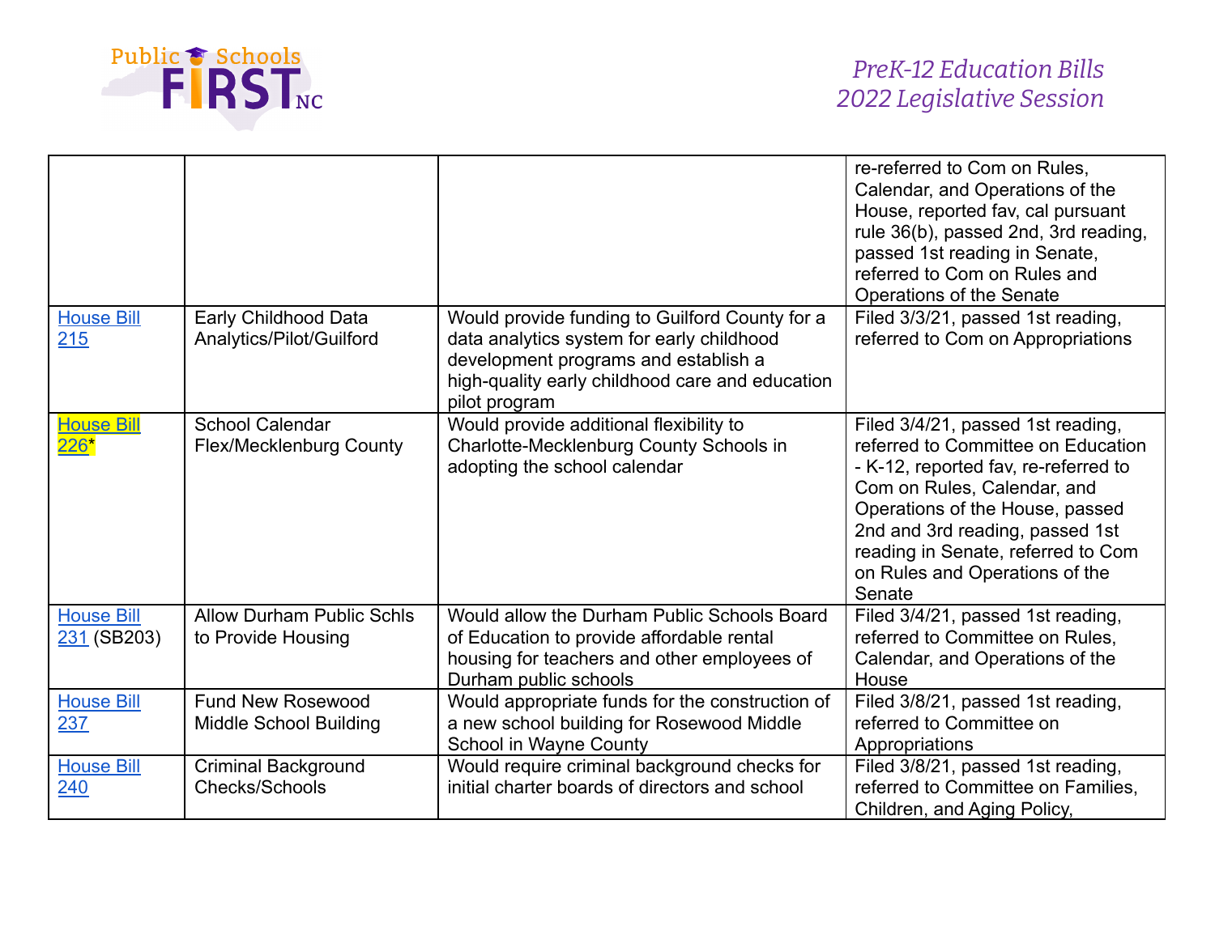| | | | re-referred to Com on Rules, Calendar, and Operations of the House, reported fav, cal pursuant rule 36(b), passed 2nd, 3rd reading, passed 1st reading in Senate, referred to Com on Rules and Operations of the Senate |
|---|---|---|---|
| House Bill 215 | Early Childhood Data Analytics/Pilot/Guilford | Would provide funding to Guilford County for a data analytics system for early childhood development programs and establish a high-quality early childhood care and education pilot program | Filed 3/3/21, passed 1st reading, referred to Com on Appropriations |
| House Bill 226* | School Calendar Flex/Mecklenburg County | Would provide additional flexibility to Charlotte-Mecklenburg County Schools in adopting the school calendar | Filed 3/4/21, passed 1st reading, referred to Committee on Education - K-12, reported fav, re-referred to Com on Rules, Calendar, and Operations of the House, passed 2nd and 3rd reading, passed 1st reading in Senate, referred to Com on Rules and Operations of the Senate |
| House Bill 231 (SB203) | Allow Durham Public Schls to Provide Housing | Would allow the Durham Public Schools Board of Education to provide affordable rental housing for teachers and other employees of Durham public schools | Filed 3/4/21, passed 1st reading, referred to Committee on Rules, Calendar, and Operations of the House |
| House Bill 237 | Fund New Rosewood Middle School Building | Would appropriate funds for the construction of a new school building for Rosewood Middle School in Wayne County | Filed 3/8/21, passed 1st reading, referred to Committee on Appropriations |
| House Bill 240 | Criminal Background Checks/Schools | Would require criminal background checks for initial charter boards of directors and school | Filed 3/8/21, passed 1st reading, referred to Committee on Families, Children, and Aging Policy, |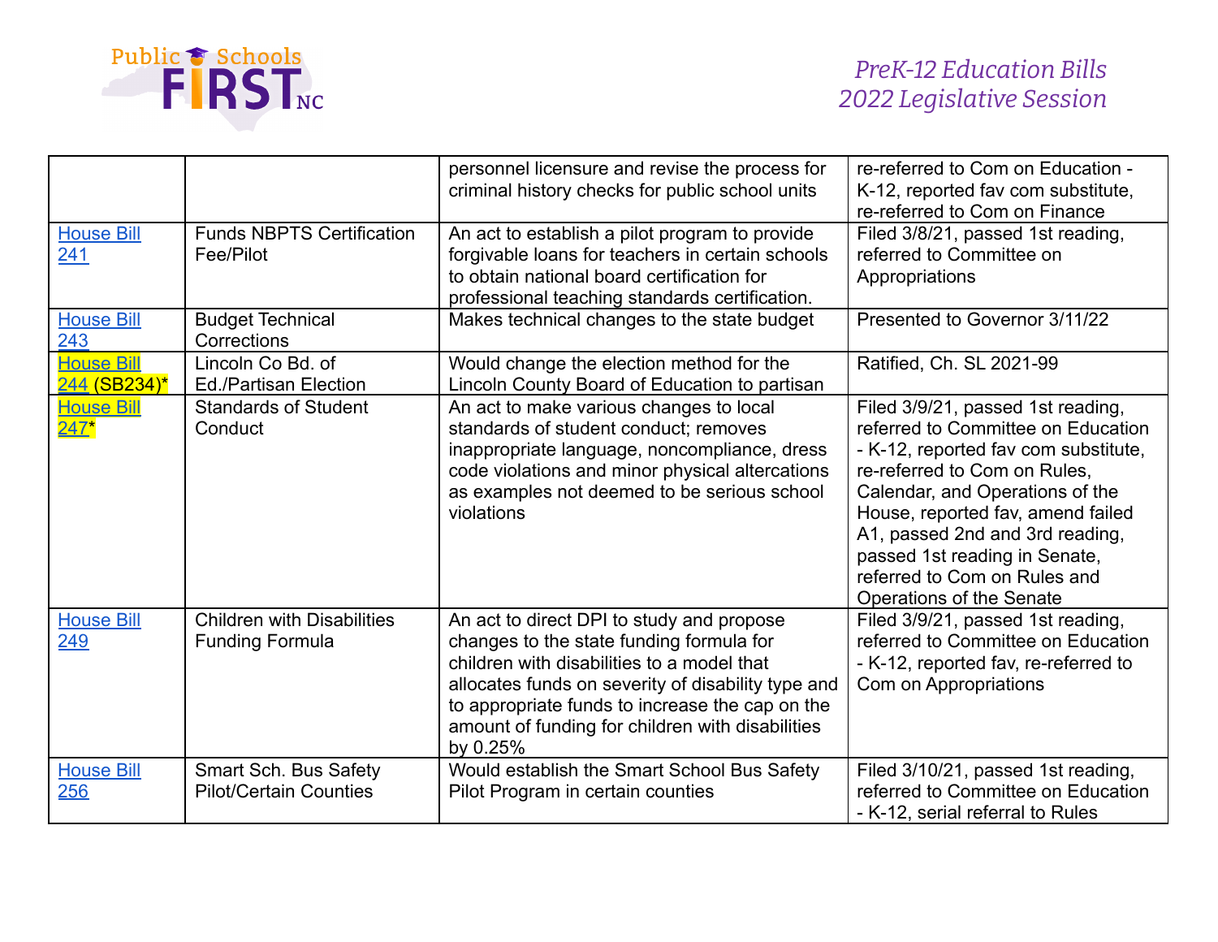| | | personnel licensure and revise the process for criminal history checks for public school units | re-referred to Com on Education - K-12, reported fav com substitute, re-referred to Com on Finance |
|---|---|---|---|
| House Bill 241 | Funds NBPTS Certification Fee/Pilot | An act to establish a pilot program to provide forgivable loans for teachers in certain schools to obtain national board certification for professional teaching standards certification. | Filed 3/8/21, passed 1st reading, referred to Committee on Appropriations |
| House Bill 243 | Budget Technical Corrections | Makes technical changes to the state budget | Presented to Governor 3/11/22 |
| House Bill 244 (SB234)* | Lincoln Co Bd. of Ed./Partisan Election | Would change the election method for the Lincoln County Board of Education to partisan | Ratified, Ch. SL 2021-99 |
| House Bill 247* | Standards of Student Conduct | An act to make various changes to local standards of student conduct; removes inappropriate language, noncompliance, dress code violations and minor physical altercations as examples not deemed to be serious school violations | Filed 3/9/21, passed 1st reading, referred to Committee on Education - K-12, reported fav com substitute, re-referred to Com on Rules, Calendar, and Operations of the House, reported fav, amend failed A1, passed 2nd and 3rd reading, passed 1st reading in Senate, referred to Com on Rules and Operations of the Senate |
| House Bill 249 | Children with Disabilities Funding Formula | An act to direct DPI to study and propose changes to the state funding formula for children with disabilities to a model that allocates funds on severity of disability type and to appropriate funds to increase the cap on the amount of funding for children with disabilities by 0.25% | Filed 3/9/21, passed 1st reading, referred to Committee on Education - K-12, reported fav, re-referred to Com on Appropriations |
| House Bill 256 | Smart Sch. Bus Safety Pilot/Certain Counties | Would establish the Smart School Bus Safety Pilot Program in certain counties | Filed 3/10/21, passed 1st reading, referred to Committee on Education - K-12, serial referral to Rules |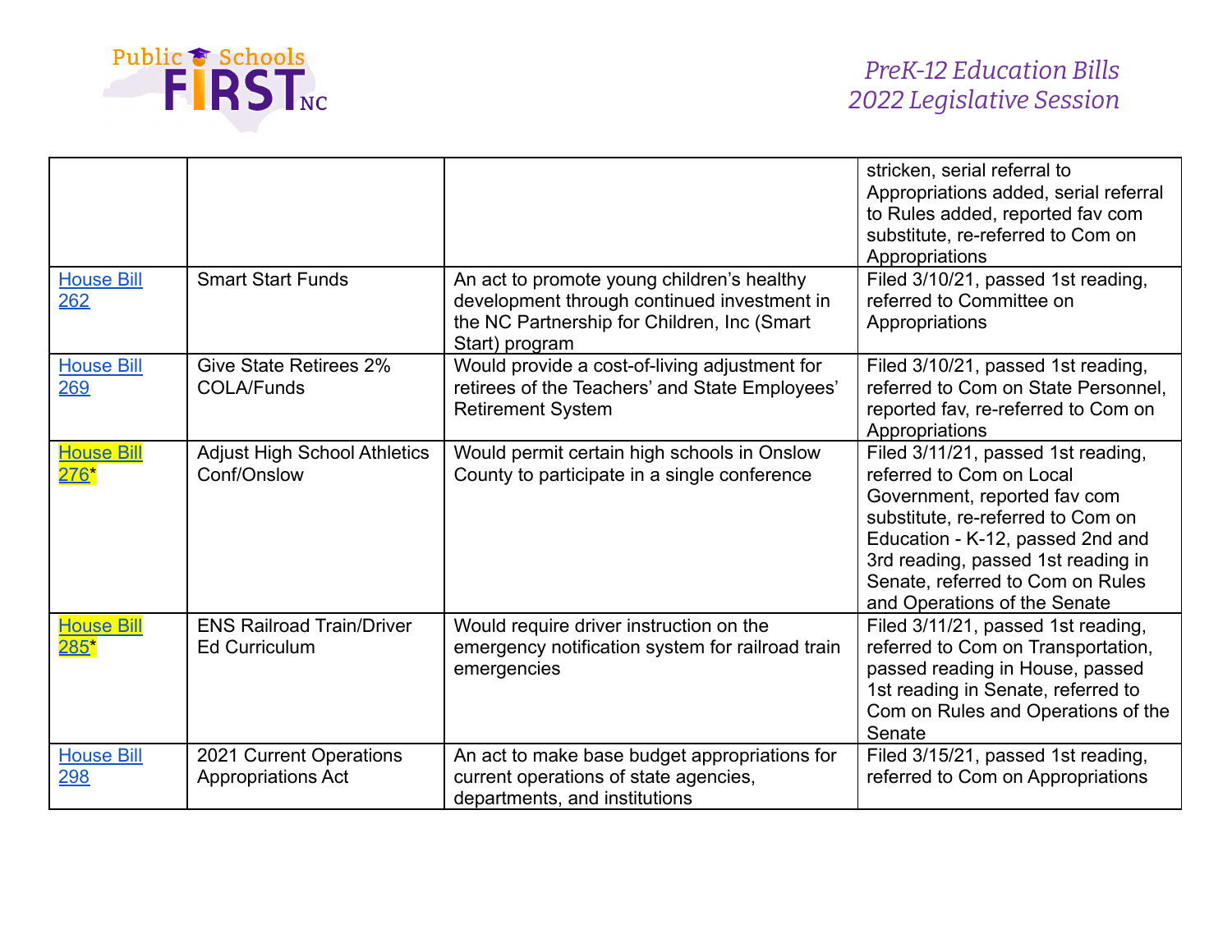| | | | stricken, serial referral to Appropriations added, serial referral to Rules added, reported fav com substitute, re-referred to Com on Appropriations |
|---|---|---|---|
| House Bill 262 | Smart Start Funds | An act to promote young children's healthy development through continued investment in the NC Partnership for Children, Inc (Smart Start) program | Filed 3/10/21, passed 1st reading, referred to Committee on Appropriations |
| House Bill 269 | Give State Retirees 2% COLA/Funds | Would provide a cost-of-living adjustment for retirees of the Teachers' and State Employees' Retirement System | Filed 3/10/21, passed 1st reading, referred to Com on State Personnel, reported fav, re-referred to Com on Appropriations |
| House Bill 276* | Adjust High School Athletics Conf/Onslow | Would permit certain high schools in Onslow County to participate in a single conference | Filed 3/11/21, passed 1st reading, referred to Com on Local Government, reported fav com substitute, re-referred to Com on Education - K-12, passed 2nd and 3rd reading, passed 1st reading in Senate, referred to Com on Rules and Operations of the Senate |
| House Bill 285* | ENS Railroad Train/Driver Ed Curriculum | Would require driver instruction on the emergency notification system for railroad train emergencies | Filed 3/11/21, passed 1st reading, referred to Com on Transportation, passed reading in House, passed 1st reading in Senate, referred to Com on Rules and Operations of the Senate |
| House Bill 298 | 2021 Current Operations Appropriations Act | An act to make base budget appropriations for current operations of state agencies, departments, and institutions | Filed 3/15/21, passed 1st reading, referred to Com on Appropriations |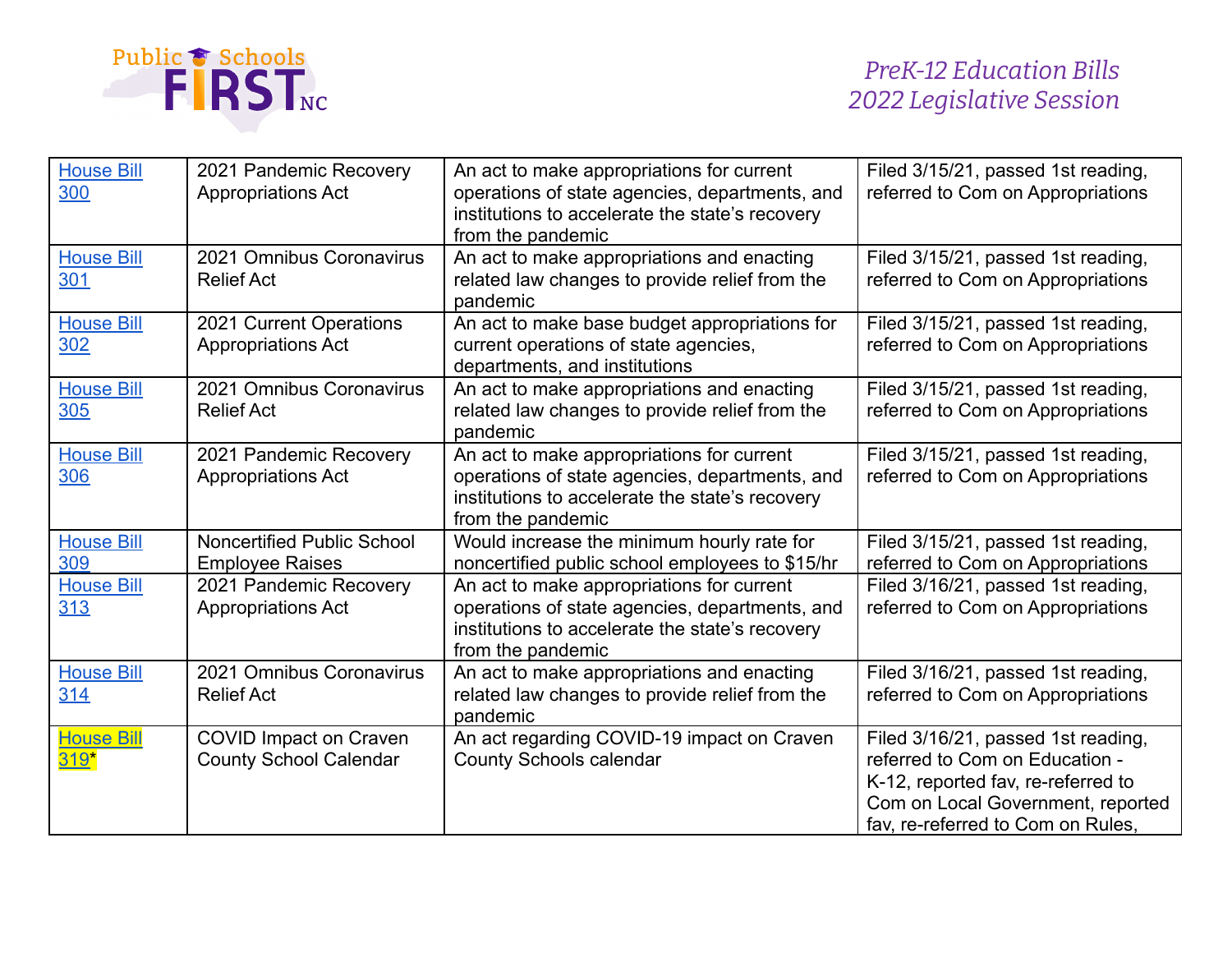| House Bill 300 | 2021 Pandemic Recovery Appropriations Act | An act to make appropriations for current operations of state agencies, departments, and institutions to accelerate the state's recovery from the pandemic | Filed 3/15/21, passed 1st reading, referred to Com on Appropriations |
|---|---|---|---|
| House Bill 301 | 2021 Omnibus Coronavirus Relief Act | An act to make appropriations and enacting related law changes to provide relief from the pandemic | Filed 3/15/21, passed 1st reading, referred to Com on Appropriations |
| House Bill 302 | 2021 Current Operations Appropriations Act | An act to make base budget appropriations for current operations of state agencies, departments, and institutions | Filed 3/15/21, passed 1st reading, referred to Com on Appropriations |
| House Bill 305 | 2021 Omnibus Coronavirus Relief Act | An act to make appropriations and enacting related law changes to provide relief from the pandemic | Filed 3/15/21, passed 1st reading, referred to Com on Appropriations |
| House Bill 306 | 2021 Pandemic Recovery Appropriations Act | An act to make appropriations for current operations of state agencies, departments, and institutions to accelerate the state's recovery from the pandemic | Filed 3/15/21, passed 1st reading, referred to Com on Appropriations |
| House Bill 309 | Noncertified Public School Employee Raises | Would increase the minimum hourly rate for noncertified public school employees to $15/hr | Filed 3/15/21, passed 1st reading, referred to Com on Appropriations |
| House Bill 313 | 2021 Pandemic Recovery Appropriations Act | An act to make appropriations for current operations of state agencies, departments, and institutions to accelerate the state's recovery from the pandemic | Filed 3/16/21, passed 1st reading, referred to Com on Appropriations |
| House Bill 314 | 2021 Omnibus Coronavirus Relief Act | An act to make appropriations and enacting related law changes to provide relief from the pandemic | Filed 3/16/21, passed 1st reading, referred to Com on Appropriations |
| House Bill 319* | COVID Impact on Craven County School Calendar | An act regarding COVID-19 impact on Craven County Schools calendar | Filed 3/16/21, passed 1st reading, referred to Com on Education - K-12, reported fav, re-referred to Com on Local Government, reported fav, re-referred to Com on Rules, |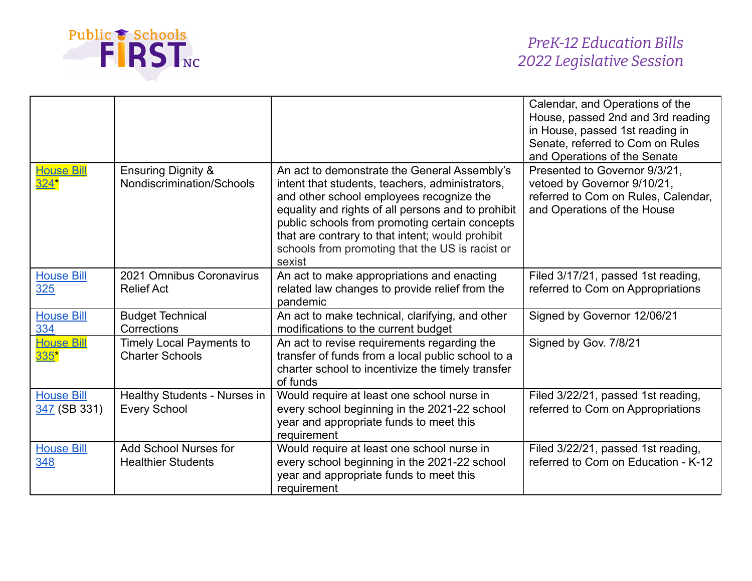| | | | |
|---|---|---|---|
| | | | Calendar, and Operations of the House, passed 2nd and 3rd reading in House, passed 1st reading in Senate, referred to Com on Rules and Operations of the Senate |
| House Bill 324* | Ensuring Dignity & Nondiscrimination/Schools | An act to demonstrate the General Assembly's intent that students, teachers, administrators, and other school employees recognize the equality and rights of all persons and to prohibit public schools from promoting certain concepts that are contrary to that intent; would prohibit schools from promoting that the US is racist or sexist | Presented to Governor 9/3/21, vetoed by Governor 9/10/21, referred to Com on Rules, Calendar, and Operations of the House |
| House Bill 325 | 2021 Omnibus Coronavirus Relief Act | An act to make appropriations and enacting related law changes to provide relief from the pandemic | Filed 3/17/21, passed 1st reading, referred to Com on Appropriations |
| House Bill 334 | Budget Technical Corrections | An act to make technical, clarifying, and other modifications to the current budget | Signed by Governor 12/06/21 |
| House Bill 335* | Timely Local Payments to Charter Schools | An act to revise requirements regarding the transfer of funds from a local public school to a charter school to incentivize the timely transfer of funds | Signed by Gov. 7/8/21 |
| House Bill 347 (SB 331) | Healthy Students - Nurses in Every School | Would require at least one school nurse in every school beginning in the 2021-22 school year and appropriate funds to meet this requirement | Filed 3/22/21, passed 1st reading, referred to Com on Appropriations |
| House Bill 348 | Add School Nurses for Healthier Students | Would require at least one school nurse in every school beginning in the 2021-22 school year and appropriate funds to meet this requirement | Filed 3/22/21, passed 1st reading, referred to Com on Education - K-12 |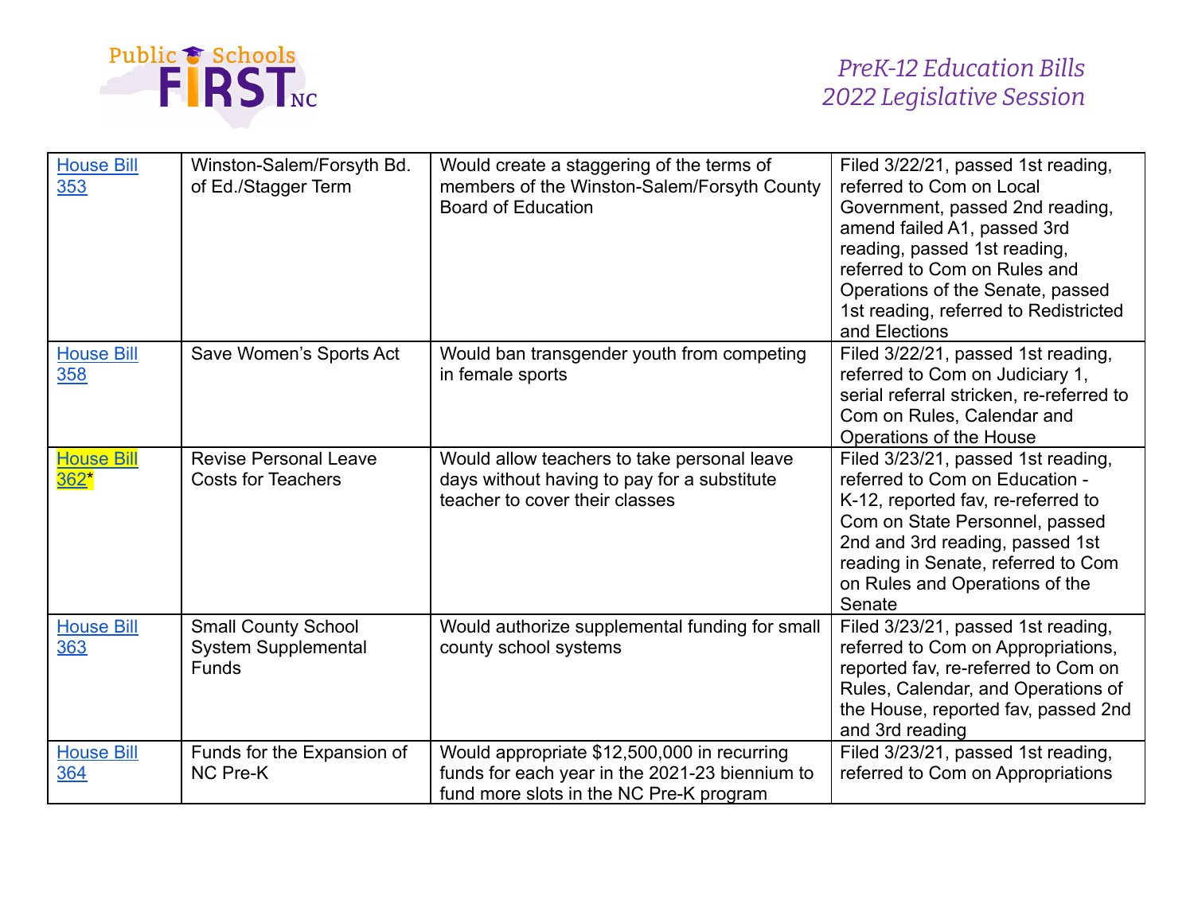| House Bill 353 | Winston-Salem/Forsyth Bd. of Ed./Stagger Term | Would create a staggering of the terms of members of the Winston-Salem/Forsyth County Board of Education | Filed 3/22/21, passed 1st reading, referred to Com on Local Government, passed 2nd reading, amend failed A1, passed 3rd reading, passed 1st reading, referred to Com on Rules and Operations of the Senate, passed 1st reading, referred to Redistricted and Elections |
|---|---|---|---|
| House Bill 358 | Save Women's Sports Act | Would ban transgender youth from competing in female sports | Filed 3/22/21, passed 1st reading, referred to Com on Judiciary 1, serial referral stricken, re-referred to Com on Rules, Calendar and Operations of the House |
| House Bill 362* | Revise Personal Leave Costs for Teachers | Would allow teachers to take personal leave days without having to pay for a substitute teacher to cover their classes | Filed 3/23/21, passed 1st reading, referred to Com on Education - K-12, reported fav, re-referred to Com on State Personnel, passed 2nd and 3rd reading, passed 1st reading in Senate, referred to Com on Rules and Operations of the Senate |
| House Bill 363 | Small County School System Supplemental Funds | Would authorize supplemental funding for small county school systems | Filed 3/23/21, passed 1st reading, referred to Com on Appropriations, reported fav, re-referred to Com on Rules, Calendar, and Operations of the House, reported fav, passed 2nd and 3rd reading |
| House Bill 364 | Funds for the Expansion of NC Pre-K | Would appropriate $12,500,000 in recurring funds for each year in the 2021-23 biennium to fund more slots in the NC Pre-K program | Filed 3/23/21, passed 1st reading, referred to Com on Appropriations |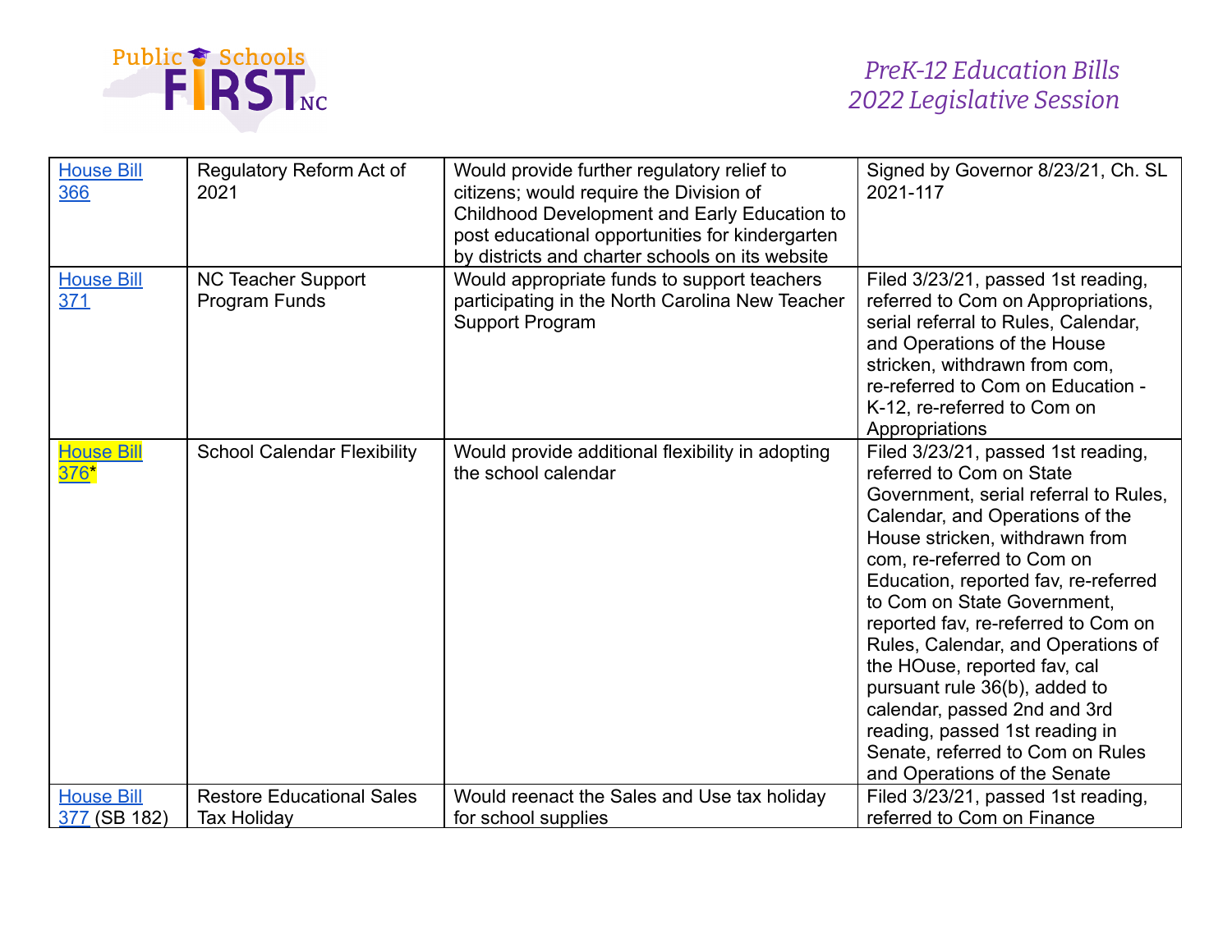| House Bill 366 | Regulatory Reform Act of 2021 | Would provide further regulatory relief to citizens; would require the Division of Childhood Development and Early Education to post educational opportunities for kindergarten by districts and charter schools on its website | Signed by Governor 8/23/21, Ch. SL 2021-117 |
|---|---|---|---|
| House Bill 371 | NC Teacher Support Program Funds | Would appropriate funds to support teachers participating in the North Carolina New Teacher Support Program | Filed 3/23/21, passed 1st reading, referred to Com on Appropriations, serial referral to Rules, Calendar, and Operations of the House stricken, withdrawn from com, re-referred to Com on Education - K-12, re-referred to Com on Appropriations |
| House Bill 376* | School Calendar Flexibility | Would provide additional flexibility in adopting the school calendar | Filed 3/23/21, passed 1st reading, referred to Com on State Government, serial referral to Rules, Calendar, and Operations of the House stricken, withdrawn from com, re-referred to Com on Education, reported fav, re-referred to Com on State Government, reported fav, re-referred to Com on Rules, Calendar, and Operations of the HOuse, reported fav, cal pursuant rule 36(b), added to calendar, passed 2nd and 3rd reading, passed 1st reading in Senate, referred to Com on Rules and Operations of the Senate |
| House Bill 377 (SB 182) | Restore Educational Sales Tax Holiday | Would reenact the Sales and Use tax holiday for school supplies | Filed 3/23/21, passed 1st reading, referred to Com on Finance |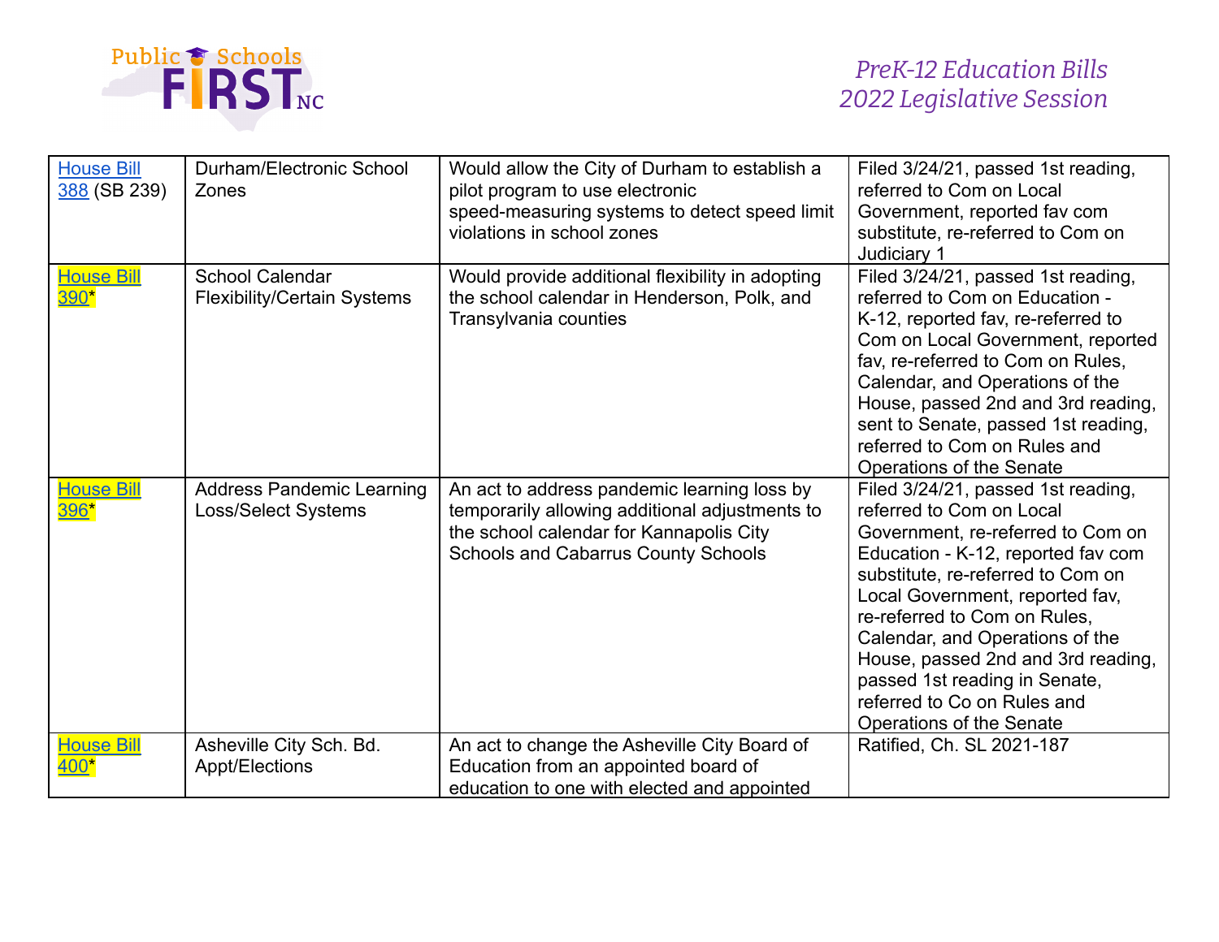| House Bill 388 (SB 239) | Durham/Electronic School Zones | Would allow the City of Durham to establish a pilot program to use electronic speed-measuring systems to detect speed limit violations in school zones | Filed 3/24/21, passed 1st reading, referred to Com on Local Government, reported fav com substitute, re-referred to Com on Judiciary 1 |
|---|---|---|---|
| House Bill 390* | School Calendar Flexibility/Certain Systems | Would provide additional flexibility in adopting the school calendar in Henderson, Polk, and Transylvania counties | Filed 3/24/21, passed 1st reading, referred to Com on Education - K-12, reported fav, re-referred to Com on Local Government, reported fav, re-referred to Com on Rules, Calendar, and Operations of the House, passed 2nd and 3rd reading, sent to Senate, passed 1st reading, referred to Com on Rules and Operations of the Senate |
| House Bill 396* | Address Pandemic Learning Loss/Select Systems | An act to address pandemic learning loss by temporarily allowing additional adjustments to the school calendar for Kannapolis City Schools and Cabarrus County Schools | Filed 3/24/21, passed 1st reading, referred to Com on Local Government, re-referred to Com on Education - K-12, reported fav com substitute, re-referred to Com on Local Government, reported fav, re-referred to Com on Rules, Calendar, and Operations of the House, passed 2nd and 3rd reading, passed 1st reading in Senate, referred to Co on Rules and Operations of the Senate |
| House Bill 400* | Asheville City Sch. Bd. Appt/Elections | An act to change the Asheville City Board of Education from an appointed board of education to one with elected and appointed | Ratified, Ch. SL 2021-187 |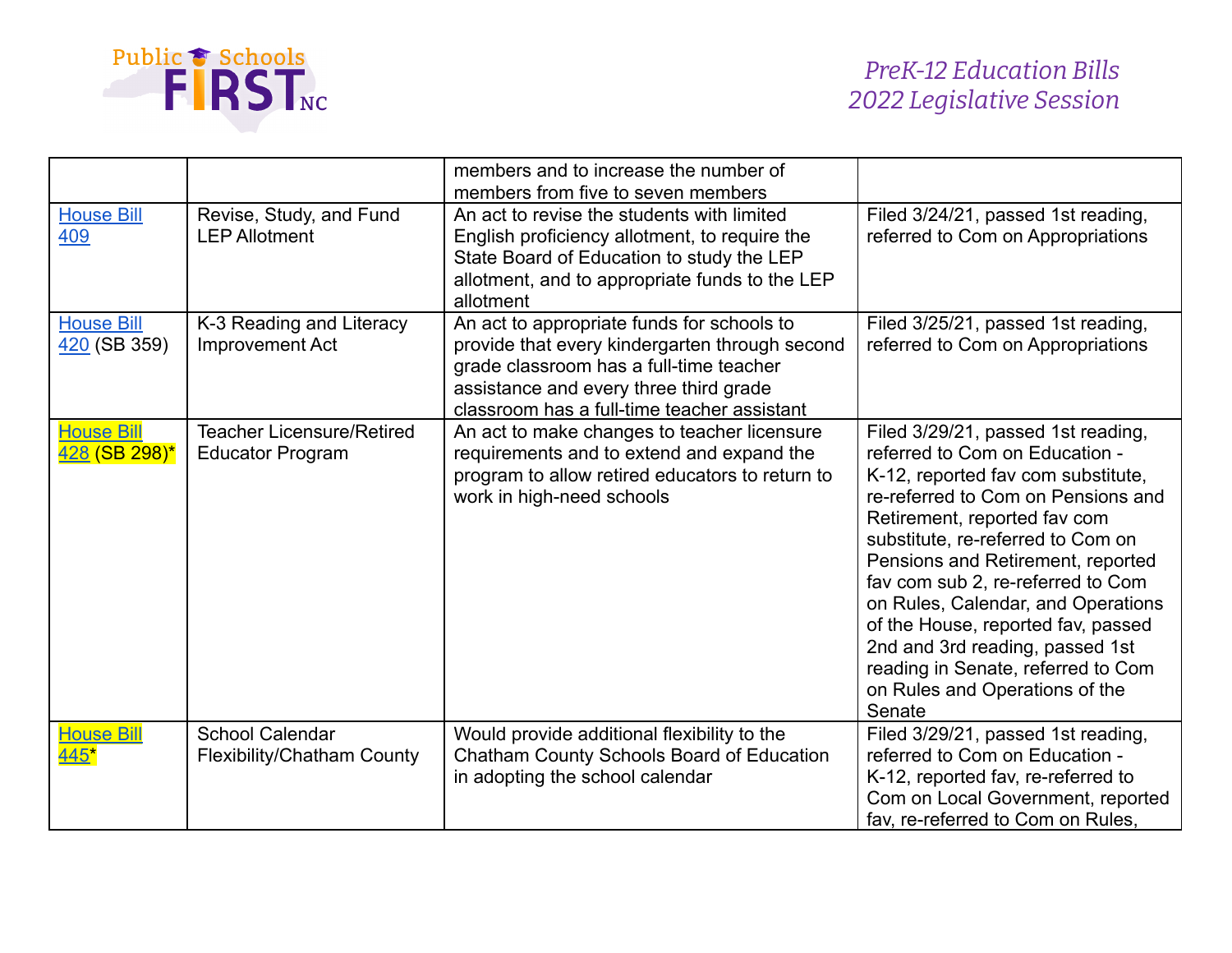| | | | |
|---|---|---|---|
| | | members and to increase the number of members from five to seven members | |
| House Bill 409 | Revise, Study, and Fund LEP Allotment | An act to revise the students with limited English proficiency allotment, to require the State Board of Education to study the LEP allotment, and to appropriate funds to the LEP allotment | Filed 3/24/21, passed 1st reading, referred to Com on Appropriations |
| House Bill 420 (SB 359) | K-3 Reading and Literacy Improvement Act | An act to appropriate funds for schools to provide that every kindergarten through second grade classroom has a full-time teacher assistance and every three third grade classroom has a full-time teacher assistant | Filed 3/25/21, passed 1st reading, referred to Com on Appropriations |
| House Bill 428 (SB 298)* | Teacher Licensure/Retired Educator Program | An act to make changes to teacher licensure requirements and to extend and expand the program to allow retired educators to return to work in high-need schools | Filed 3/29/21, passed 1st reading, referred to Com on Education - K-12, reported fav com substitute, re-referred to Com on Pensions and Retirement, reported fav com substitute, re-referred to Com on Pensions and Retirement, reported fav com sub 2, re-referred to Com on Rules, Calendar, and Operations of the House, reported fav, passed 2nd and 3rd reading, passed 1st reading in Senate, referred to Com on Rules and Operations of the Senate |
| House Bill 445* | School Calendar Flexibility/Chatham County | Would provide additional flexibility to the Chatham County Schools Board of Education in adopting the school calendar | Filed 3/29/21, passed 1st reading, referred to Com on Education - K-12, reported fav, re-referred to Com on Local Government, reported fav, re-referred to Com on Rules, |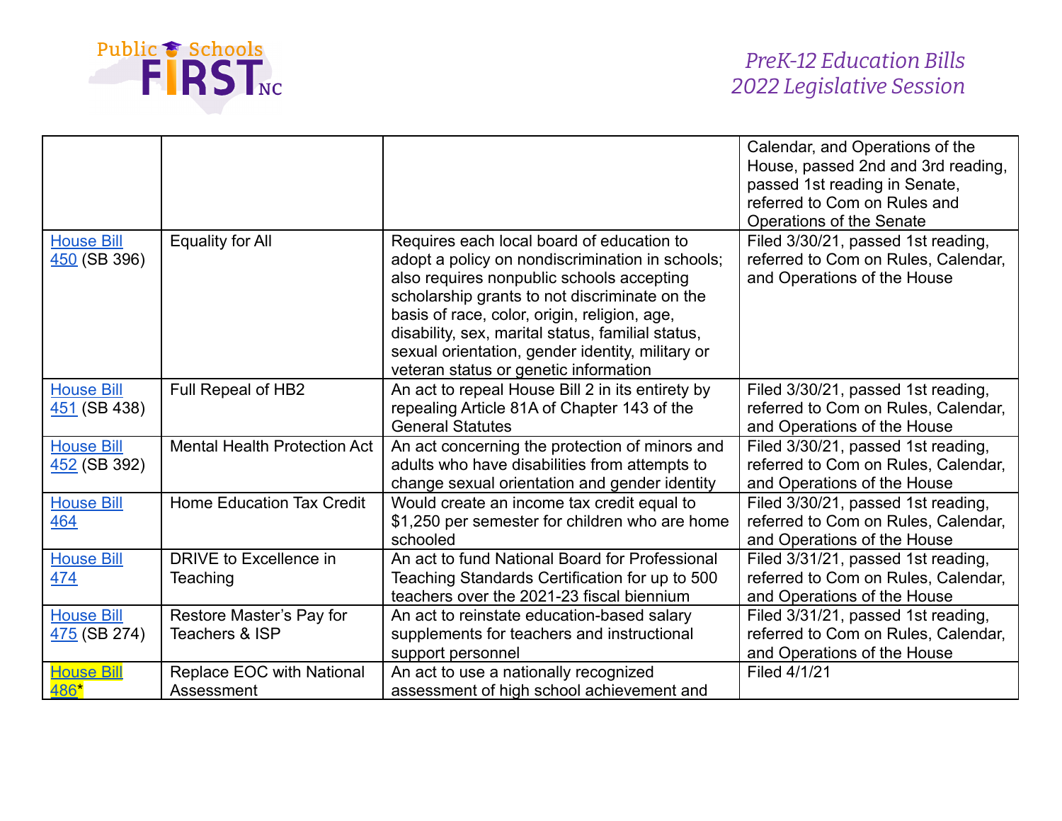| | | | |
|---|---|---|---|
| | | | Calendar, and Operations of the House, passed 2nd and 3rd reading, passed 1st reading in Senate, referred to Com on Rules and Operations of the Senate |
| House Bill 450 (SB 396) | Equality for All | Requires each local board of education to adopt a policy on nondiscrimination in schools; also requires nonpublic schools accepting scholarship grants to not discriminate on the basis of race, color, origin, religion, age, disability, sex, marital status, familial status, sexual orientation, gender identity, military or veteran status or genetic information | Filed 3/30/21, passed 1st reading, referred to Com on Rules, Calendar, and Operations of the House |
| House Bill 451 (SB 438) | Full Repeal of HB2 | An act to repeal House Bill 2 in its entirety by repealing Article 81A of Chapter 143 of the General Statutes | Filed 3/30/21, passed 1st reading, referred to Com on Rules, Calendar, and Operations of the House |
| House Bill 452 (SB 392) | Mental Health Protection Act | An act concerning the protection of minors and adults who have disabilities from attempts to change sexual orientation and gender identity | Filed 3/30/21, passed 1st reading, referred to Com on Rules, Calendar, and Operations of the House |
| House Bill 464 | Home Education Tax Credit | Would create an income tax credit equal to $1,250 per semester for children who are home schooled | Filed 3/30/21, passed 1st reading, referred to Com on Rules, Calendar, and Operations of the House |
| House Bill 474 | DRIVE to Excellence in Teaching | An act to fund National Board for Professional Teaching Standards Certification for up to 500 teachers over the 2021-23 fiscal biennium | Filed 3/31/21, passed 1st reading, referred to Com on Rules, Calendar, and Operations of the House |
| House Bill 475 (SB 274) | Restore Master's Pay for Teachers & ISP | An act to reinstate education-based salary supplements for teachers and instructional support personnel | Filed 3/31/21, passed 1st reading, referred to Com on Rules, Calendar, and Operations of the House |
| House Bill 486* | Replace EOC with National Assessment | An act to use a nationally recognized assessment of high school achievement and | Filed 4/1/21 |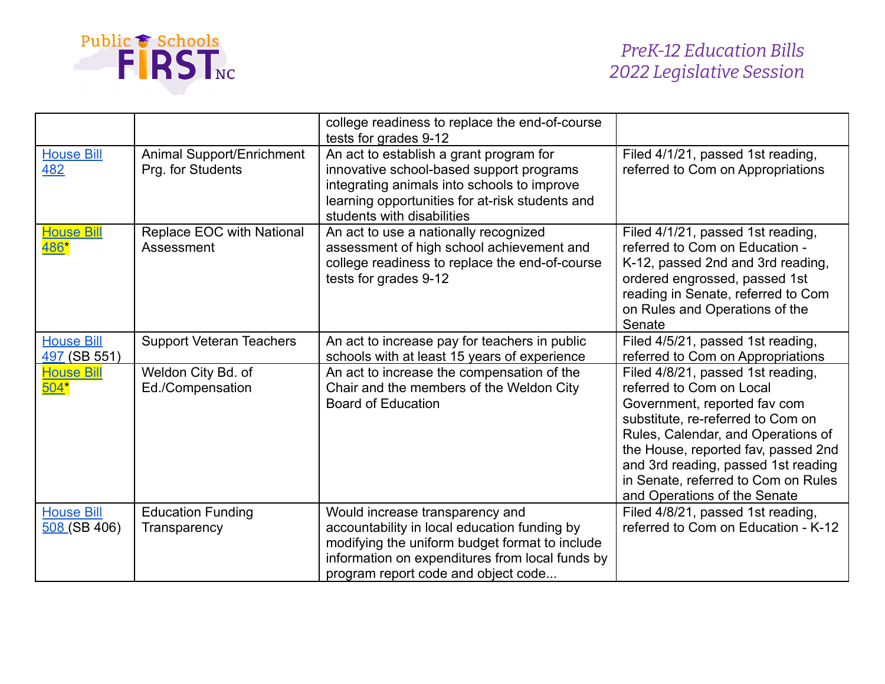| | | college readiness to replace the end-of-course tests for grades 9-12 | |
|---|---|---|---|
| House Bill 482 | Animal Support/Enrichment Prg. for Students | An act to establish a grant program for innovative school-based support programs integrating animals into schools to improve learning opportunities for at-risk students and students with disabilities | Filed 4/1/21, passed 1st reading, referred to Com on Appropriations |
| House Bill 486* | Replace EOC with National Assessment | An act to use a nationally recognized assessment of high school achievement and college readiness to replace the end-of-course tests for grades 9-12 | Filed 4/1/21, passed 1st reading, referred to Com on Education - K-12, passed 2nd and 3rd reading, ordered engrossed, passed 1st reading in Senate, referred to Com on Rules and Operations of the Senate |
| House Bill 497 (SB 551) | Support Veteran Teachers | An act to increase pay for teachers in public schools with at least 15 years of experience | Filed 4/5/21, passed 1st reading, referred to Com on Appropriations |
| House Bill 504* | Weldon City Bd. of Ed./Compensation | An act to increase the compensation of the Chair and the members of the Weldon City Board of Education | Filed 4/8/21, passed 1st reading, referred to Com on Local Government, reported fav com substitute, re-referred to Com on Rules, Calendar, and Operations of the House, reported fav, passed 2nd and 3rd reading, passed 1st reading in Senate, referred to Com on Rules and Operations of the Senate |
| House Bill 508 (SB 406) | Education Funding Transparency | Would increase transparency and accountability in local education funding by modifying the uniform budget format to include information on expenditures from local funds by program report code and object code... | Filed 4/8/21, passed 1st reading, referred to Com on Education - K-12 |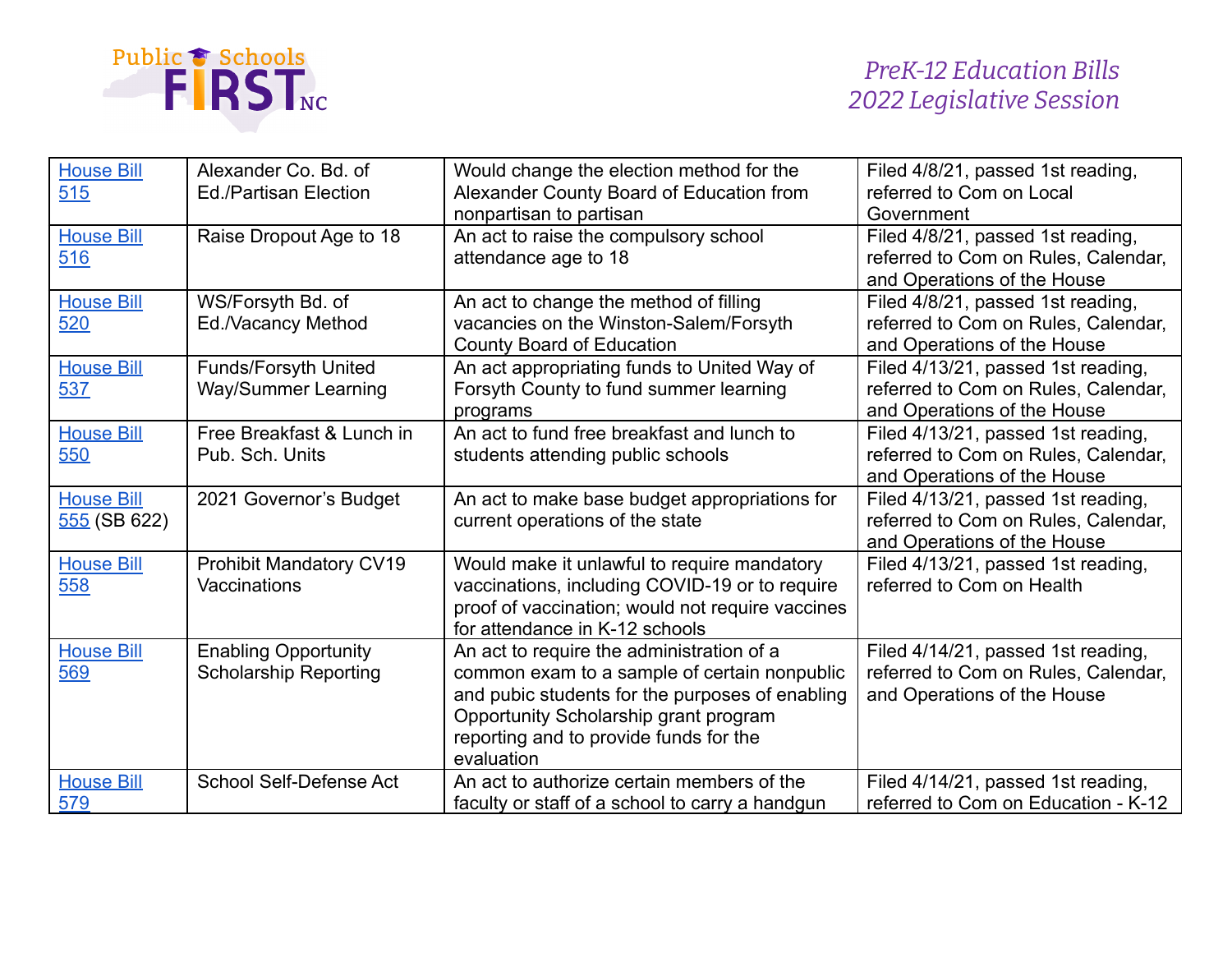| House Bill 515 | Alexander Co. Bd. of Ed./Partisan Election | Would change the election method for the Alexander County Board of Education from nonpartisan to partisan | Filed 4/8/21, passed 1st reading, referred to Com on Local Government |
|---|---|---|---|
| House Bill 516 | Raise Dropout Age to 18 | An act to raise the compulsory school attendance age to 18 | Filed 4/8/21, passed 1st reading, referred to Com on Rules, Calendar, and Operations of the House |
| House Bill 520 | WS/Forsyth Bd. of Ed./Vacancy Method | An act to change the method of filling vacancies on the Winston-Salem/Forsyth County Board of Education | Filed 4/8/21, passed 1st reading, referred to Com on Rules, Calendar, and Operations of the House |
| House Bill 537 | Funds/Forsyth United Way/Summer Learning | An act appropriating funds to United Way of Forsyth County to fund summer learning programs | Filed 4/13/21, passed 1st reading, referred to Com on Rules, Calendar, and Operations of the House |
| House Bill 550 | Free Breakfast & Lunch in Pub. Sch. Units | An act to fund free breakfast and lunch to students attending public schools | Filed 4/13/21, passed 1st reading, referred to Com on Rules, Calendar, and Operations of the House |
| House Bill 555 (SB 622) | 2021 Governor's Budget | An act to make base budget appropriations for current operations of the state | Filed 4/13/21, passed 1st reading, referred to Com on Rules, Calendar, and Operations of the House |
| House Bill 558 | Prohibit Mandatory CV19 Vaccinations | Would make it unlawful to require mandatory vaccinations, including COVID-19 or to require proof of vaccination; would not require vaccines for attendance in K-12 schools | Filed 4/13/21, passed 1st reading, referred to Com on Health |
| House Bill 569 | Enabling Opportunity Scholarship Reporting | An act to require the administration of a common exam to a sample of certain nonpublic and pubic students for the purposes of enabling Opportunity Scholarship grant program reporting and to provide funds for the evaluation | Filed 4/14/21, passed 1st reading, referred to Com on Rules, Calendar, and Operations of the House |
| House Bill 579 | School Self-Defense Act | An act to authorize certain members of the faculty or staff of a school to carry a handgun | Filed 4/14/21, passed 1st reading, referred to Com on Education - K-12 |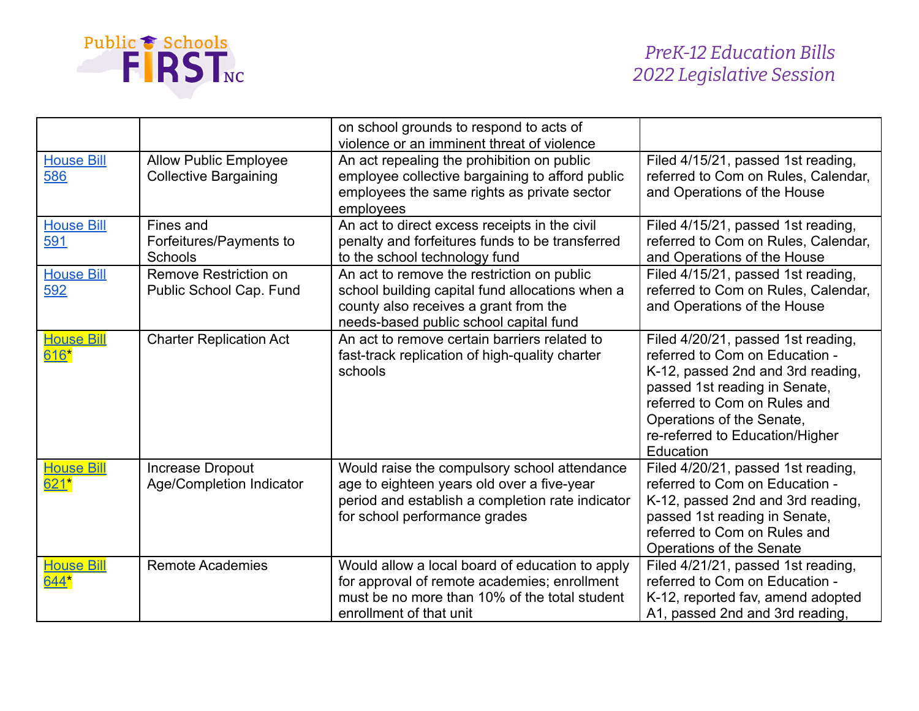| | | | |
|---|---|---|---|
| | | on school grounds to respond to acts of violence or an imminent threat of violence | |
| House Bill 586 | Allow Public Employee Collective Bargaining | An act repealing the prohibition on public employee collective bargaining to afford public employees the same rights as private sector employees | Filed 4/15/21, passed 1st reading, referred to Com on Rules, Calendar, and Operations of the House |
| House Bill 591 | Fines and Forfeitures/Payments to Schools | An act to direct excess receipts in the civil penalty and forfeitures funds to be transferred to the school technology fund | Filed 4/15/21, passed 1st reading, referred to Com on Rules, Calendar, and Operations of the House |
| House Bill 592 | Remove Restriction on Public School Cap. Fund | An act to remove the restriction on public school building capital fund allocations when a county also receives a grant from the needs-based public school capital fund | Filed 4/15/21, passed 1st reading, referred to Com on Rules, Calendar, and Operations of the House |
| House Bill 616* | Charter Replication Act | An act to remove certain barriers related to fast-track replication of high-quality charter schools | Filed 4/20/21, passed 1st reading, referred to Com on Education - K-12, passed 2nd and 3rd reading, passed 1st reading in Senate, referred to Com on Rules and Operations of the Senate, re-referred to Education/Higher Education |
| House Bill 621* | Increase Dropout Age/Completion Indicator | Would raise the compulsory school attendance age to eighteen years old over a five-year period and establish a completion rate indicator for school performance grades | Filed 4/20/21, passed 1st reading, referred to Com on Education - K-12, passed 2nd and 3rd reading, passed 1st reading in Senate, referred to Com on Rules and Operations of the Senate |
| House Bill 644* | Remote Academies | Would allow a local board of education to apply for approval of remote academies; enrollment must be no more than 10% of the total student enrollment of that unit | Filed 4/21/21, passed 1st reading, referred to Com on Education - K-12, reported fav, amend adopted A1, passed 2nd and 3rd reading, |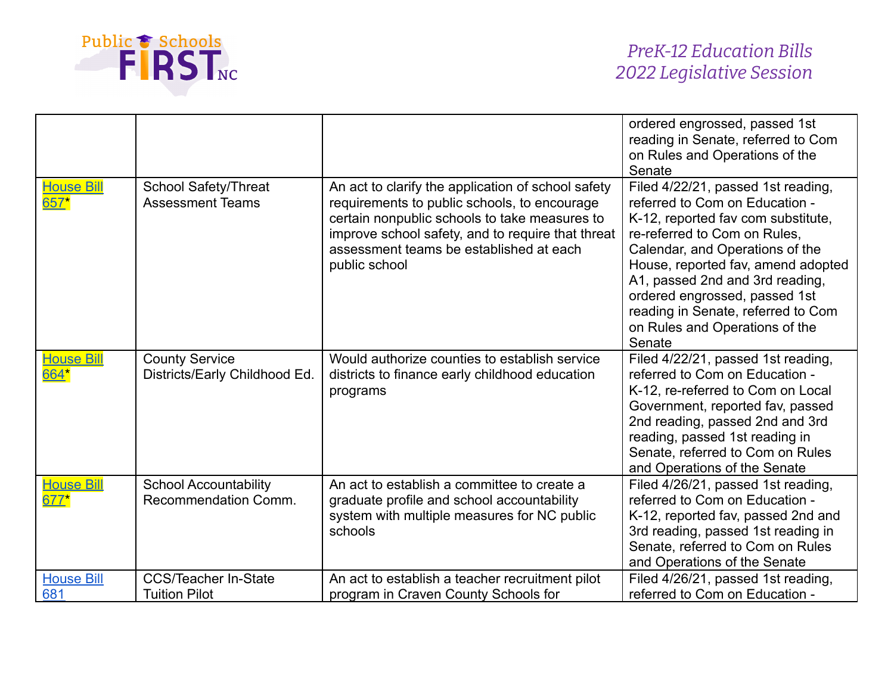| | | | ordered engrossed, passed 1st reading in Senate, referred to Com on Rules and Operations of the Senate |
|---|---|---|---|
| House Bill 657* | School Safety/Threat Assessment Teams | An act to clarify the application of school safety requirements to public schools, to encourage certain nonpublic schools to take measures to improve school safety, and to require that threat assessment teams be established at each public school | Filed 4/22/21, passed 1st reading, referred to Com on Education - K-12, reported fav com substitute, re-referred to Com on Rules, Calendar, and Operations of the House, reported fav, amend adopted A1, passed 2nd and 3rd reading, ordered engrossed, passed 1st reading in Senate, referred to Com on Rules and Operations of the Senate |
| House Bill 664* | County Service Districts/Early Childhood Ed. | Would authorize counties to establish service districts to finance early childhood education programs | Filed 4/22/21, passed 1st reading, referred to Com on Education - K-12, re-referred to Com on Local Government, reported fav, passed 2nd reading, passed 2nd and 3rd reading, passed 1st reading in Senate, referred to Com on Rules and Operations of the Senate |
| House Bill 677* | School Accountability Recommendation Comm. | An act to establish a committee to create a graduate profile and school accountability system with multiple measures for NC public schools | Filed 4/26/21, passed 1st reading, referred to Com on Education - K-12, reported fav, passed 2nd and 3rd reading, passed 1st reading in Senate, referred to Com on Rules and Operations of the Senate |
| House Bill 681 | CCS/Teacher In-State Tuition Pilot | An act to establish a teacher recruitment pilot program in Craven County Schools for | Filed 4/26/21, passed 1st reading, referred to Com on Education - |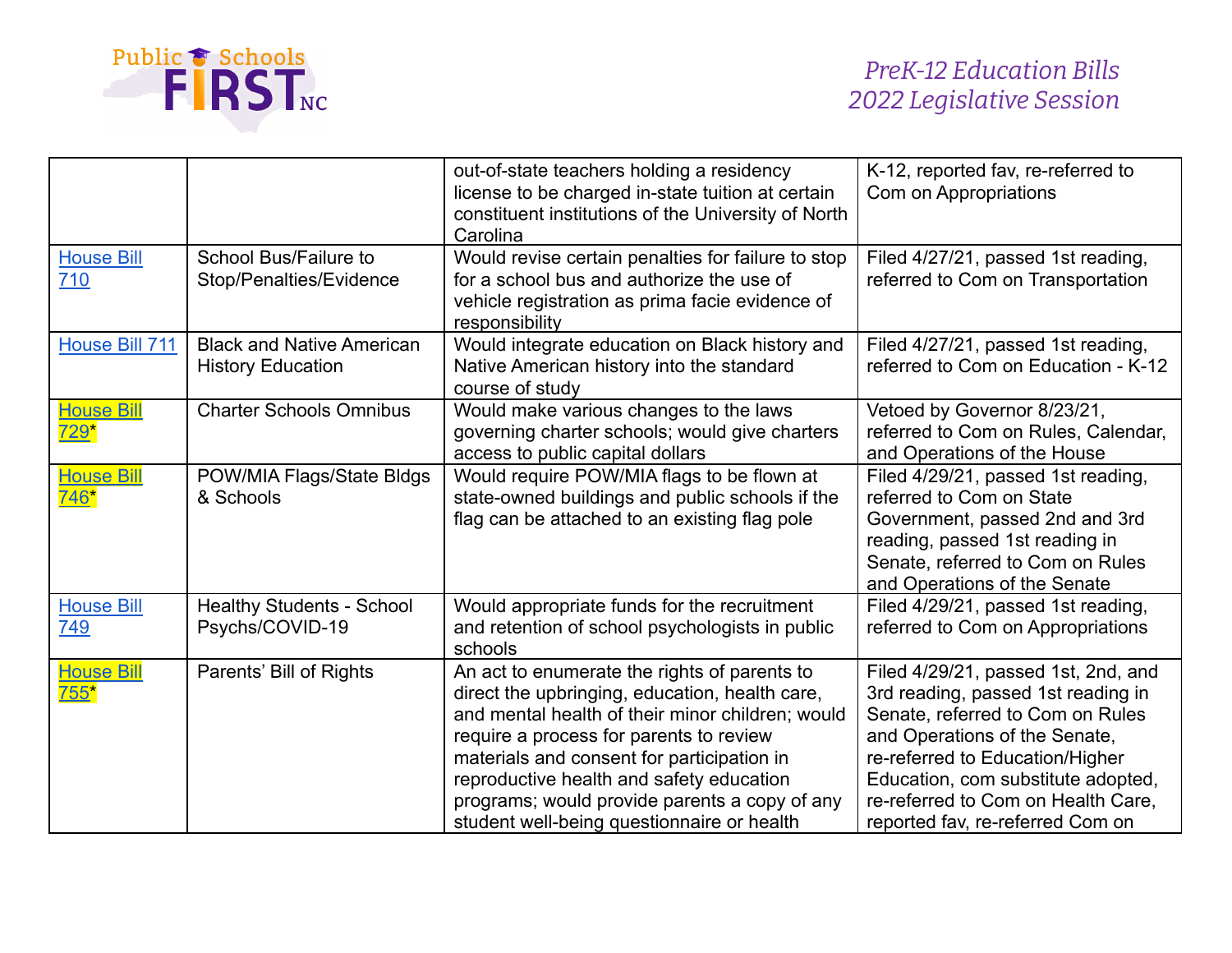| | | | |
|---|---|---|---|
| | | out-of-state teachers holding a residency license to be charged in-state tuition at certain constituent institutions of the University of North Carolina | K-12, reported fav, re-referred to Com on Appropriations |
| House Bill 710 | School Bus/Failure to Stop/Penalties/Evidence | Would revise certain penalties for failure to stop for a school bus and authorize the use of vehicle registration as prima facie evidence of responsibility | Filed 4/27/21, passed 1st reading, referred to Com on Transportation |
| House Bill 711 | Black and Native American History Education | Would integrate education on Black history and Native American history into the standard course of study | Filed 4/27/21, passed 1st reading, referred to Com on Education - K-12 |
| House Bill 729* | Charter Schools Omnibus | Would make various changes to the laws governing charter schools; would give charters access to public capital dollars | Vetoed by Governor 8/23/21, referred to Com on Rules, Calendar, and Operations of the House |
| House Bill 746* | POW/MIA Flags/State Bldgs & Schools | Would require POW/MIA flags to be flown at state-owned buildings and public schools if the flag can be attached to an existing flag pole | Filed 4/29/21, passed 1st reading, referred to Com on State Government, passed 2nd and 3rd reading, passed 1st reading in Senate, referred to Com on Rules and Operations of the Senate |
| House Bill 749 | Healthy Students - School Psychs/COVID-19 | Would appropriate funds for the recruitment and retention of school psychologists in public schools | Filed 4/29/21, passed 1st reading, referred to Com on Appropriations |
| House Bill 755* | Parents' Bill of Rights | An act to enumerate the rights of parents to direct the upbringing, education, health care, and mental health of their minor children; would require a process for parents to review materials and consent for participation in reproductive health and safety education programs; would provide parents a copy of any student well-being questionnaire or health | Filed 4/29/21, passed 1st, 2nd, and 3rd reading, passed 1st reading in Senate, referred to Com on Rules and Operations of the Senate, re-referred to Education/Higher Education, com substitute adopted, re-referred to Com on Health Care, reported fav, re-referred Com on |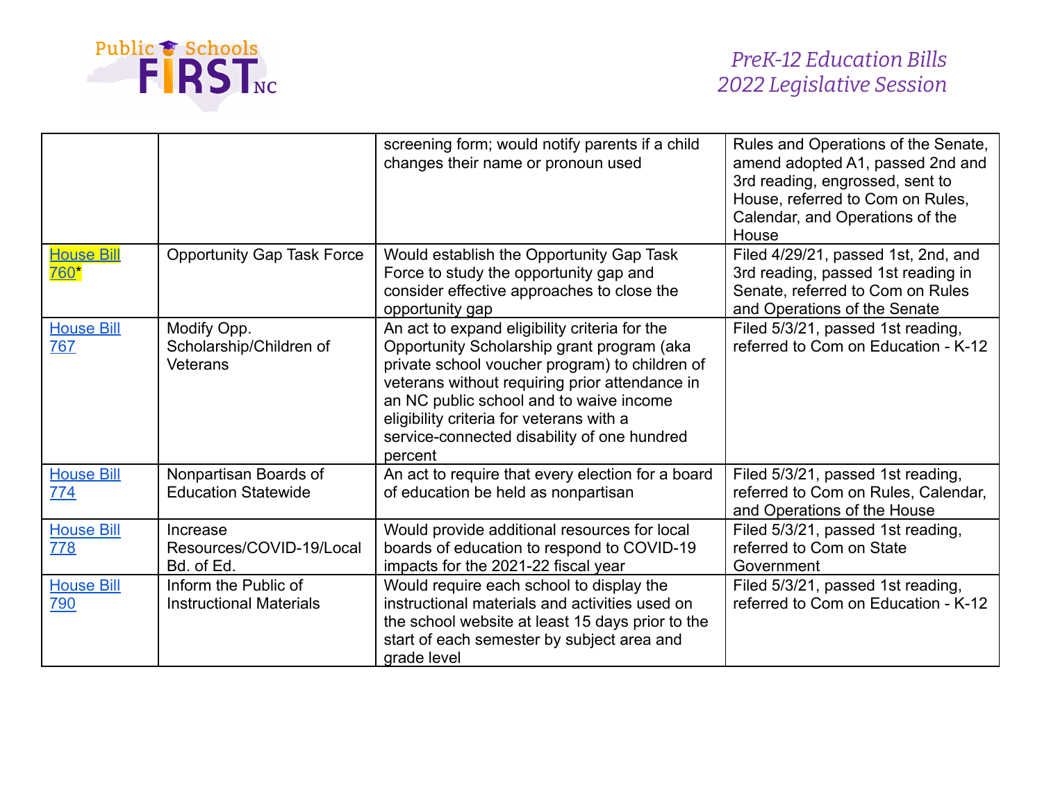| | | | |
|---|---|---|---|
| | | screening form; would notify parents if a child changes their name or pronoun used | Rules and Operations of the Senate, amend adopted A1, passed 2nd and 3rd reading, engrossed, sent to House, referred to Com on Rules, Calendar, and Operations of the House |
| House Bill 760* | Opportunity Gap Task Force | Would establish the Opportunity Gap Task Force to study the opportunity gap and consider effective approaches to close the opportunity gap | Filed 4/29/21, passed 1st, 2nd, and 3rd reading, passed 1st reading in Senate, referred to Com on Rules and Operations of the Senate |
| House Bill 767 | Modify Opp. Scholarship/Children of Veterans | An act to expand eligibility criteria for the Opportunity Scholarship grant program (aka private school voucher program) to children of veterans without requiring prior attendance in an NC public school and to waive income eligibility criteria for veterans with a service-connected disability of one hundred percent | Filed 5/3/21, passed 1st reading, referred to Com on Education - K-12 |
| House Bill 774 | Nonpartisan Boards of Education Statewide | An act to require that every election for a board of education be held as nonpartisan | Filed 5/3/21, passed 1st reading, referred to Com on Rules, Calendar, and Operations of the House |
| House Bill 778 | Increase Resources/COVID-19/Local Bd. of Ed. | Would provide additional resources for local boards of education to respond to COVID-19 impacts for the 2021-22 fiscal year | Filed 5/3/21, passed 1st reading, referred to Com on State Government |
| House Bill 790 | Inform the Public of Instructional Materials | Would require each school to display the instructional materials and activities used on the school website at least 15 days prior to the start of each semester by subject area and grade level | Filed 5/3/21, passed 1st reading, referred to Com on Education - K-12 |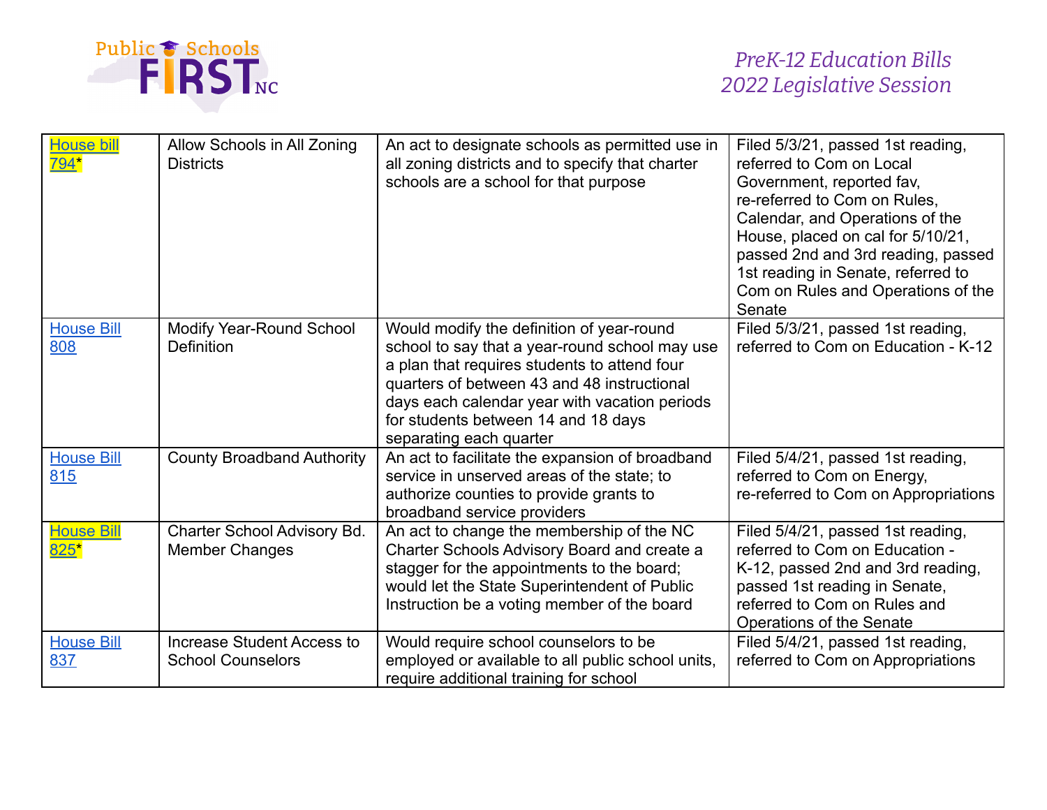| House bill 794* | Allow Schools in All Zoning Districts | An act to designate schools as permitted use in all zoning districts and to specify that charter schools are a school for that purpose | Filed 5/3/21, passed 1st reading, referred to Com on Local Government, reported fav, re-referred to Com on Rules, Calendar, and Operations of the House, placed on cal for 5/10/21, passed 2nd and 3rd reading, passed 1st reading in Senate, referred to Com on Rules and Operations of the Senate |
|---|---|---|---|
| House Bill 808 | Modify Year-Round School Definition | Would modify the definition of year-round school to say that a year-round school may use a plan that requires students to attend four quarters of between 43 and 48 instructional days each calendar year with vacation periods for students between 14 and 18 days separating each quarter | Filed 5/3/21, passed 1st reading, referred to Com on Education - K-12 |
| House Bill 815 | County Broadband Authority | An act to facilitate the expansion of broadband service in unserved areas of the state; to authorize counties to provide grants to broadband service providers | Filed 5/4/21, passed 1st reading, referred to Com on Energy, re-referred to Com on Appropriations |
| House Bill 825* | Charter School Advisory Bd. Member Changes | An act to change the membership of the NC Charter Schools Advisory Board and create a stagger for the appointments to the board; would let the State Superintendent of Public Instruction be a voting member of the board | Filed 5/4/21, passed 1st reading, referred to Com on Education - K-12, passed 2nd and 3rd reading, passed 1st reading in Senate, referred to Com on Rules and Operations of the Senate |
| House Bill 837 | Increase Student Access to School Counselors | Would require school counselors to be employed or available to all public school units, require additional training for school | Filed 5/4/21, passed 1st reading, referred to Com on Appropriations |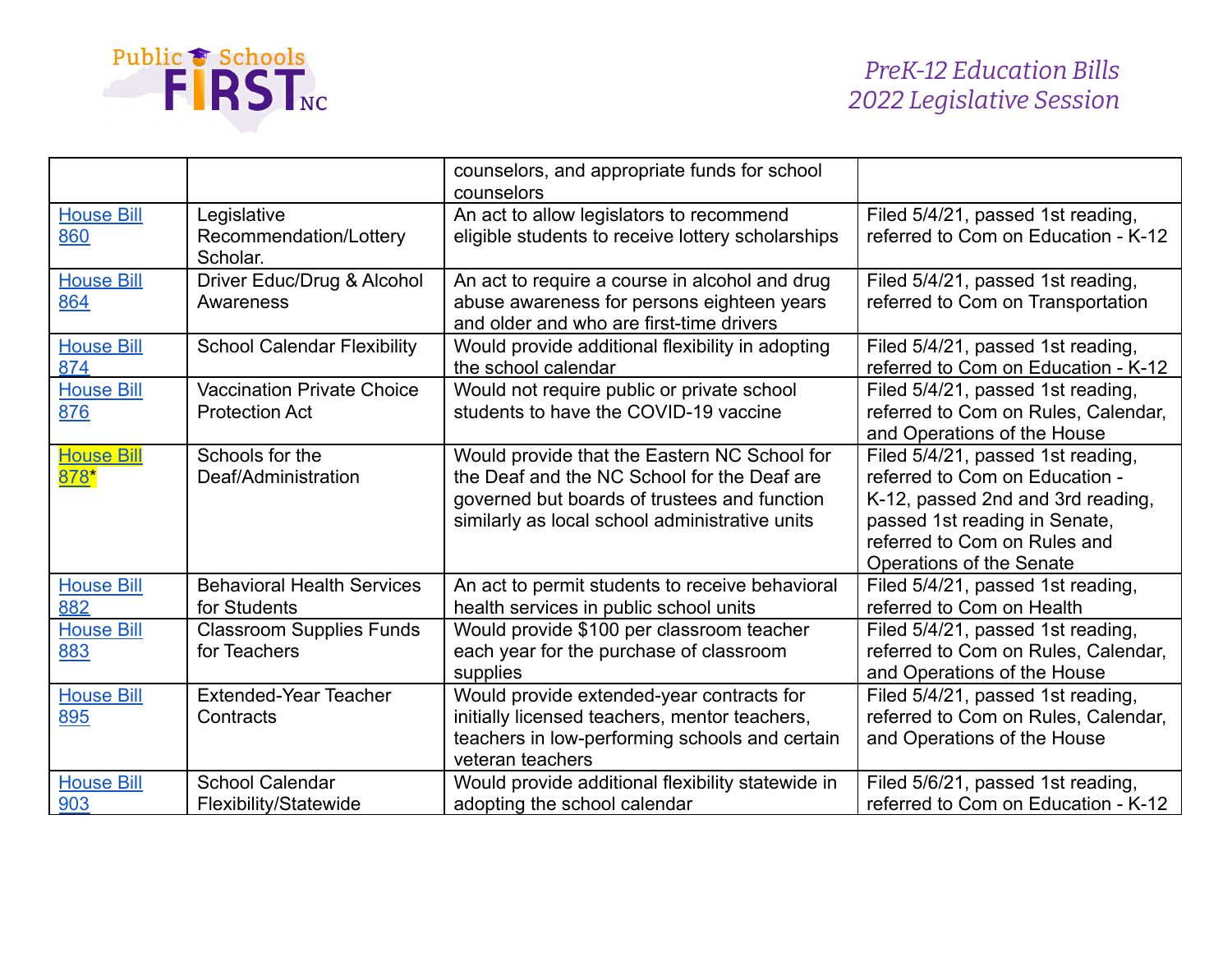| | | counselors, and appropriate funds for school counselors | |
|---|---|---|---|
| House Bill 860 | Legislative Recommendation/Lottery Scholar. | An act to allow legislators to recommend eligible students to receive lottery scholarships | Filed 5/4/21, passed 1st reading, referred to Com on Education - K-12 |
| House Bill 864 | Driver Educ/Drug & Alcohol Awareness | An act to require a course in alcohol and drug abuse awareness for persons eighteen years and older and who are first-time drivers | Filed 5/4/21, passed 1st reading, referred to Com on Transportation |
| House Bill 874 | School Calendar Flexibility | Would provide additional flexibility in adopting the school calendar | Filed 5/4/21, passed 1st reading, referred to Com on Education - K-12 |
| House Bill 876 | Vaccination Private Choice Protection Act | Would not require public or private school students to have the COVID-19 vaccine | Filed 5/4/21, passed 1st reading, referred to Com on Rules, Calendar, and Operations of the House |
| House Bill 878* | Schools for the Deaf/Administration | Would provide that the Eastern NC School for the Deaf and the NC School for the Deaf are governed but boards of trustees and function similarly as local school administrative units | Filed 5/4/21, passed 1st reading, referred to Com on Education - K-12, passed 2nd and 3rd reading, passed 1st reading in Senate, referred to Com on Rules and Operations of the Senate |
| House Bill 882 | Behavioral Health Services for Students | An act to permit students to receive behavioral health services in public school units | Filed 5/4/21, passed 1st reading, referred to Com on Health |
| House Bill 883 | Classroom Supplies Funds for Teachers | Would provide $100 per classroom teacher each year for the purchase of classroom supplies | Filed 5/4/21, passed 1st reading, referred to Com on Rules, Calendar, and Operations of the House |
| House Bill 895 | Extended-Year Teacher Contracts | Would provide extended-year contracts for initially licensed teachers, mentor teachers, teachers in low-performing schools and certain veteran teachers | Filed 5/4/21, passed 1st reading, referred to Com on Rules, Calendar, and Operations of the House |
| House Bill 903 | School Calendar Flexibility/Statewide | Would provide additional flexibility statewide in adopting the school calendar | Filed 5/6/21, passed 1st reading, referred to Com on Education - K-12 |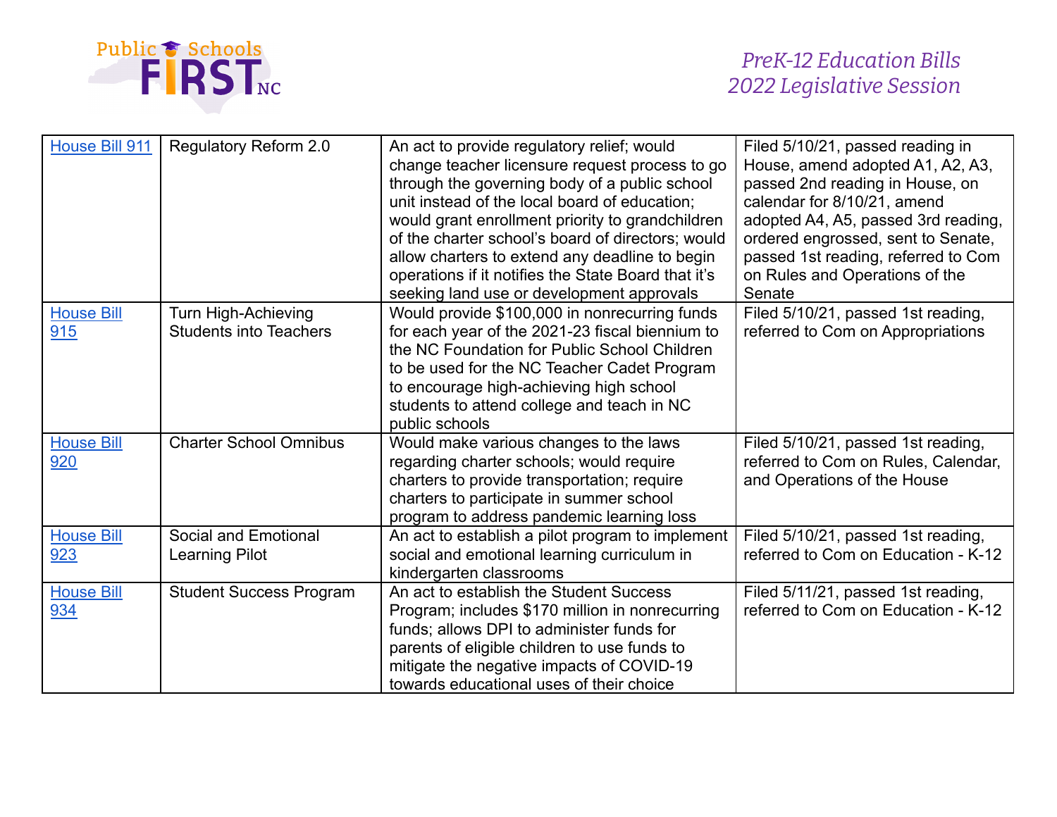| House Bill 911 | Regulatory Reform 2.0 | An act to provide regulatory relief; would change teacher licensure request process to go through the governing body of a public school unit instead of the local board of education; would grant enrollment priority to grandchildren of the charter school's board of directors; would allow charters to extend any deadline to begin operations if it notifies the State Board that it's seeking land use or development approvals | Filed 5/10/21, passed reading in House, amend adopted A1, A2, A3, passed 2nd reading in House, on calendar for 8/10/21, amend adopted A4, A5, passed 3rd reading, ordered engrossed, sent to Senate, passed 1st reading, referred to Com on Rules and Operations of the Senate |
|---|---|---|---|
| House Bill 915 | Turn High-Achieving Students into Teachers | Would provide $100,000 in nonrecurring funds for each year of the 2021-23 fiscal biennium to the NC Foundation for Public School Children to be used for the NC Teacher Cadet Program to encourage high-achieving high school students to attend college and teach in NC public schools | Filed 5/10/21, passed 1st reading, referred to Com on Appropriations |
| House Bill 920 | Charter School Omnibus | Would make various changes to the laws regarding charter schools; would require charters to provide transportation; require charters to participate in summer school program to address pandemic learning loss | Filed 5/10/21, passed 1st reading, referred to Com on Rules, Calendar, and Operations of the House |
| House Bill 923 | Social and Emotional Learning Pilot | An act to establish a pilot program to implement social and emotional learning curriculum in kindergarten classrooms | Filed 5/10/21, passed 1st reading, referred to Com on Education - K-12 |
| House Bill 934 | Student Success Program | An act to establish the Student Success Program; includes $170 million in nonrecurring funds; allows DPI to administer funds for parents of eligible children to use funds to mitigate the negative impacts of COVID-19 towards educational uses of their choice | Filed 5/11/21, passed 1st reading, referred to Com on Education - K-12 |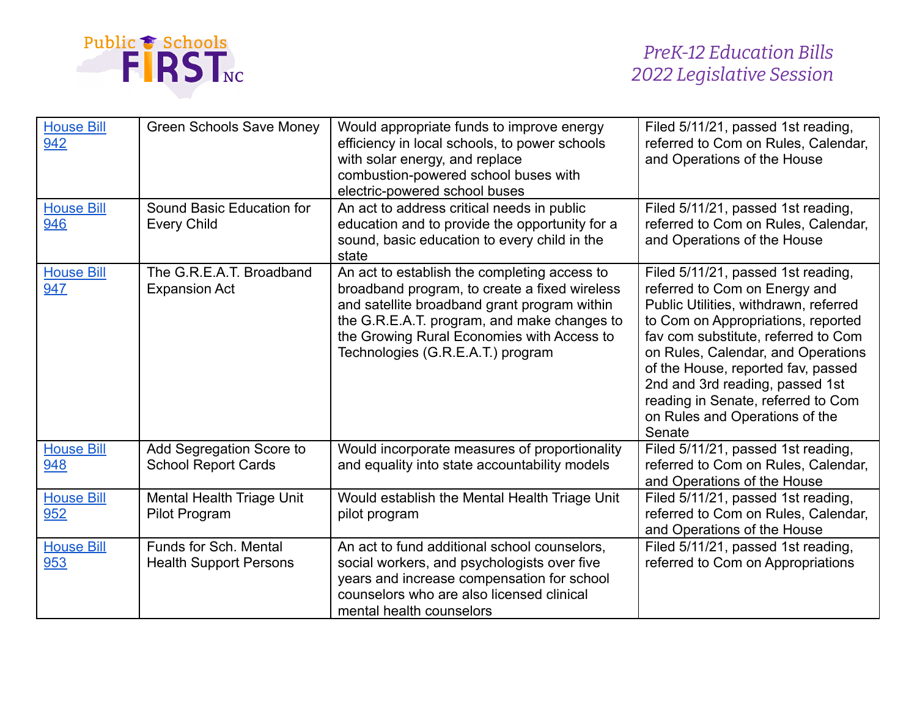| House Bill 942 | Green Schools Save Money | Would appropriate funds to improve energy efficiency in local schools, to power schools with solar energy, and replace combustion-powered school buses with electric-powered school buses | Filed 5/11/21, passed 1st reading, referred to Com on Rules, Calendar, and Operations of the House |
|---|---|---|---|
| House Bill 946 | Sound Basic Education for Every Child | An act to address critical needs in public education and to provide the opportunity for a sound, basic education to every child in the state | Filed 5/11/21, passed 1st reading, referred to Com on Rules, Calendar, and Operations of the House |
| House Bill 947 | The G.R.E.A.T. Broadband Expansion Act | An act to establish the completing access to broadband program, to create a fixed wireless and satellite broadband grant program within the G.R.E.A.T. program, and make changes to the Growing Rural Economies with Access to Technologies (G.R.E.A.T.) program | Filed 5/11/21, passed 1st reading, referred to Com on Energy and Public Utilities, withdrawn, referred to Com on Appropriations, reported fav com substitute, referred to Com on Rules, Calendar, and Operations of the House, reported fav, passed 2nd and 3rd reading, passed 1st reading in Senate, referred to Com on Rules and Operations of the Senate |
| House Bill 948 | Add Segregation Score to School Report Cards | Would incorporate measures of proportionality and equality into state accountability models | Filed 5/11/21, passed 1st reading, referred to Com on Rules, Calendar, and Operations of the House |
| House Bill 952 | Mental Health Triage Unit Pilot Program | Would establish the Mental Health Triage Unit pilot program | Filed 5/11/21, passed 1st reading, referred to Com on Rules, Calendar, and Operations of the House |
| House Bill 953 | Funds for Sch. Mental Health Support Persons | An act to fund additional school counselors, social workers, and psychologists over five years and increase compensation for school counselors who are also licensed clinical mental health counselors | Filed 5/11/21, passed 1st reading, referred to Com on Appropriations |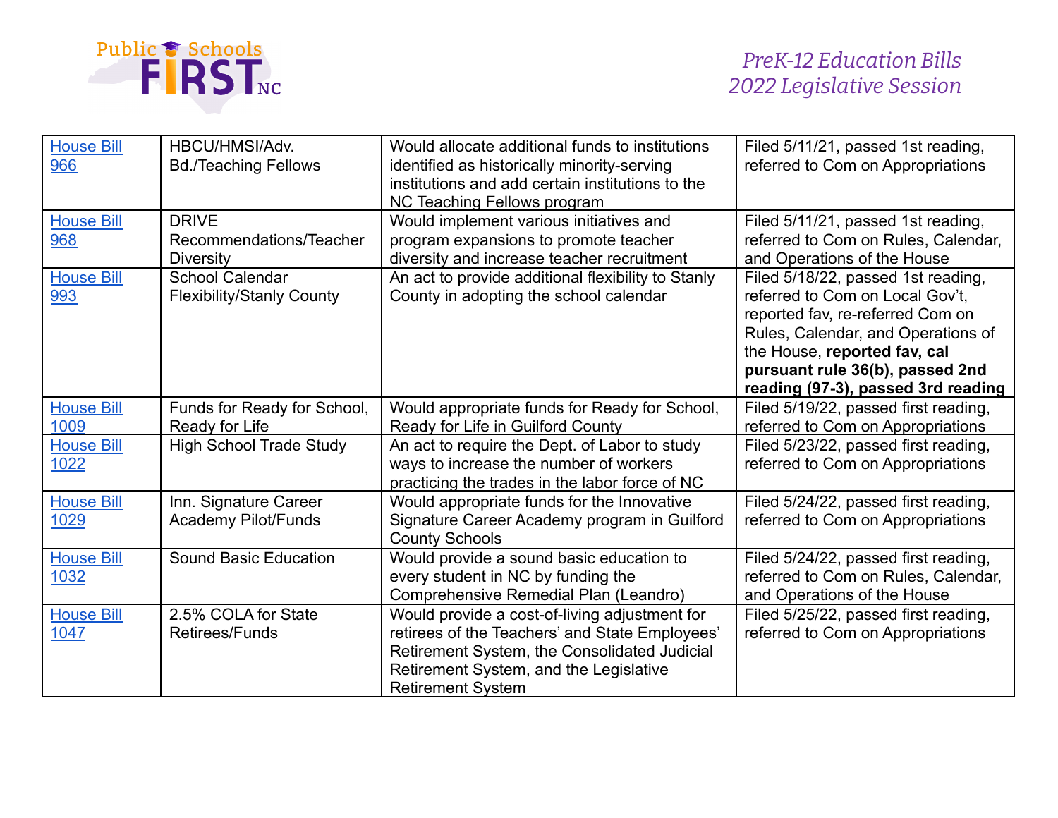| House Bill 966 | HBCU/HMSI/Adv. Bd./Teaching Fellows | Would allocate additional funds to institutions identified as historically minority-serving institutions and add certain institutions to the NC Teaching Fellows program | Filed 5/11/21, passed 1st reading, referred to Com on Appropriations |
|---|---|---|---|
| House Bill 968 | DRIVE Recommendations/Teacher Diversity | Would implement various initiatives and program expansions to promote teacher diversity and increase teacher recruitment | Filed 5/11/21, passed 1st reading, referred to Com on Rules, Calendar, and Operations of the House |
| House Bill 993 | School Calendar Flexibility/Stanly County | An act to provide additional flexibility to Stanly County in adopting the school calendar | Filed 5/18/22, passed 1st reading, referred to Com on Local Gov't, reported fav, re-referred Com on Rules, Calendar, and Operations of the House, **reported fav, cal pursuant rule 36(b), passed 2nd reading (97-3), passed 3rd reading** |
| House Bill 1009 | Funds for Ready for School, Ready for Life | Would appropriate funds for Ready for School, Ready for Life in Guilford County | Filed 5/19/22, passed first reading, referred to Com on Appropriations |
| House Bill 1022 | High School Trade Study | An act to require the Dept. of Labor to study ways to increase the number of workers practicing the trades in the labor force of NC | Filed 5/23/22, passed first reading, referred to Com on Appropriations |
| House Bill 1029 | Inn. Signature Career Academy Pilot/Funds | Would appropriate funds for the Innovative Signature Career Academy program in Guilford County Schools | Filed 5/24/22, passed first reading, referred to Com on Appropriations |
| House Bill 1032 | Sound Basic Education | Would provide a sound basic education to every student in NC by funding the Comprehensive Remedial Plan (Leandro) | Filed 5/24/22, passed first reading, referred to Com on Rules, Calendar, and Operations of the House |
| House Bill 1047 | 2.5% COLA for State Retirees/Funds | Would provide a cost-of-living adjustment for retirees of the Teachers' and State Employees' Retirement System, the Consolidated Judicial Retirement System, and the Legislative Retirement System | Filed 5/25/22, passed first reading, referred to Com on Appropriations |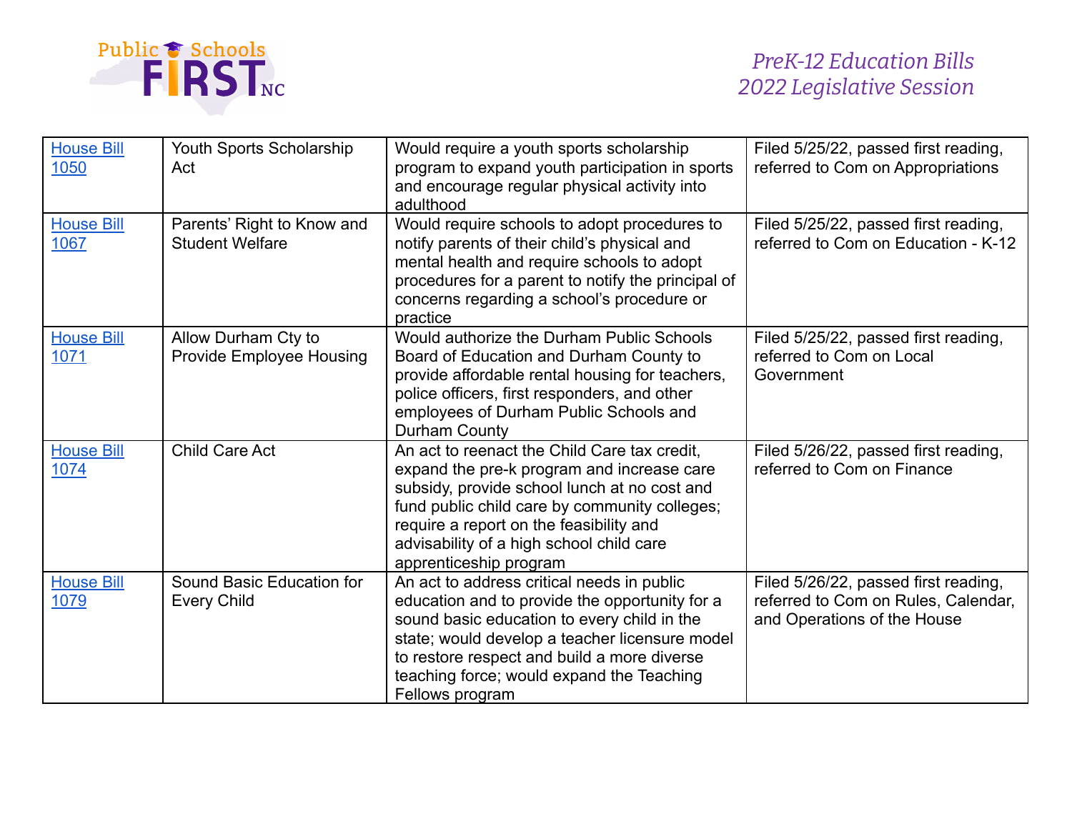| House Bill 1050 | Youth Sports Scholarship Act | Would require a youth sports scholarship program to expand youth participation in sports and encourage regular physical activity into adulthood | Filed 5/25/22, passed first reading, referred to Com on Appropriations |
|---|---|---|---|
| House Bill 1067 | Parents' Right to Know and Student Welfare | Would require schools to adopt procedures to notify parents of their child's physical and mental health and require schools to adopt procedures for a parent to notify the principal of concerns regarding a school's procedure or practice | Filed 5/25/22, passed first reading, referred to Com on Education - K-12 |
| House Bill 1071 | Allow Durham Cty to Provide Employee Housing | Would authorize the Durham Public Schools Board of Education and Durham County to provide affordable rental housing for teachers, police officers, first responders, and other employees of Durham Public Schools and Durham County | Filed 5/25/22, passed first reading, referred to Com on Local Government |
| House Bill 1074 | Child Care Act | An act to reenact the Child Care tax credit, expand the pre-k program and increase care subsidy, provide school lunch at no cost and fund public child care by community colleges; require a report on the feasibility and advisability of a high school child care apprenticeship program | Filed 5/26/22, passed first reading, referred to Com on Finance |
| House Bill 1079 | Sound Basic Education for Every Child | An act to address critical needs in public education and to provide the opportunity for a sound basic education to every child in the state; would develop a teacher licensure model to restore respect and build a more diverse teaching force; would expand the Teaching Fellows program | Filed 5/26/22, passed first reading, referred to Com on Rules, Calendar, and Operations of the House |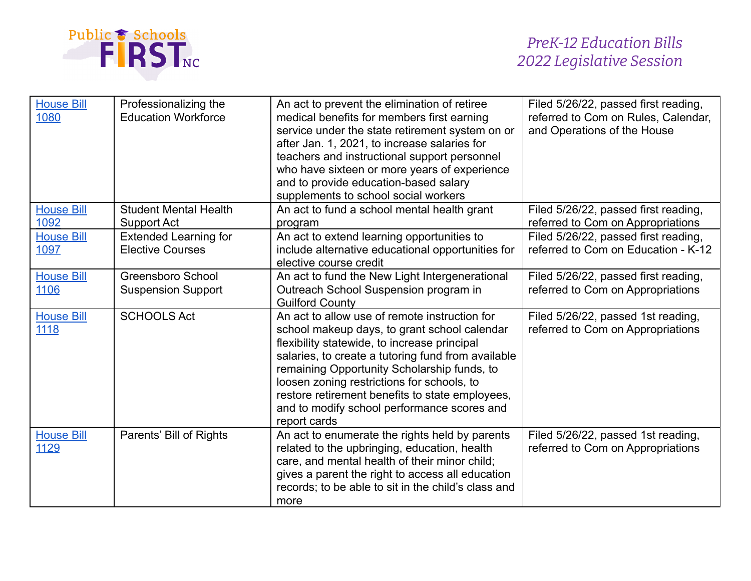| House Bill 1080 | Professionalizing the Education Workforce | An act to prevent the elimination of retiree medical benefits for members first earning service under the state retirement system on or after Jan. 1, 2021, to increase salaries for teachers and instructional support personnel who have sixteen or more years of experience and to provide education-based salary supplements to school social workers | Filed 5/26/22, passed first reading, referred to Com on Rules, Calendar, and Operations of the House |
|---|---|---|---|
| House Bill 1092 | Student Mental Health Support Act | An act to fund a school mental health grant program | Filed 5/26/22, passed first reading, referred to Com on Appropriations |
| House Bill 1097 | Extended Learning for Elective Courses | An act to extend learning opportunities to include alternative educational opportunities for elective course credit | Filed 5/26/22, passed first reading, referred to Com on Education - K-12 |
| House Bill 1106 | Greensboro School Suspension Support | An act to fund the New Light Intergenerational Outreach School Suspension program in Guilford County | Filed 5/26/22, passed first reading, referred to Com on Appropriations |
| House Bill 1118 | SCHOOLS Act | An act to allow use of remote instruction for school makeup days, to grant school calendar flexibility statewide, to increase principal salaries, to create a tutoring fund from available remaining Opportunity Scholarship funds, to loosen zoning restrictions for schools, to restore retirement benefits to state employees, and to modify school performance scores and report cards | Filed 5/26/22, passed 1st reading, referred to Com on Appropriations |
| House Bill 1129 | Parents' Bill of Rights | An act to enumerate the rights held by parents related to the upbringing, education, health care, and mental health of their minor child; gives a parent the right to access all education records; to be able to sit in the child's class and more | Filed 5/26/22, passed 1st reading, referred to Com on Appropriations |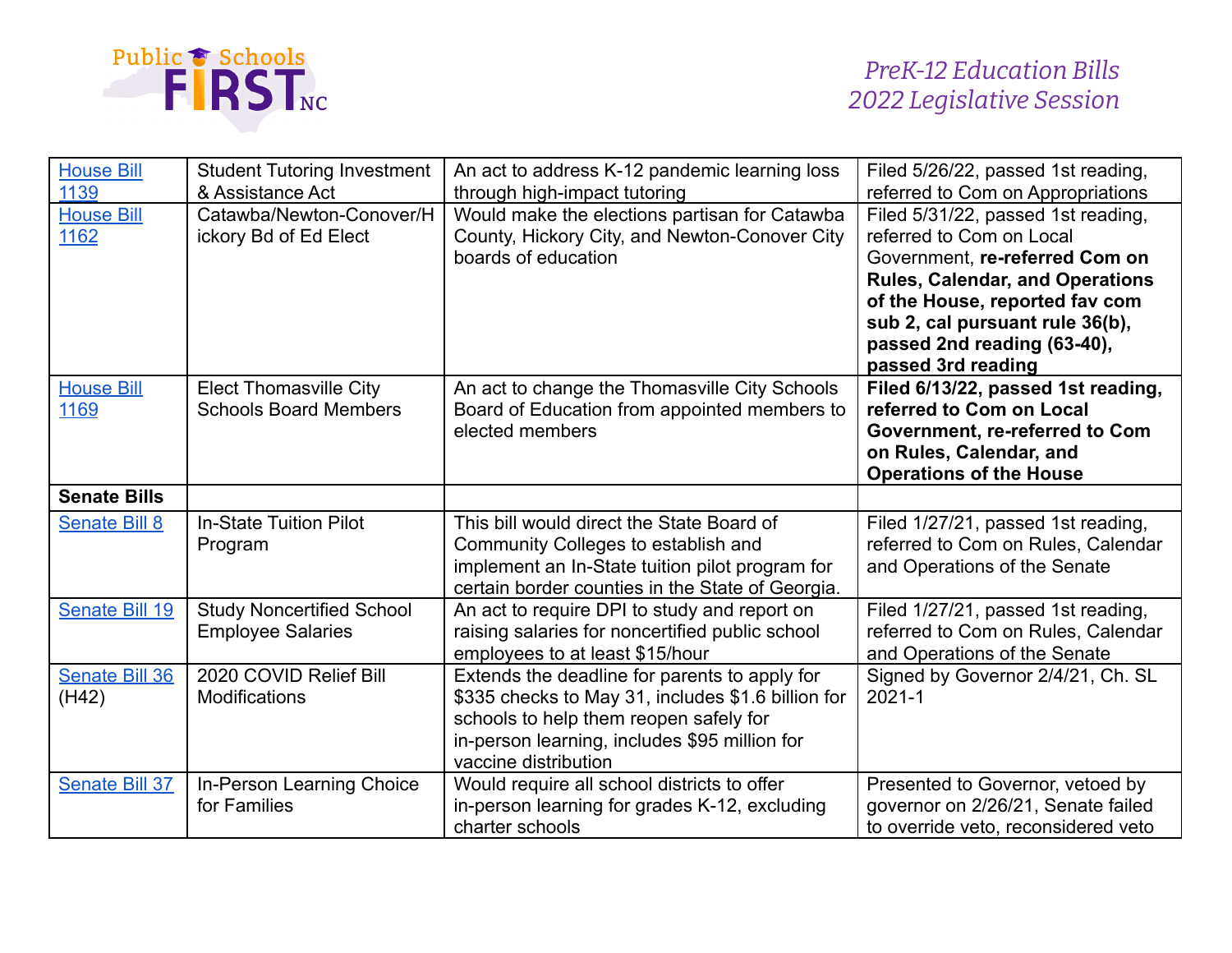| [House Bill 1139]() | Student Tutoring Investment & Assistance Act | An act to address K-12 pandemic learning loss through high-impact tutoring | Filed 5/26/22, passed 1st reading, referred to Com on Appropriations |
|---|---|---|---|
| [House Bill 1162]() | Catawba/Newton-Conover/Hickory Bd of Ed Elect | Would make the elections partisan for Catawba County, Hickory City, and Newton-Conover City boards of education | Filed 5/31/22, passed 1st reading, referred to Com on Local Government, **re-referred Com on Rules, Calendar, and Operations of the House, reported fav com sub 2, cal pursuant rule 36(b), passed 2nd reading (63-40), passed 3rd reading** |
| [House Bill 1169]() | Elect Thomasville City Schools Board Members | An act to change the Thomasville City Schools Board of Education from appointed members to elected members | **Filed 6/13/22, passed 1st reading, referred to Com on Local Government, re-referred to Com on Rules, Calendar, and Operations of the House** |
| **Senate Bills** | | | |
| [Senate Bill 8]() | In-State Tuition Pilot Program | This bill would direct the State Board of Community Colleges to establish and implement an In-State tuition pilot program for certain border counties in the State of Georgia. | Filed 1/27/21, passed 1st reading, referred to Com on Rules, Calendar and Operations of the Senate |
| [Senate Bill 19]() | Study Noncertified School Employee Salaries | An act to require DPI to study and report on raising salaries for noncertified public school employees to at least $15/hour | Filed 1/27/21, passed 1st reading, referred to Com on Rules, Calendar and Operations of the Senate |
| [Senate Bill 36]() (H42) | 2020 COVID Relief Bill Modifications | Extends the deadline for parents to apply for $335 checks to May 31, includes $1.6 billion for schools to help them reopen safely for in-person learning, includes $95 million for vaccine distribution | Signed by Governor 2/4/21, Ch. SL 2021-1 |
| [Senate Bill 37]() | In-Person Learning Choice for Families | Would require all school districts to offer in-person learning for grades K-12, excluding charter schools | Presented to Governor, vetoed by governor on 2/26/21, Senate failed to override veto, reconsidered veto |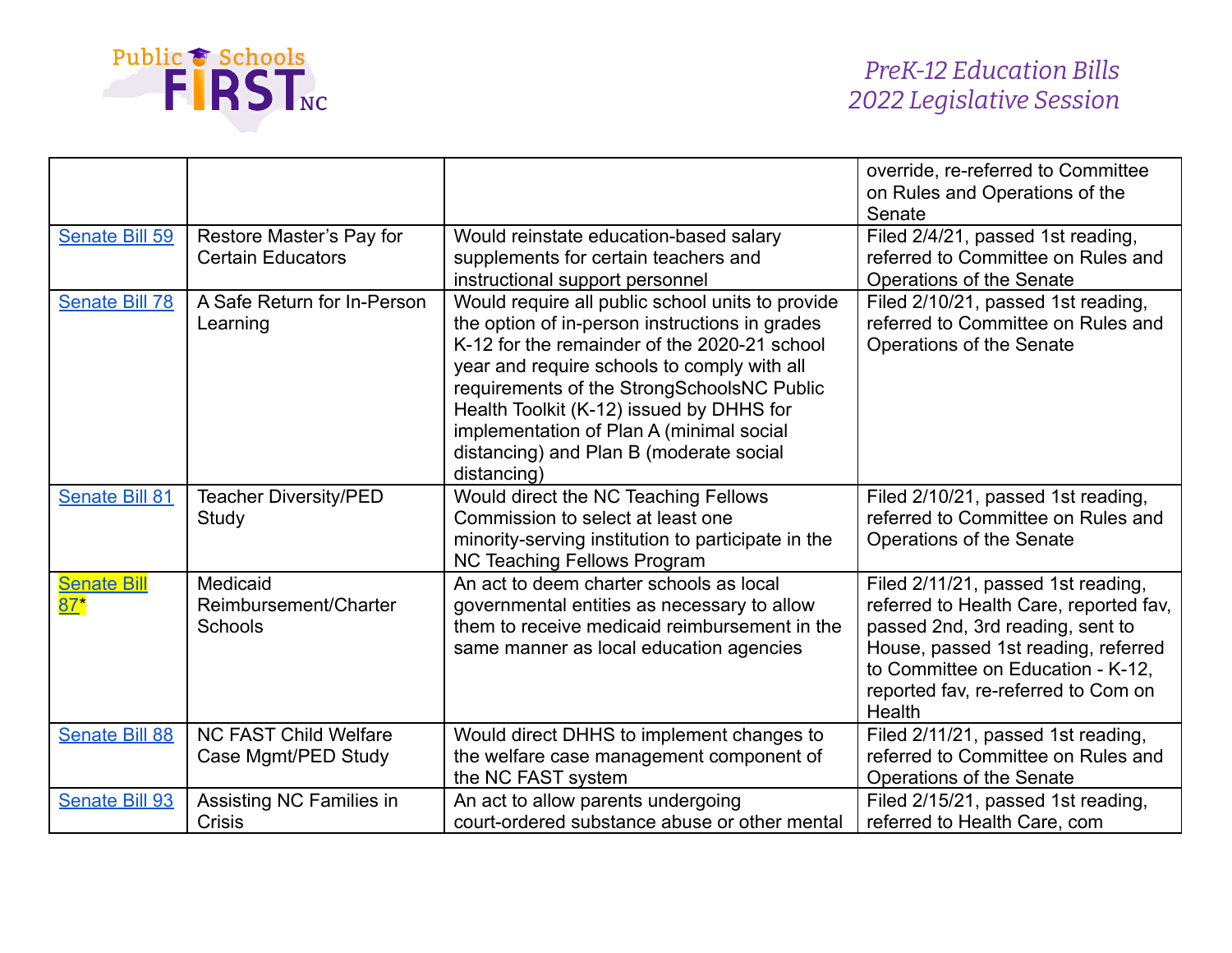| | | | override, re-referred to Committee on Rules and Operations of the Senate |
|---|---|---|---|
| Senate Bill 59 | Restore Master's Pay for Certain Educators | Would reinstate education-based salary supplements for certain teachers and instructional support personnel | Filed 2/4/21, passed 1st reading, referred to Committee on Rules and Operations of the Senate |
| Senate Bill 78 | A Safe Return for In-Person Learning | Would require all public school units to provide the option of in-person instructions in grades K-12 for the remainder of the 2020-21 school year and require schools to comply with all requirements of the StrongSchoolsNC Public Health Toolkit (K-12) issued by DHHS for implementation of Plan A (minimal social distancing) and Plan B (moderate social distancing) | Filed 2/10/21, passed 1st reading, referred to Committee on Rules and Operations of the Senate |
| Senate Bill 81 | Teacher Diversity/PED Study | Would direct the NC Teaching Fellows Commission to select at least one minority-serving institution to participate in the NC Teaching Fellows Program | Filed 2/10/21, passed 1st reading, referred to Committee on Rules and Operations of the Senate |
| Senate Bill 87* | Medicaid Reimbursement/Charter Schools | An act to deem charter schools as local governmental entities as necessary to allow them to receive medicaid reimbursement in the same manner as local education agencies | Filed 2/11/21, passed 1st reading, referred to Health Care, reported fav, passed 2nd, 3rd reading, sent to House, passed 1st reading, referred to Committee on Education - K-12, reported fav, re-referred to Com on Health |
| Senate Bill 88 | NC FAST Child Welfare Case Mgmt/PED Study | Would direct DHHS to implement changes to the welfare case management component of the NC FAST system | Filed 2/11/21, passed 1st reading, referred to Committee on Rules and Operations of the Senate |
| Senate Bill 93 | Assisting NC Families in Crisis | An act to allow parents undergoing court-ordered substance abuse or other mental | Filed 2/15/21, passed 1st reading, referred to Health Care, com |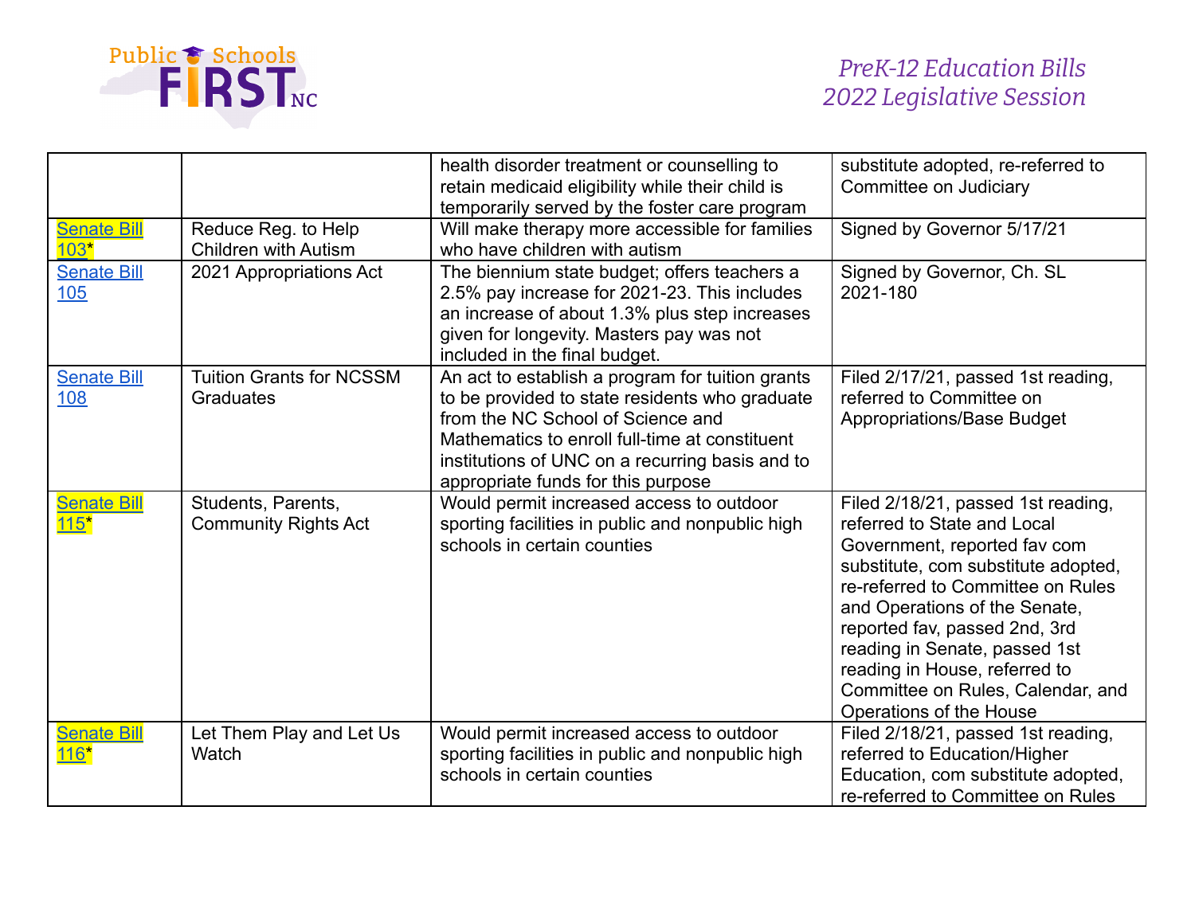| | | health disorder treatment or counselling to retain medicaid eligibility while their child is temporarily served by the foster care program | substitute adopted, re-referred to Committee on Judiciary |
|---|---|---|---|
| Senate Bill 103* | Reduce Reg. to Help Children with Autism | Will make therapy more accessible for families who have children with autism | Signed by Governor 5/17/21 |
| Senate Bill 105 | 2021 Appropriations Act | The biennium state budget; offers teachers a 2.5% pay increase for 2021-23. This includes an increase of about 1.3% plus step increases given for longevity. Masters pay was not included in the final budget. | Signed by Governor, Ch. SL 2021-180 |
| Senate Bill 108 | Tuition Grants for NCSSM Graduates | An act to establish a program for tuition grants to be provided to state residents who graduate from the NC School of Science and Mathematics to enroll full-time at constituent institutions of UNC on a recurring basis and to appropriate funds for this purpose | Filed 2/17/21, passed 1st reading, referred to Committee on Appropriations/Base Budget |
| Senate Bill 115* | Students, Parents, Community Rights Act | Would permit increased access to outdoor sporting facilities in public and nonpublic high schools in certain counties | Filed 2/18/21, passed 1st reading, referred to State and Local Government, reported fav com substitute, com substitute adopted, re-referred to Committee on Rules and Operations of the Senate, reported fav, passed 2nd, 3rd reading in Senate, passed 1st reading in House, referred to Committee on Rules, Calendar, and Operations of the House |
| Senate Bill 116* | Let Them Play and Let Us Watch | Would permit increased access to outdoor sporting facilities in public and nonpublic high schools in certain counties | Filed 2/18/21, passed 1st reading, referred to Education/Higher Education, com substitute adopted, re-referred to Committee on Rules |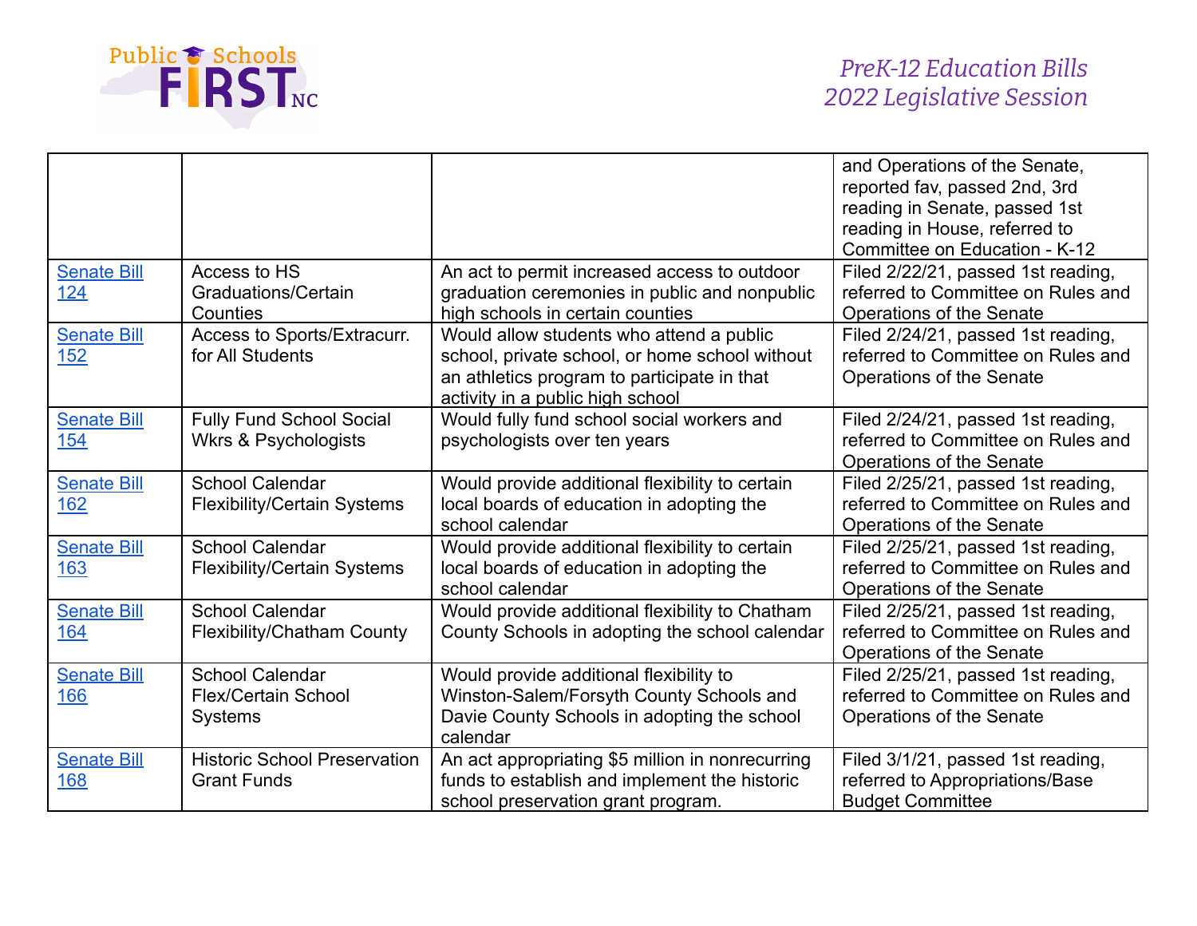| | | | and Operations of the Senate, reported fav, passed 2nd, 3rd reading in Senate, passed 1st reading in House, referred to Committee on Education - K-12 |
|---|---|---|---|
| [Senate Bill 124]() | Access to HS Graduations/Certain Counties | An act to permit increased access to outdoor graduation ceremonies in public and nonpublic high schools in certain counties | Filed 2/22/21, passed 1st reading, referred to Committee on Rules and Operations of the Senate |
| [Senate Bill 152]() | Access to Sports/Extracurr. for All Students | Would allow students who attend a public school, private school, or home school without an athletics program to participate in that activity in a public high school | Filed 2/24/21, passed 1st reading, referred to Committee on Rules and Operations of the Senate |
| [Senate Bill 154]() | Fully Fund School Social Wkrs & Psychologists | Would fully fund school social workers and psychologists over ten years | Filed 2/24/21, passed 1st reading, referred to Committee on Rules and Operations of the Senate |
| [Senate Bill 162]() | School Calendar Flexibility/Certain Systems | Would provide additional flexibility to certain local boards of education in adopting the school calendar | Filed 2/25/21, passed 1st reading, referred to Committee on Rules and Operations of the Senate |
| [Senate Bill 163]() | School Calendar Flexibility/Certain Systems | Would provide additional flexibility to certain local boards of education in adopting the school calendar | Filed 2/25/21, passed 1st reading, referred to Committee on Rules and Operations of the Senate |
| [Senate Bill 164]() | School Calendar Flexibility/Chatham County | Would provide additional flexibility to Chatham County Schools in adopting the school calendar | Filed 2/25/21, passed 1st reading, referred to Committee on Rules and Operations of the Senate |
| [Senate Bill 166]() | School Calendar Flex/Certain School Systems | Would provide additional flexibility to Winston-Salem/Forsyth County Schools and Davie County Schools in adopting the school calendar | Filed 2/25/21, passed 1st reading, referred to Committee on Rules and Operations of the Senate |
| [Senate Bill 168]() | Historic School Preservation Grant Funds | An act appropriating $5 million in nonrecurring funds to establish and implement the historic school preservation grant program. | Filed 3/1/21, passed 1st reading, referred to Appropriations/Base Budget Committee |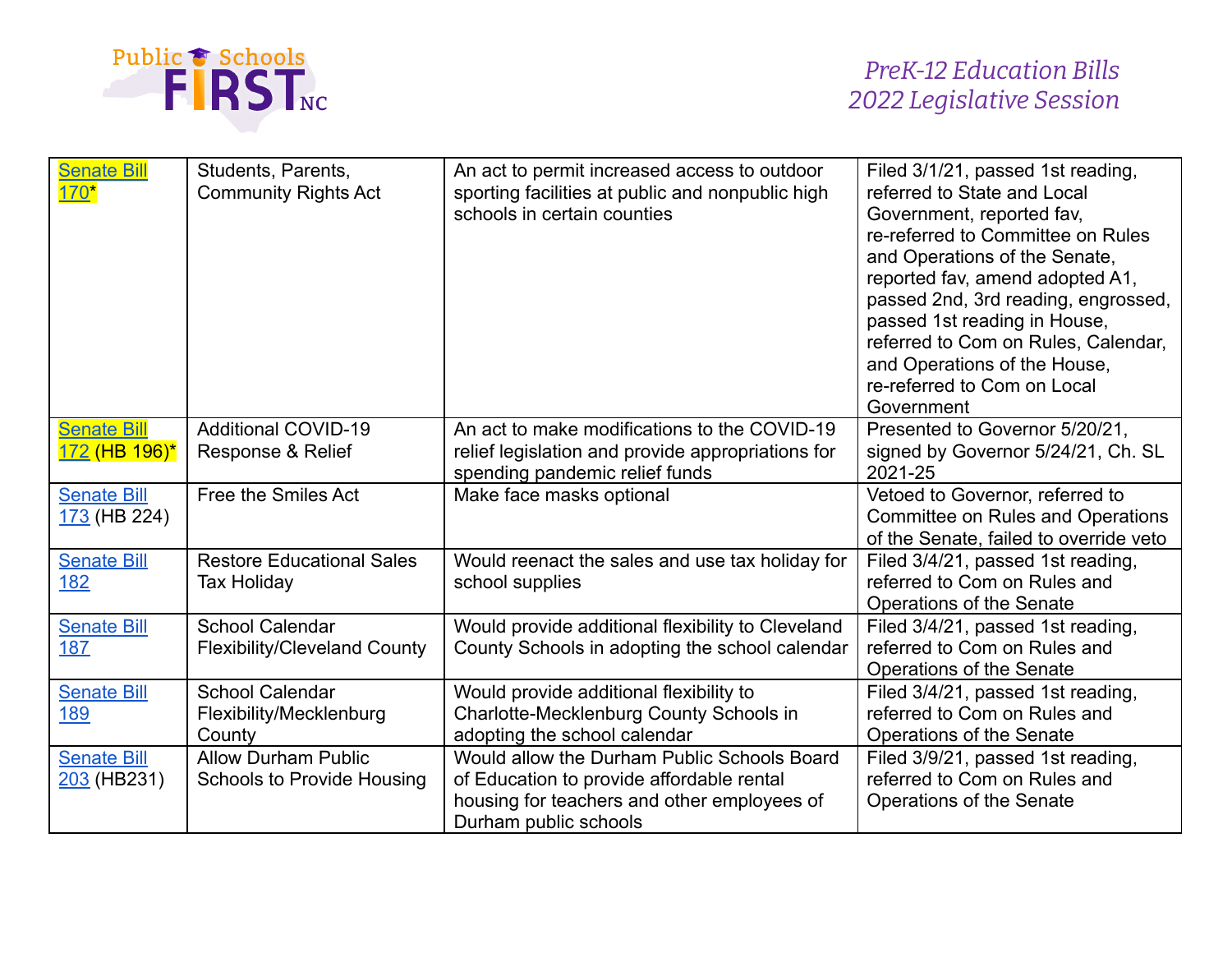| Senate Bill 170* | Students, Parents, Community Rights Act | An act to permit increased access to outdoor sporting facilities at public and nonpublic high schools in certain counties | Filed 3/1/21, passed 1st reading, referred to State and Local Government, reported fav, re-referred to Committee on Rules and Operations of the Senate, reported fav, amend adopted A1, passed 2nd, 3rd reading, engrossed, passed 1st reading in House, referred to Com on Rules, Calendar, and Operations of the House, re-referred to Com on Local Government |
|---|---|---|---|
| Senate Bill 172 (HB 196)* | Additional COVID-19 Response & Relief | An act to make modifications to the COVID-19 relief legislation and provide appropriations for spending pandemic relief funds | Presented to Governor 5/20/21, signed by Governor 5/24/21, Ch. SL 2021-25 |
| Senate Bill 173 (HB 224) | Free the Smiles Act | Make face masks optional | Vetoed to Governor, referred to Committee on Rules and Operations of the Senate, failed to override veto |
| Senate Bill 182 | Restore Educational Sales Tax Holiday | Would reenact the sales and use tax holiday for school supplies | Filed 3/4/21, passed 1st reading, referred to Com on Rules and Operations of the Senate |
| Senate Bill 187 | School Calendar Flexibility/Cleveland County | Would provide additional flexibility to Cleveland County Schools in adopting the school calendar | Filed 3/4/21, passed 1st reading, referred to Com on Rules and Operations of the Senate |
| Senate Bill 189 | School Calendar Flexibility/Mecklenburg County | Would provide additional flexibility to Charlotte-Mecklenburg County Schools in adopting the school calendar | Filed 3/4/21, passed 1st reading, referred to Com on Rules and Operations of the Senate |
| Senate Bill 203 (HB231) | Allow Durham Public Schools to Provide Housing | Would allow the Durham Public Schools Board of Education to provide affordable rental housing for teachers and other employees of Durham public schools | Filed 3/9/21, passed 1st reading, referred to Com on Rules and Operations of the Senate |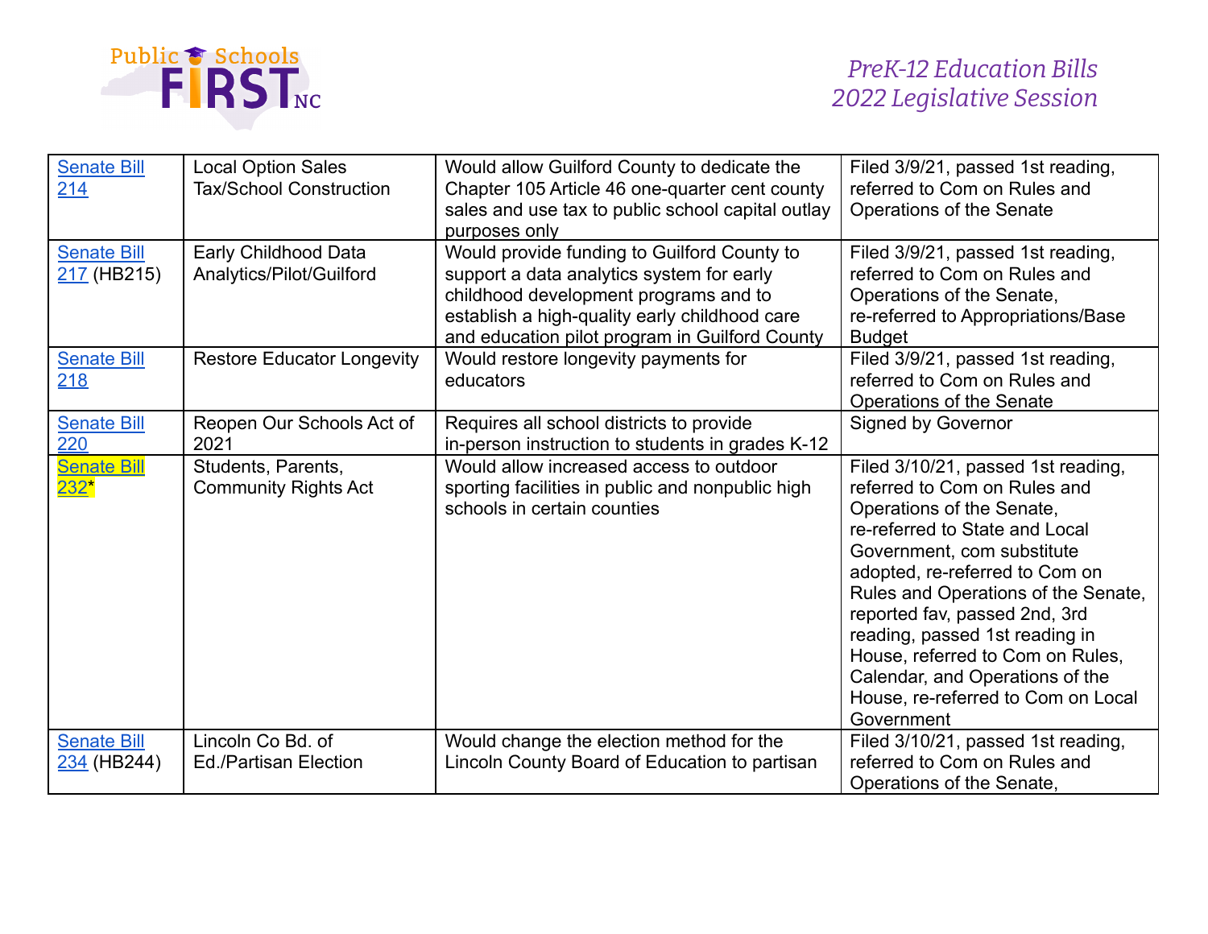| Senate Bill 214 | Local Option Sales Tax/School Construction | Would allow Guilford County to dedicate the Chapter 105 Article 46 one-quarter cent county sales and use tax to public school capital outlay purposes only | Filed 3/9/21, passed 1st reading, referred to Com on Rules and Operations of the Senate |
|---|---|---|---|
| Senate Bill 217 (HB215) | Early Childhood Data Analytics/Pilot/Guilford | Would provide funding to Guilford County to support a data analytics system for early childhood development programs and to establish a high-quality early childhood care and education pilot program in Guilford County | Filed 3/9/21, passed 1st reading, referred to Com on Rules and Operations of the Senate, re-referred to Appropriations/Base Budget |
| Senate Bill 218 | Restore Educator Longevity | Would restore longevity payments for educators | Filed 3/9/21, passed 1st reading, referred to Com on Rules and Operations of the Senate |
| Senate Bill 220 | Reopen Our Schools Act of 2021 | Requires all school districts to provide in-person instruction to students in grades K-12 | Signed by Governor |
| Senate Bill 232* | Students, Parents, Community Rights Act | Would allow increased access to outdoor sporting facilities in public and nonpublic high schools in certain counties | Filed 3/10/21, passed 1st reading, referred to Com on Rules and Operations of the Senate, re-referred to State and Local Government, com substitute adopted, re-referred to Com on Rules and Operations of the Senate, reported fav, passed 2nd, 3rd reading, passed 1st reading in House, referred to Com on Rules, Calendar, and Operations of the House, re-referred to Com on Local Government |
| Senate Bill 234 (HB244) | Lincoln Co Bd. of Ed./Partisan Election | Would change the election method for the Lincoln County Board of Education to partisan | Filed 3/10/21, passed 1st reading, referred to Com on Rules and Operations of the Senate, |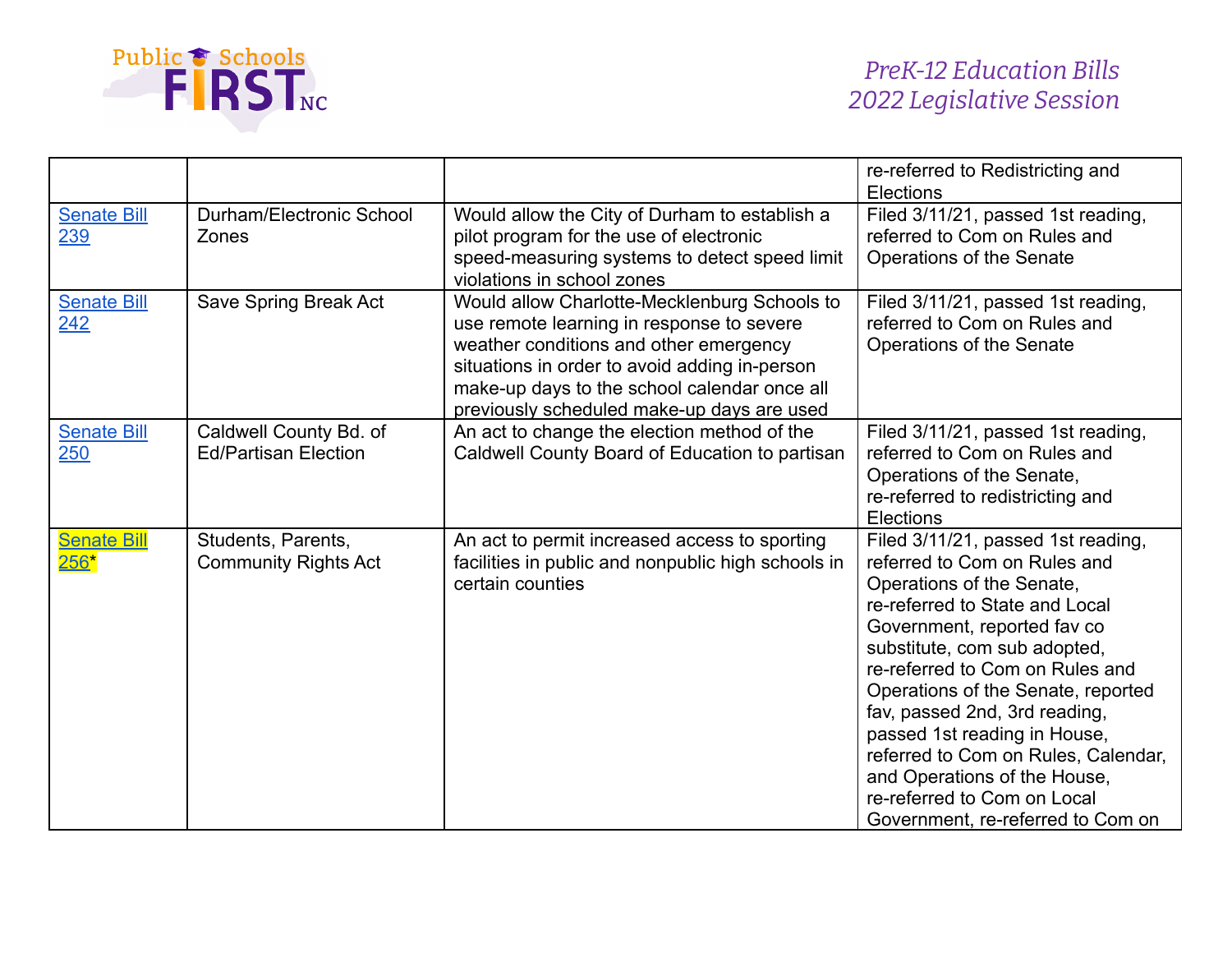| | | | re-referred to Redistricting and Elections |
|---|---|---|---|
| Senate Bill 239 | Durham/Electronic School Zones | Would allow the City of Durham to establish a pilot program for the use of electronic speed-measuring systems to detect speed limit violations in school zones | Filed 3/11/21, passed 1st reading, referred to Com on Rules and Operations of the Senate |
| Senate Bill 242 | Save Spring Break Act | Would allow Charlotte-Mecklenburg Schools to use remote learning in response to severe weather conditions and other emergency situations in order to avoid adding in-person make-up days to the school calendar once all previously scheduled make-up days are used | Filed 3/11/21, passed 1st reading, referred to Com on Rules and Operations of the Senate |
| Senate Bill 250 | Caldwell County Bd. of Ed/Partisan Election | An act to change the election method of the Caldwell County Board of Education to partisan | Filed 3/11/21, passed 1st reading, referred to Com on Rules and Operations of the Senate, re-referred to redistricting and Elections |
| Senate Bill 256* | Students, Parents, Community Rights Act | An act to permit increased access to sporting facilities in public and nonpublic high schools in certain counties | Filed 3/11/21, passed 1st reading, referred to Com on Rules and Operations of the Senate, re-referred to State and Local Government, reported fav co substitute, com sub adopted, re-referred to Com on Rules and Operations of the Senate, reported fav, passed 2nd, 3rd reading, passed 1st reading in House, referred to Com on Rules, Calendar, and Operations of the House, re-referred to Com on Local Government, re-referred to Com on |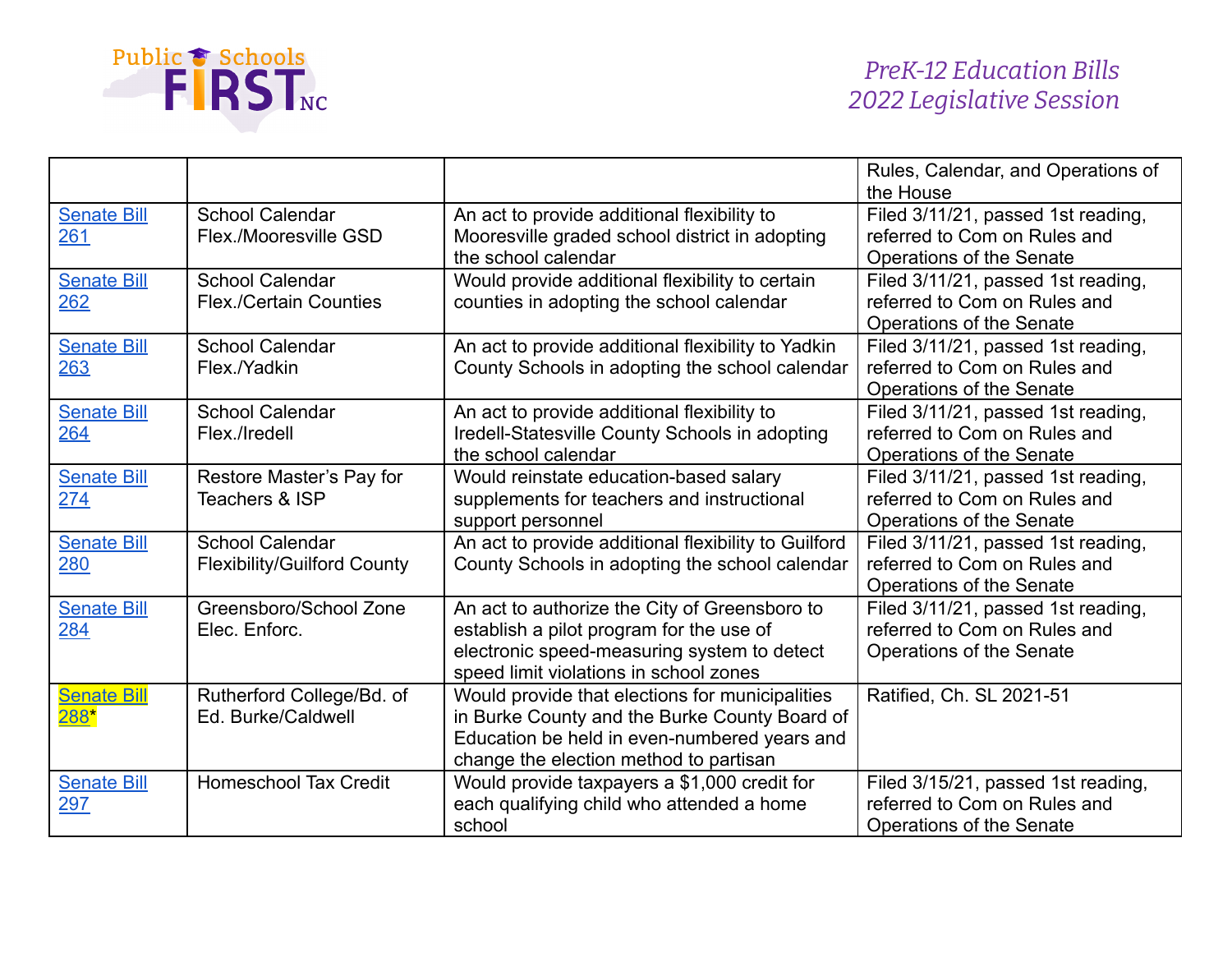| | | | Rules, Calendar, and Operations of the House |
|---|---|---|---|
| Senate Bill 261 | School Calendar Flex./Mooresville GSD | An act to provide additional flexibility to Mooresville graded school district in adopting the school calendar | Filed 3/11/21, passed 1st reading, referred to Com on Rules and Operations of the Senate |
| Senate Bill 262 | School Calendar Flex./Certain Counties | Would provide additional flexibility to certain counties in adopting the school calendar | Filed 3/11/21, passed 1st reading, referred to Com on Rules and Operations of the Senate |
| Senate Bill 263 | School Calendar Flex./Yadkin | An act to provide additional flexibility to Yadkin County Schools in adopting the school calendar | Filed 3/11/21, passed 1st reading, referred to Com on Rules and Operations of the Senate |
| Senate Bill 264 | School Calendar Flex./Iredell | An act to provide additional flexibility to Iredell-Statesville County Schools in adopting the school calendar | Filed 3/11/21, passed 1st reading, referred to Com on Rules and Operations of the Senate |
| Senate Bill 274 | Restore Master's Pay for Teachers & ISP | Would reinstate education-based salary supplements for teachers and instructional support personnel | Filed 3/11/21, passed 1st reading, referred to Com on Rules and Operations of the Senate |
| Senate Bill 280 | School Calendar Flexibility/Guilford County | An act to provide additional flexibility to Guilford County Schools in adopting the school calendar | Filed 3/11/21, passed 1st reading, referred to Com on Rules and Operations of the Senate |
| Senate Bill 284 | Greensboro/School Zone Elec. Enforc. | An act to authorize the City of Greensboro to establish a pilot program for the use of electronic speed-measuring system to detect speed limit violations in school zones | Filed 3/11/21, passed 1st reading, referred to Com on Rules and Operations of the Senate |
| Senate Bill 288* | Rutherford College/Bd. of Ed. Burke/Caldwell | Would provide that elections for municipalities in Burke County and the Burke County Board of Education be held in even-numbered years and change the election method to partisan | Ratified, Ch. SL 2021-51 |
| Senate Bill 297 | Homeschool Tax Credit | Would provide taxpayers a $1,000 credit for each qualifying child who attended a home school | Filed 3/15/21, passed 1st reading, referred to Com on Rules and Operations of the Senate |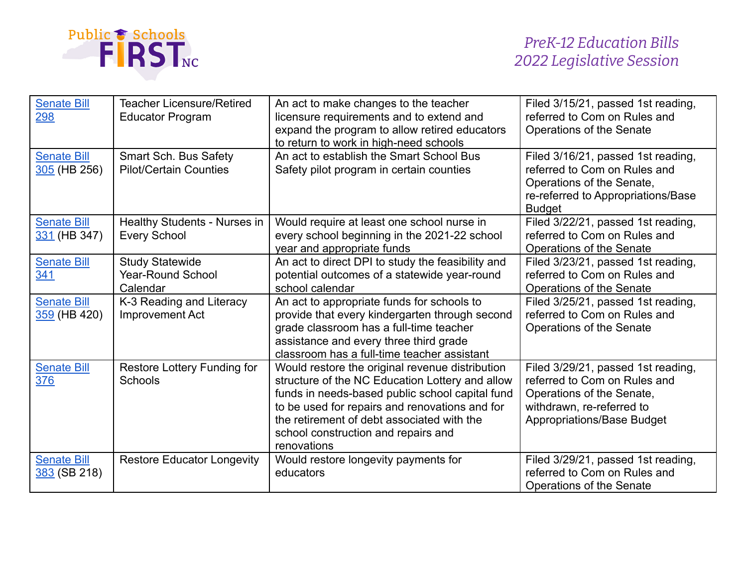| Senate Bill 298 | Teacher Licensure/Retired Educator Program | An act to make changes to the teacher licensure requirements and to extend and expand the program to allow retired educators to return to work in high-need schools | Filed 3/15/21, passed 1st reading, referred to Com on Rules and Operations of the Senate |
|---|---|---|---|
| Senate Bill 305 (HB 256) | Smart Sch. Bus Safety Pilot/Certain Counties | An act to establish the Smart School Bus Safety pilot program in certain counties | Filed 3/16/21, passed 1st reading, referred to Com on Rules and Operations of the Senate, re-referred to Appropriations/Base Budget |
| Senate Bill 331 (HB 347) | Healthy Students - Nurses in Every School | Would require at least one school nurse in every school beginning in the 2021-22 school year and appropriate funds | Filed 3/22/21, passed 1st reading, referred to Com on Rules and Operations of the Senate |
| Senate Bill 341 | Study Statewide Year-Round School Calendar | An act to direct DPI to study the feasibility and potential outcomes of a statewide year-round school calendar | Filed 3/23/21, passed 1st reading, referred to Com on Rules and Operations of the Senate |
| Senate Bill 359 (HB 420) | K-3 Reading and Literacy Improvement Act | An act to appropriate funds for schools to provide that every kindergarten through second grade classroom has a full-time teacher assistance and every three third grade classroom has a full-time teacher assistant | Filed 3/25/21, passed 1st reading, referred to Com on Rules and Operations of the Senate |
| Senate Bill 376 | Restore Lottery Funding for Schools | Would restore the original revenue distribution structure of the NC Education Lottery and allow funds in needs-based public school capital fund to be used for repairs and renovations and for the retirement of debt associated with the school construction and repairs and renovations | Filed 3/29/21, passed 1st reading, referred to Com on Rules and Operations of the Senate, withdrawn, re-referred to Appropriations/Base Budget |
| Senate Bill 383 (SB 218) | Restore Educator Longevity | Would restore longevity payments for educators | Filed 3/29/21, passed 1st reading, referred to Com on Rules and Operations of the Senate |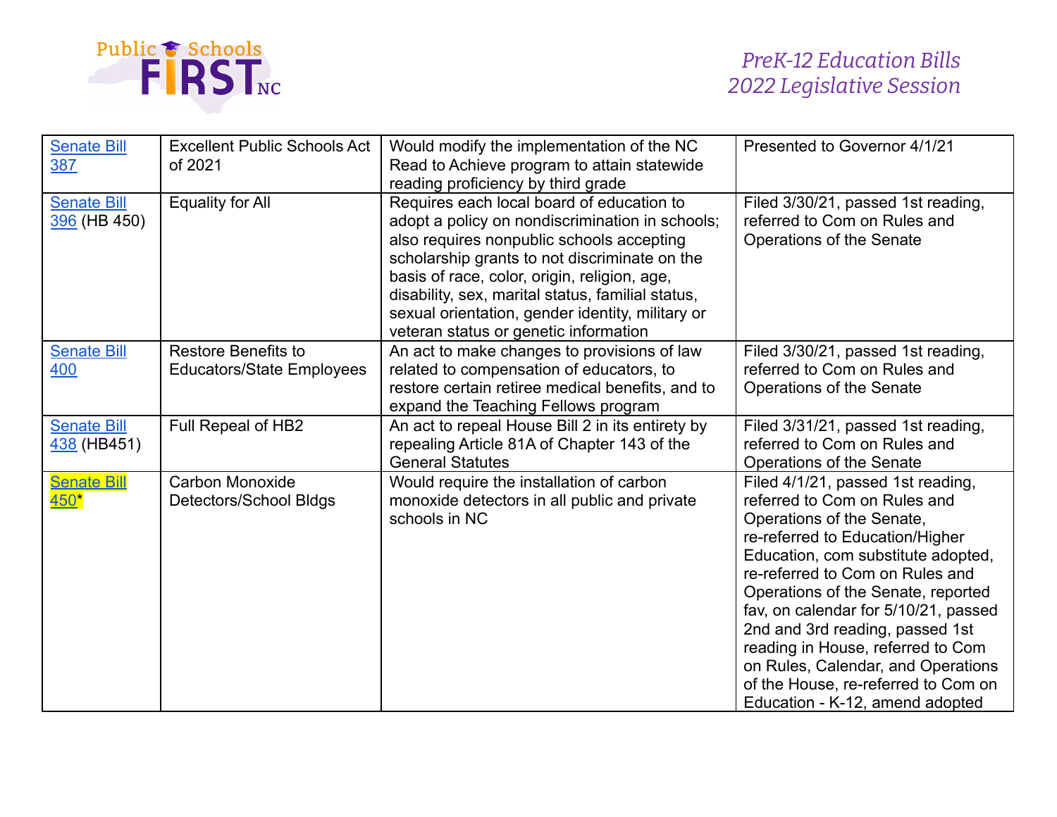| | | | |
|---|---|---|---|
| Senate Bill 387 | Excellent Public Schools Act of 2021 | Would modify the implementation of the NC Read to Achieve program to attain statewide reading proficiency by third grade | Presented to Governor 4/1/21 |
| Senate Bill 396 (HB 450) | Equality for All | Requires each local board of education to adopt a policy on nondiscrimination in schools; also requires nonpublic schools accepting scholarship grants to not discriminate on the basis of race, color, origin, religion, age, disability, sex, marital status, familial status, sexual orientation, gender identity, military or veteran status or genetic information | Filed 3/30/21, passed 1st reading, referred to Com on Rules and Operations of the Senate |
| Senate Bill 400 | Restore Benefits to Educators/State Employees | An act to make changes to provisions of law related to compensation of educators, to restore certain retiree medical benefits, and to expand the Teaching Fellows program | Filed 3/30/21, passed 1st reading, referred to Com on Rules and Operations of the Senate |
| Senate Bill 438 (HB451) | Full Repeal of HB2 | An act to repeal House Bill 2 in its entirety by repealing Article 81A of Chapter 143 of the General Statutes | Filed 3/31/21, passed 1st reading, referred to Com on Rules and Operations of the Senate |
| Senate Bill 450* | Carbon Monoxide Detectors/School Bldgs | Would require the installation of carbon monoxide detectors in all public and private schools in NC | Filed 4/1/21, passed 1st reading, referred to Com on Rules and Operations of the Senate, re-referred to Education/Higher Education, com substitute adopted, re-referred to Com on Rules and Operations of the Senate, reported fav, on calendar for 5/10/21, passed 2nd and 3rd reading, passed 1st reading in House, referred to Com on Rules, Calendar, and Operations of the House, re-referred to Com on Education - K-12, amend adopted |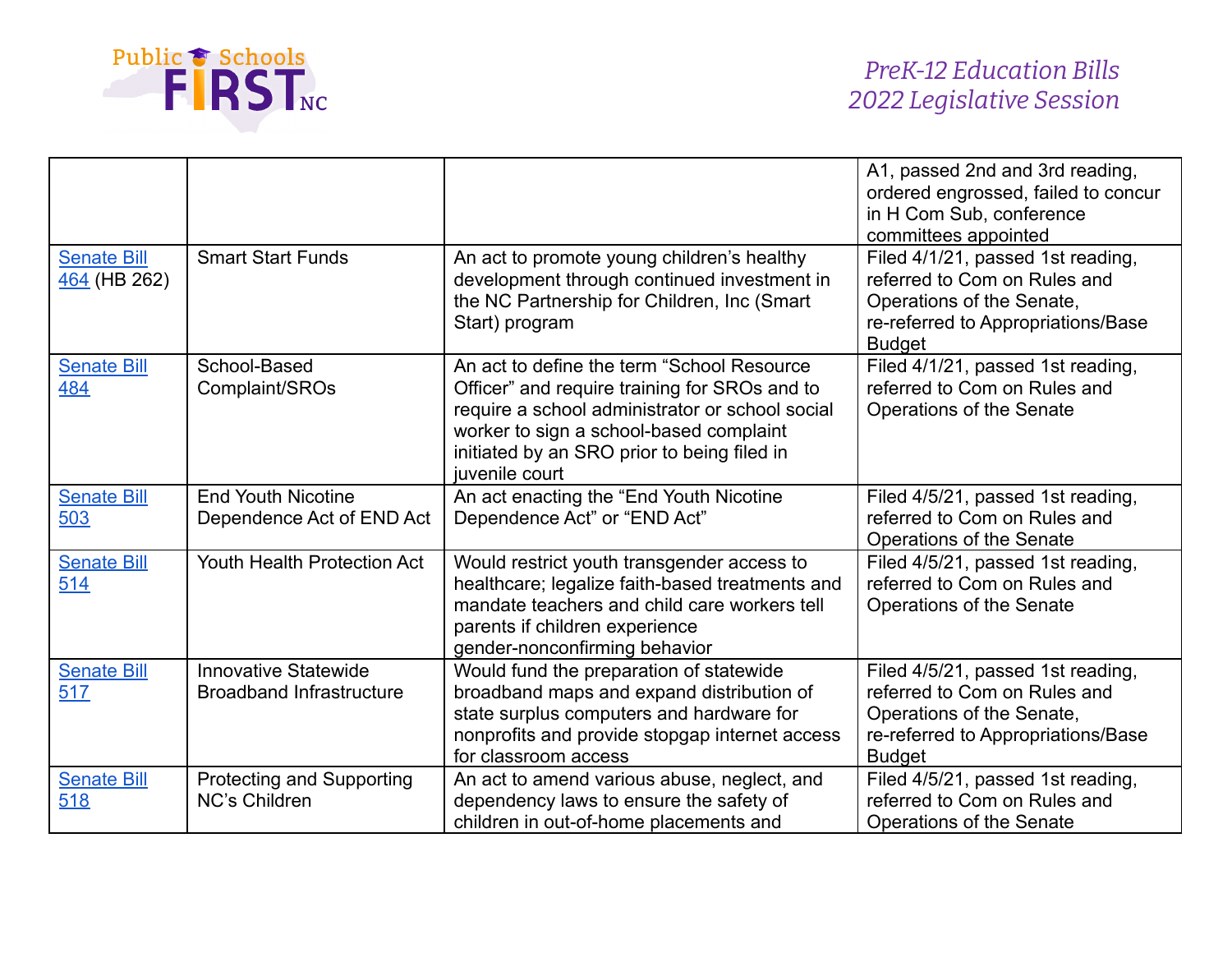| | | | A1, passed 2nd and 3rd reading, ordered engrossed, failed to concur in H Com Sub, conference committees appointed |
|---|---|---|---|
| Senate Bill 464 (HB 262) | Smart Start Funds | An act to promote young children's healthy development through continued investment in the NC Partnership for Children, Inc (Smart Start) program | Filed 4/1/21, passed 1st reading, referred to Com on Rules and Operations of the Senate, re-referred to Appropriations/Base Budget |
| Senate Bill 484 | School-Based Complaint/SROs | An act to define the term "School Resource Officer" and require training for SROs and to require a school administrator or school social worker to sign a school-based complaint initiated by an SRO prior to being filed in juvenile court | Filed 4/1/21, passed 1st reading, referred to Com on Rules and Operations of the Senate |
| Senate Bill 503 | End Youth Nicotine Dependence Act of END Act | An act enacting the "End Youth Nicotine Dependence Act" or "END Act" | Filed 4/5/21, passed 1st reading, referred to Com on Rules and Operations of the Senate |
| Senate Bill 514 | Youth Health Protection Act | Would restrict youth transgender access to healthcare; legalize faith-based treatments and mandate teachers and child care workers tell parents if children experience gender-nonconforming behavior | Filed 4/5/21, passed 1st reading, referred to Com on Rules and Operations of the Senate |
| Senate Bill 517 | Innovative Statewide Broadband Infrastructure | Would fund the preparation of statewide broadband maps and expand distribution of state surplus computers and hardware for nonprofits and provide stopgap internet access for classroom access | Filed 4/5/21, passed 1st reading, referred to Com on Rules and Operations of the Senate, re-referred to Appropriations/Base Budget |
| Senate Bill 518 | Protecting and Supporting NC's Children | An act to amend various abuse, neglect, and dependency laws to ensure the safety of children in out-of-home placements and | Filed 4/5/21, passed 1st reading, referred to Com on Rules and Operations of the Senate |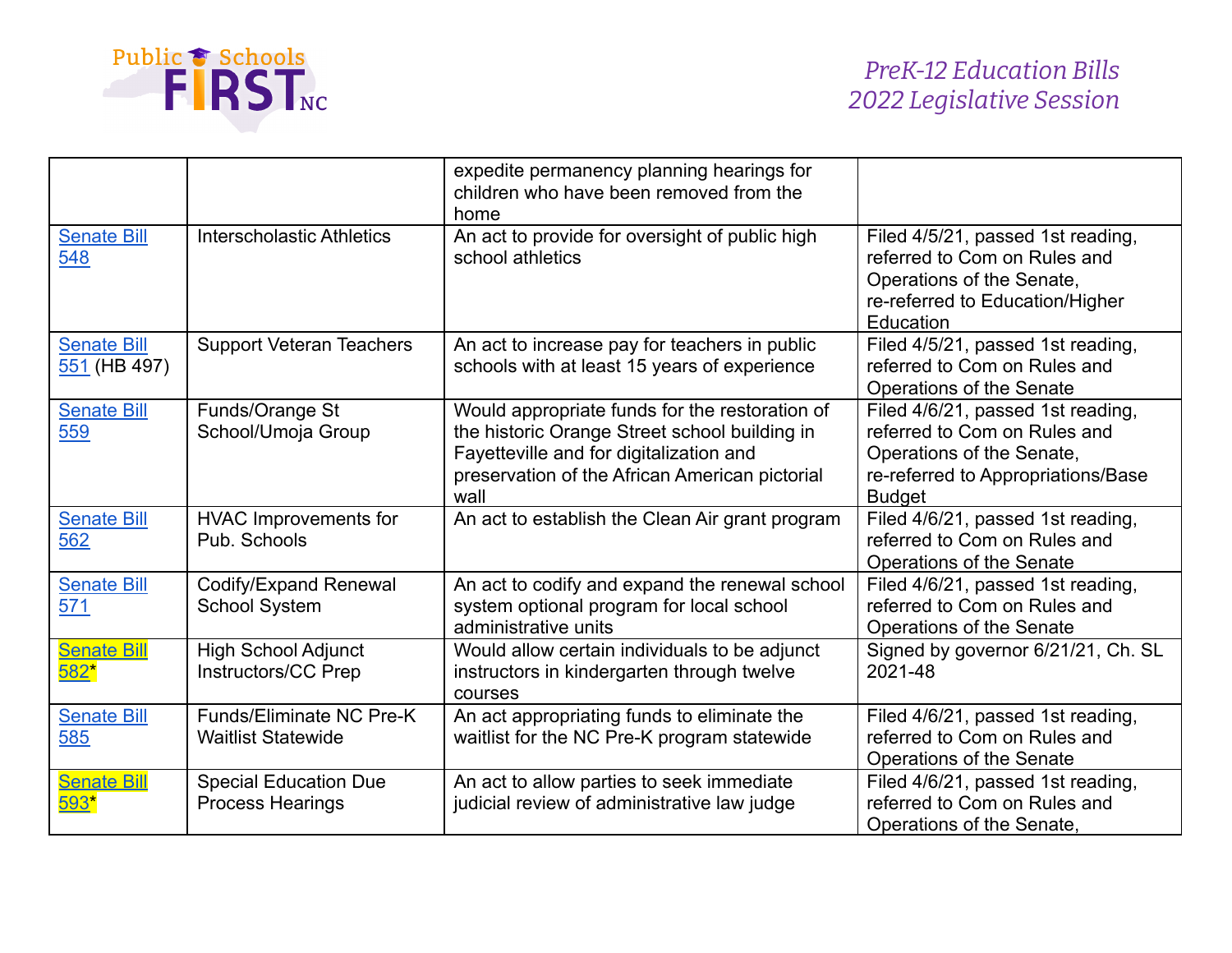| | | expedite permanency planning hearings for children who have been removed from the home | |
|---|---|---|---|
| Senate Bill 548 | Interscholastic Athletics | An act to provide for oversight of public high school athletics | Filed 4/5/21, passed 1st reading, referred to Com on Rules and Operations of the Senate, re-referred to Education/Higher Education |
| Senate Bill 551 (HB 497) | Support Veteran Teachers | An act to increase pay for teachers in public schools with at least 15 years of experience | Filed 4/5/21, passed 1st reading, referred to Com on Rules and Operations of the Senate |
| Senate Bill 559 | Funds/Orange St School/Umoja Group | Would appropriate funds for the restoration of the historic Orange Street school building in Fayetteville and for digitalization and preservation of the African American pictorial wall | Filed 4/6/21, passed 1st reading, referred to Com on Rules and Operations of the Senate, re-referred to Appropriations/Base Budget |
| Senate Bill 562 | HVAC Improvements for Pub. Schools | An act to establish the Clean Air grant program | Filed 4/6/21, passed 1st reading, referred to Com on Rules and Operations of the Senate |
| Senate Bill 571 | Codify/Expand Renewal School System | An act to codify and expand the renewal school system optional program for local school administrative units | Filed 4/6/21, passed 1st reading, referred to Com on Rules and Operations of the Senate |
| Senate Bill 582* | High School Adjunct Instructors/CC Prep | Would allow certain individuals to be adjunct instructors in kindergarten through twelve courses | Signed by governor 6/21/21, Ch. SL 2021-48 |
| Senate Bill 585 | Funds/Eliminate NC Pre-K Waitlist Statewide | An act appropriating funds to eliminate the waitlist for the NC Pre-K program statewide | Filed 4/6/21, passed 1st reading, referred to Com on Rules and Operations of the Senate |
| Senate Bill 593* | Special Education Due Process Hearings | An act to allow parties to seek immediate judicial review of administrative law judge | Filed 4/6/21, passed 1st reading, referred to Com on Rules and Operations of the Senate, |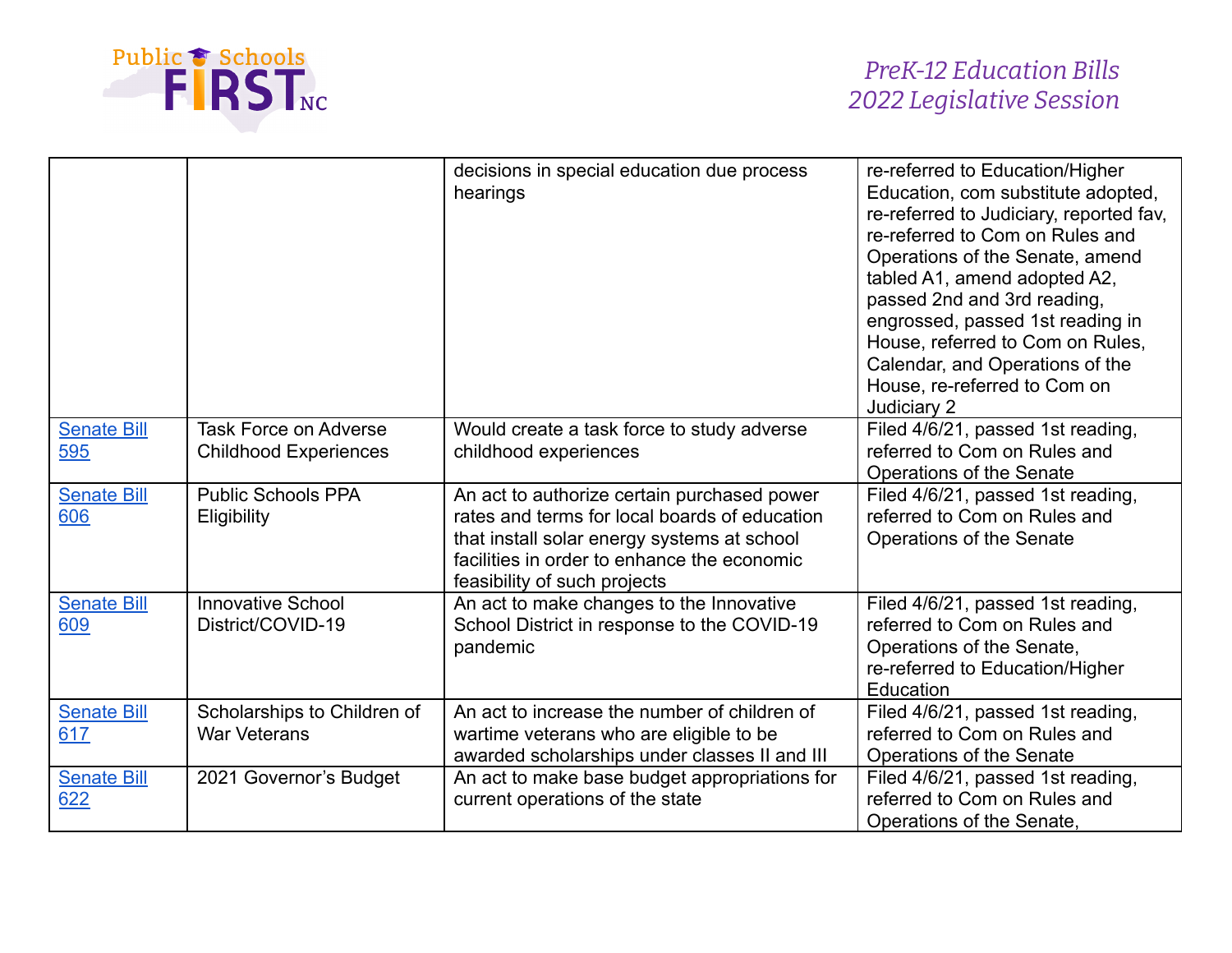| | | decisions in special education due process hearings | re-referred to Education/Higher Education, com substitute adopted, re-referred to Judiciary, reported fav, re-referred to Com on Rules and Operations of the Senate, amend tabled A1, amend adopted A2, passed 2nd and 3rd reading, engrossed, passed 1st reading in House, referred to Com on Rules, Calendar, and Operations of the House, re-referred to Com on Judiciary 2 |
|---|---|---|---|
| Senate Bill 595 | Task Force on Adverse Childhood Experiences | Would create a task force to study adverse childhood experiences | Filed 4/6/21, passed 1st reading, referred to Com on Rules and Operations of the Senate |
| Senate Bill 606 | Public Schools PPA Eligibility | An act to authorize certain purchased power rates and terms for local boards of education that install solar energy systems at school facilities in order to enhance the economic feasibility of such projects | Filed 4/6/21, passed 1st reading, referred to Com on Rules and Operations of the Senate |
| Senate Bill 609 | Innovative School District/COVID-19 | An act to make changes to the Innovative School District in response to the COVID-19 pandemic | Filed 4/6/21, passed 1st reading, referred to Com on Rules and Operations of the Senate, re-referred to Education/Higher Education |
| Senate Bill 617 | Scholarships to Children of War Veterans | An act to increase the number of children of wartime veterans who are eligible to be awarded scholarships under classes II and III | Filed 4/6/21, passed 1st reading, referred to Com on Rules and Operations of the Senate |
| Senate Bill 622 | 2021 Governor's Budget | An act to make base budget appropriations for current operations of the state | Filed 4/6/21, passed 1st reading, referred to Com on Rules and Operations of the Senate, |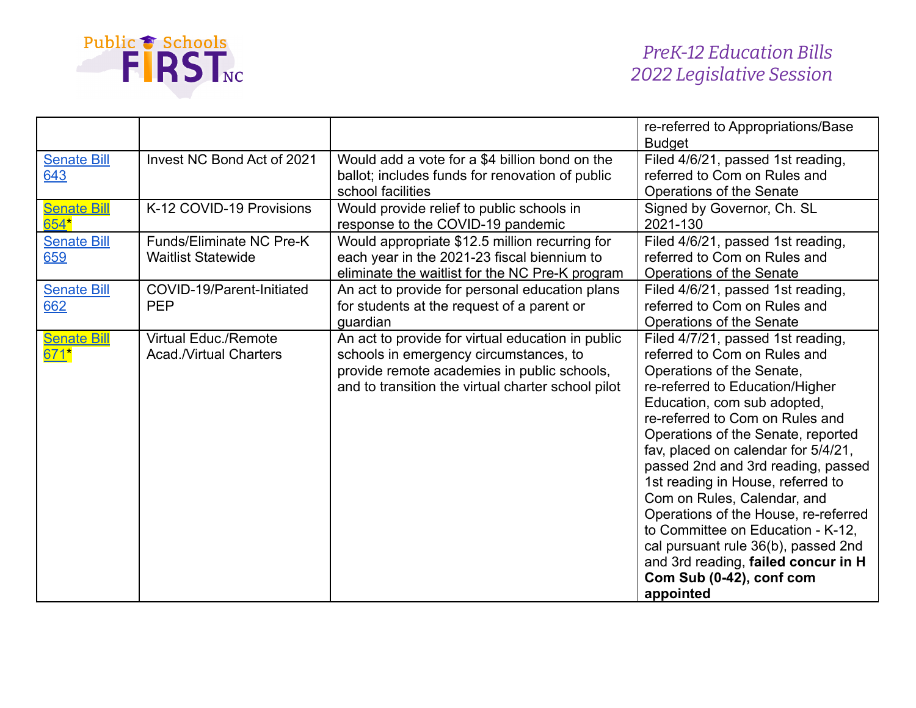| | | | re-referred to Appropriations/Base Budget |
|---|---|---|---|
| Senate Bill 643 | Invest NC Bond Act of 2021 | Would add a vote for a $4 billion bond on the ballot; includes funds for renovation of public school facilities | Filed 4/6/21, passed 1st reading, referred to Com on Rules and Operations of the Senate |
| Senate Bill 654* | K-12 COVID-19 Provisions | Would provide relief to public schools in response to the COVID-19 pandemic | Signed by Governor, Ch. SL 2021-130 |
| Senate Bill 659 | Funds/Eliminate NC Pre-K Waitlist Statewide | Would appropriate $12.5 million recurring for each year in the 2021-23 fiscal biennium to eliminate the waitlist for the NC Pre-K program | Filed 4/6/21, passed 1st reading, referred to Com on Rules and Operations of the Senate |
| Senate Bill 662 | COVID-19/Parent-Initiated PEP | An act to provide for personal education plans for students at the request of a parent or guardian | Filed 4/6/21, passed 1st reading, referred to Com on Rules and Operations of the Senate |
| Senate Bill 671* | Virtual Educ./Remote Acad./Virtual Charters | An act to provide for virtual education in public schools in emergency circumstances, to provide remote academies in public schools, and to transition the virtual charter school pilot | Filed 4/7/21, passed 1st reading, referred to Com on Rules and Operations of the Senate, re-referred to Education/Higher Education, com sub adopted, re-referred to Com on Rules and Operations of the Senate, reported fav, placed on calendar for 5/4/21, passed 2nd and 3rd reading, passed 1st reading in House, referred to Com on Rules, Calendar, and Operations of the House, re-referred to Committee on Education - K-12, cal pursuant rule 36(b), passed 2nd and 3rd reading, **failed concur in H Com Sub (0-42), conf com appointed** |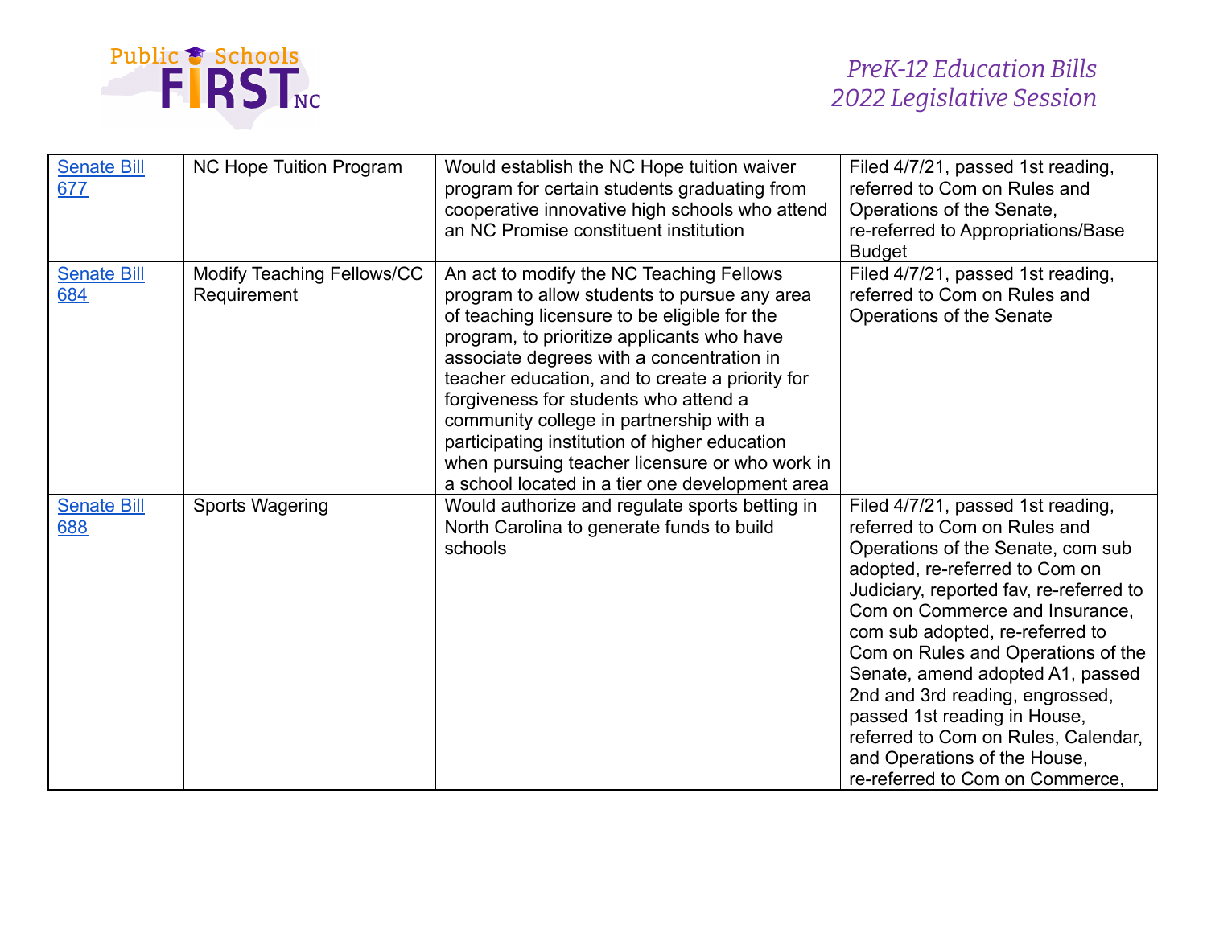| [Senate Bill 677]() | NC Hope Tuition Program | Would establish the NC Hope tuition waiver program for certain students graduating from cooperative innovative high schools who attend an NC Promise constituent institution | Filed 4/7/21, passed 1st reading, referred to Com on Rules and Operations of the Senate, re-referred to Appropriations/Base Budget |
|---|---|---|---|
| [Senate Bill 684]() | Modify Teaching Fellows/CC Requirement | An act to modify the NC Teaching Fellows program to allow students to pursue any area of teaching licensure to be eligible for the program, to prioritize applicants who have associate degrees with a concentration in teacher education, and to create a priority for forgiveness for students who attend a community college in partnership with a participating institution of higher education when pursuing teacher licensure or who work in a school located in a tier one development area | Filed 4/7/21, passed 1st reading, referred to Com on Rules and Operations of the Senate |
| [Senate Bill 688]() | Sports Wagering | Would authorize and regulate sports betting in North Carolina to generate funds to build schools | Filed 4/7/21, passed 1st reading, referred to Com on Rules and Operations of the Senate, com sub adopted, re-referred to Com on Judiciary, reported fav, re-referred to Com on Commerce and Insurance, com sub adopted, re-referred to Com on Rules and Operations of the Senate, amend adopted A1, passed 2nd and 3rd reading, engrossed, passed 1st reading in House, referred to Com on Rules, Calendar, and Operations of the House, re-referred to Com on Commerce, |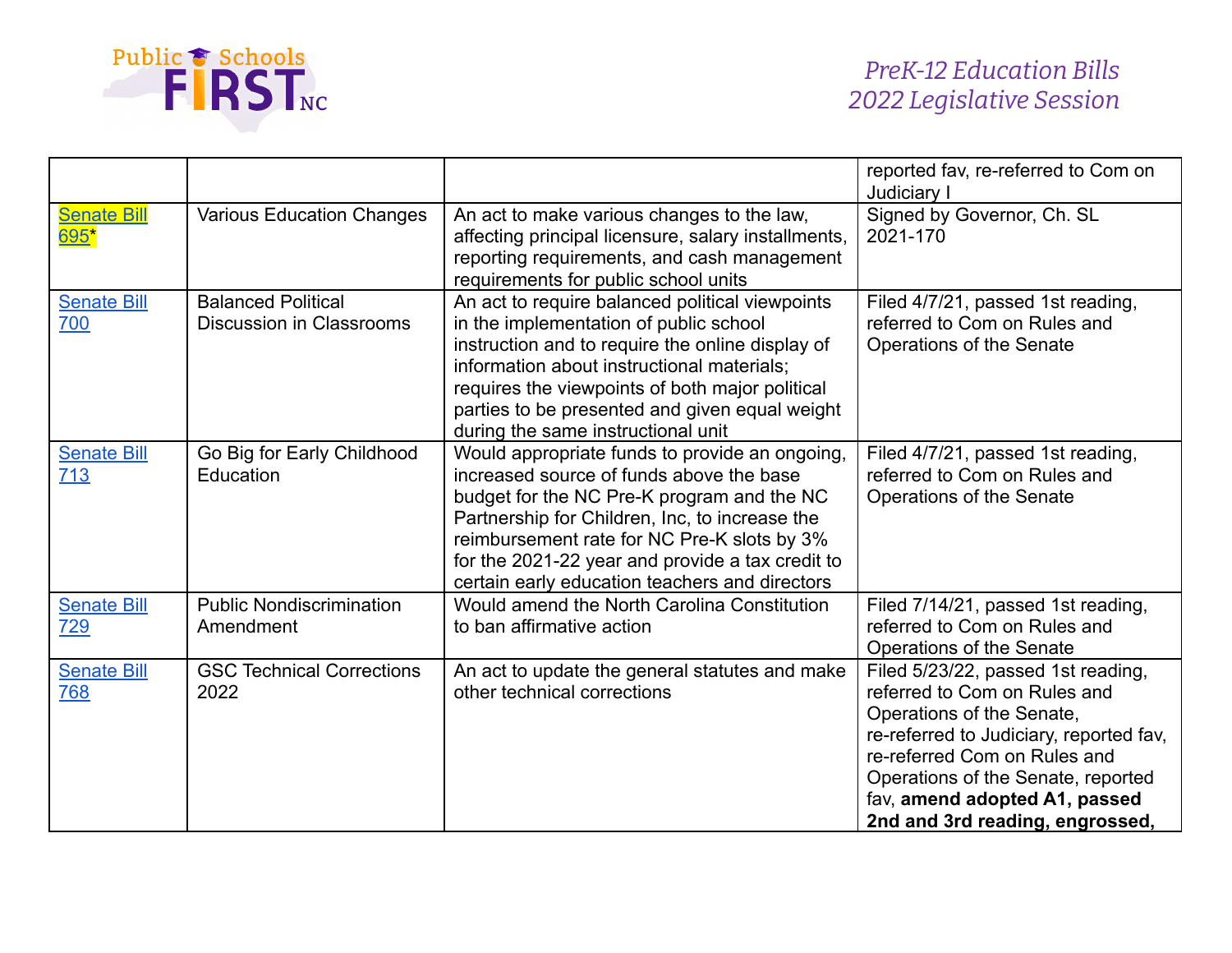| | | | reported fav, re-referred to Com on Judiciary I |
|---|---|---|---|
| Senate Bill 695* | Various Education Changes | An act to make various changes to the law, affecting principal licensure, salary installments, reporting requirements, and cash management requirements for public school units | Signed by Governor, Ch. SL 2021-170 |
| Senate Bill 700 | Balanced Political Discussion in Classrooms | An act to require balanced political viewpoints in the implementation of public school instruction and to require the online display of information about instructional materials; requires the viewpoints of both major political parties to be presented and given equal weight during the same instructional unit | Filed 4/7/21, passed 1st reading, referred to Com on Rules and Operations of the Senate |
| Senate Bill 713 | Go Big for Early Childhood Education | Would appropriate funds to provide an ongoing, increased source of funds above the base budget for the NC Pre-K program and the NC Partnership for Children, Inc, to increase the reimbursement rate for NC Pre-K slots by 3% for the 2021-22 year and provide a tax credit to certain early education teachers and directors | Filed 4/7/21, passed 1st reading, referred to Com on Rules and Operations of the Senate |
| Senate Bill 729 | Public Nondiscrimination Amendment | Would amend the North Carolina Constitution to ban affirmative action | Filed 7/14/21, passed 1st reading, referred to Com on Rules and Operations of the Senate |
| Senate Bill 768 | GSC Technical Corrections 2022 | An act to update the general statutes and make other technical corrections | Filed 5/23/22, passed 1st reading, referred to Com on Rules and Operations of the Senate, re-referred to Judiciary, reported fav, re-referred Com on Rules and Operations of the Senate, reported fav, **amend adopted A1, passed 2nd and 3rd reading, engrossed,** |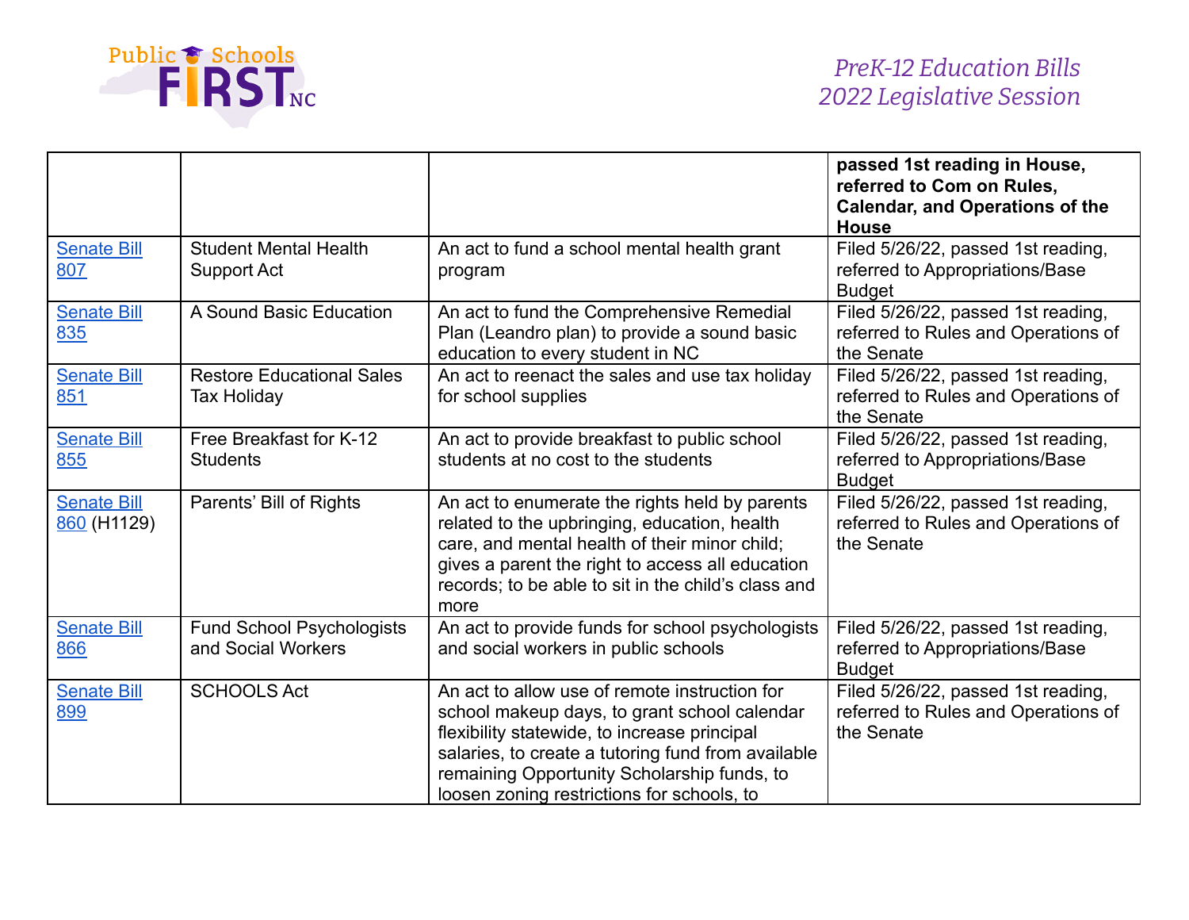| | | | **passed 1st reading in House, referred to Com on Rules, Calendar, and Operations of the House** |
|---|---|---|---|
| Senate Bill 807 | Student Mental Health Support Act | An act to fund a school mental health grant program | Filed 5/26/22, passed 1st reading, referred to Appropriations/Base Budget |
| Senate Bill 835 | A Sound Basic Education | An act to fund the Comprehensive Remedial Plan (Leandro plan) to provide a sound basic education to every student in NC | Filed 5/26/22, passed 1st reading, referred to Rules and Operations of the Senate |
| Senate Bill 851 | Restore Educational Sales Tax Holiday | An act to reenact the sales and use tax holiday for school supplies | Filed 5/26/22, passed 1st reading, referred to Rules and Operations of the Senate |
| Senate Bill 855 | Free Breakfast for K-12 Students | An act to provide breakfast to public school students at no cost to the students | Filed 5/26/22, passed 1st reading, referred to Appropriations/Base Budget |
| Senate Bill 860 (H1129) | Parents' Bill of Rights | An act to enumerate the rights held by parents related to the upbringing, education, health care, and mental health of their minor child; gives a parent the right to access all education records; to be able to sit in the child's class and more | Filed 5/26/22, passed 1st reading, referred to Rules and Operations of the Senate |
| Senate Bill 866 | Fund School Psychologists and Social Workers | An act to provide funds for school psychologists and social workers in public schools | Filed 5/26/22, passed 1st reading, referred to Appropriations/Base Budget |
| Senate Bill 899 | SCHOOLS Act | An act to allow use of remote instruction for school makeup days, to grant school calendar flexibility statewide, to increase principal salaries, to create a tutoring fund from available remaining Opportunity Scholarship funds, to loosen zoning restrictions for schools, to | Filed 5/26/22, passed 1st reading, referred to Rules and Operations of the Senate |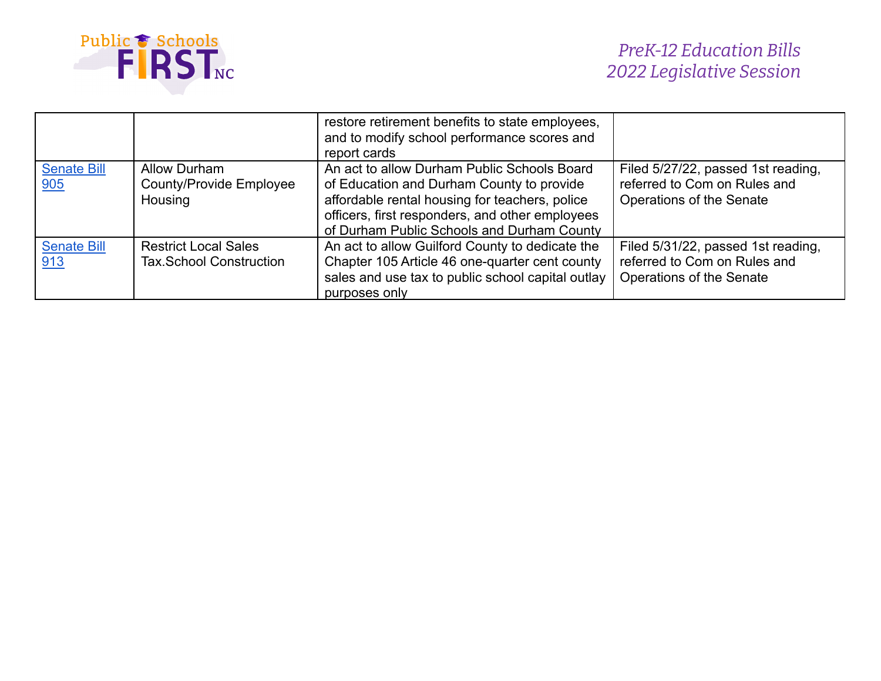| | | | |
|---|---|---|---|
| | | restore retirement benefits to state employees, and to modify school performance scores and report cards | |
| Senate Bill 905 | Allow Durham County/Provide Employee Housing | An act to allow Durham Public Schools Board of Education and Durham County to provide affordable rental housing for teachers, police officers, first responders, and other employees of Durham Public Schools and Durham County | Filed 5/27/22, passed 1st reading, referred to Com on Rules and Operations of the Senate |
| Senate Bill 913 | Restrict Local Sales Tax.School Construction | An act to allow Guilford County to dedicate the Chapter 105 Article 46 one-quarter cent county sales and use tax to public school capital outlay purposes only | Filed 5/31/22, passed 1st reading, referred to Com on Rules and Operations of the Senate |